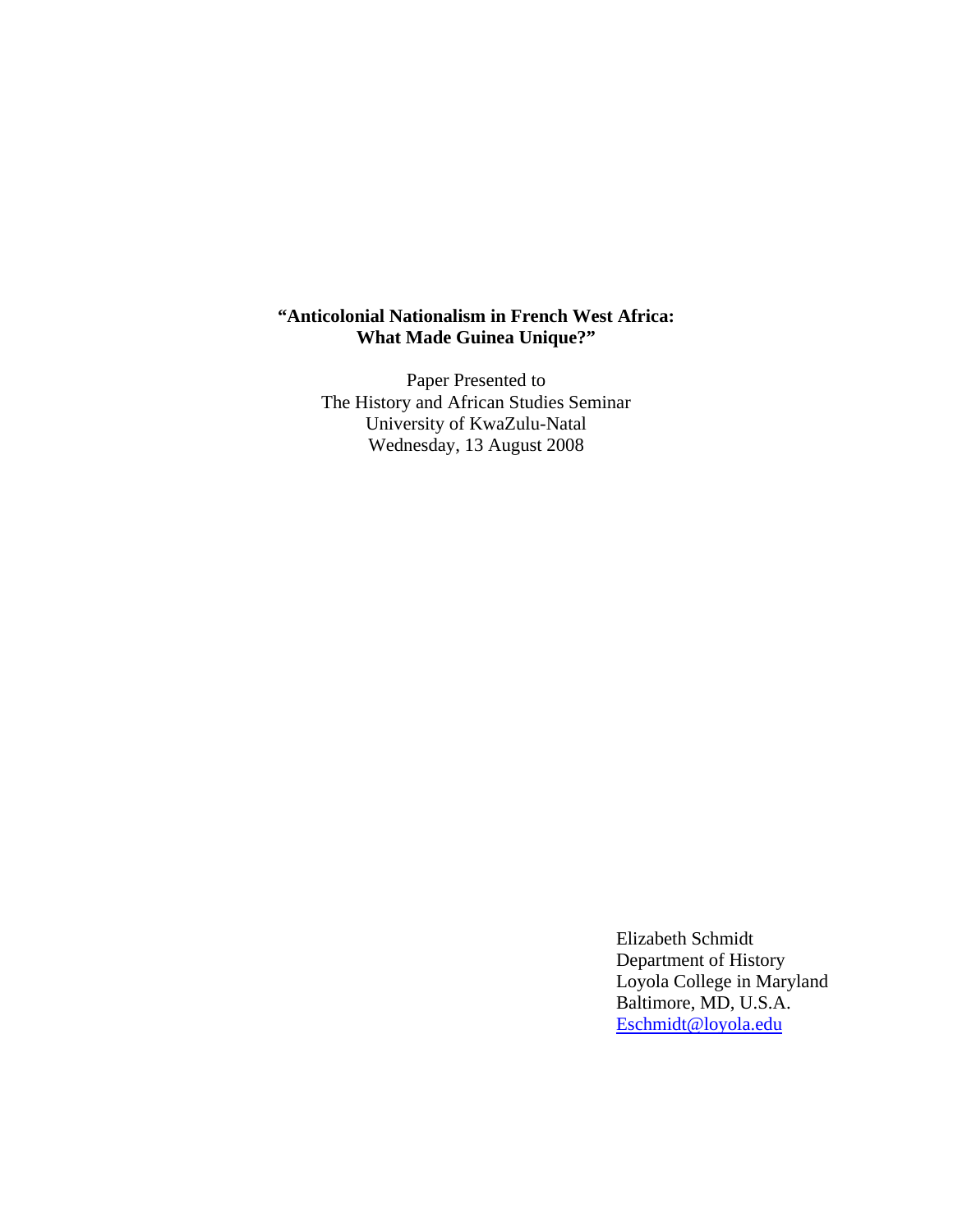# "Anticolonial Nationalism in French West Africa: What Made Guinea Unique?"

Paper Presented to
The History and African Studies Seminar
University of KwaZulu-Natal
Wednesday, 13 August 2008

Elizabeth Schmidt
Department of History
Loyola College in Maryland
Baltimore, MD, U.S.A.
Eschmidt@loyola.edu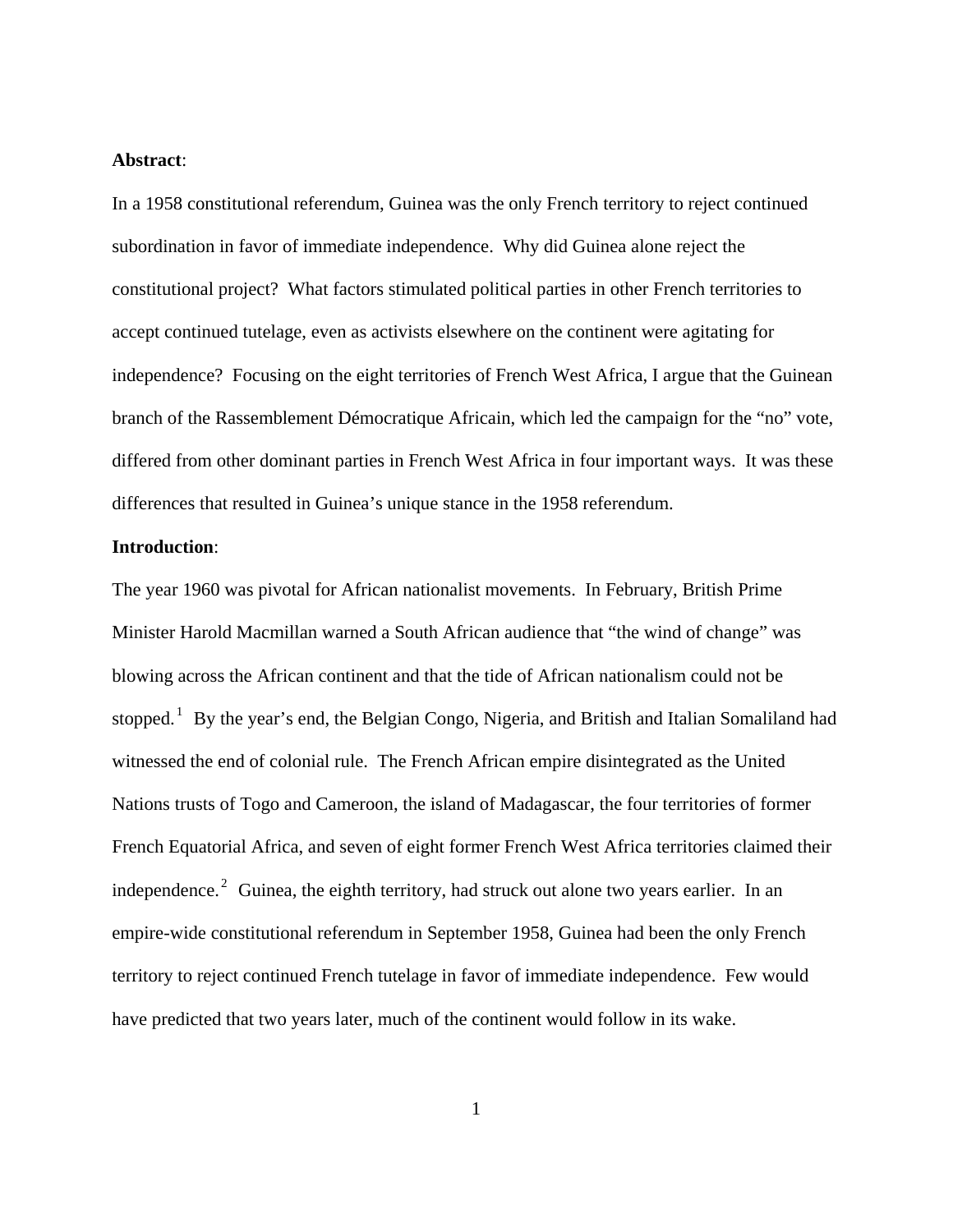**Abstract**:

In a 1958 constitutional referendum, Guinea was the only French territory to reject continued subordination in favor of immediate independence. Why did Guinea alone reject the constitutional project? What factors stimulated political parties in other French territories to accept continued tutelage, even as activists elsewhere on the continent were agitating for independence? Focusing on the eight territories of French West Africa, I argue that the Guinean branch of the Rassemblement Démocratique Africain, which led the campaign for the "no" vote, differed from other dominant parties in French West Africa in four important ways. It was these differences that resulted in Guinea's unique stance in the 1958 referendum.

**Introduction**:

The year 1960 was pivotal for African nationalist movements. In February, British Prime Minister Harold Macmillan warned a South African audience that "the wind of change" was blowing across the African continent and that the tide of African nationalism could not be stopped.[1] By the year's end, the Belgian Congo, Nigeria, and British and Italian Somaliland had witnessed the end of colonial rule. The French African empire disintegrated as the United Nations trusts of Togo and Cameroon, the island of Madagascar, the four territories of former French Equatorial Africa, and seven of eight former French West Africa territories claimed their independence.[2] Guinea, the eighth territory, had struck out alone two years earlier. In an empire-wide constitutional referendum in September 1958, Guinea had been the only French territory to reject continued French tutelage in favor of immediate independence. Few would have predicted that two years later, much of the continent would follow in its wake.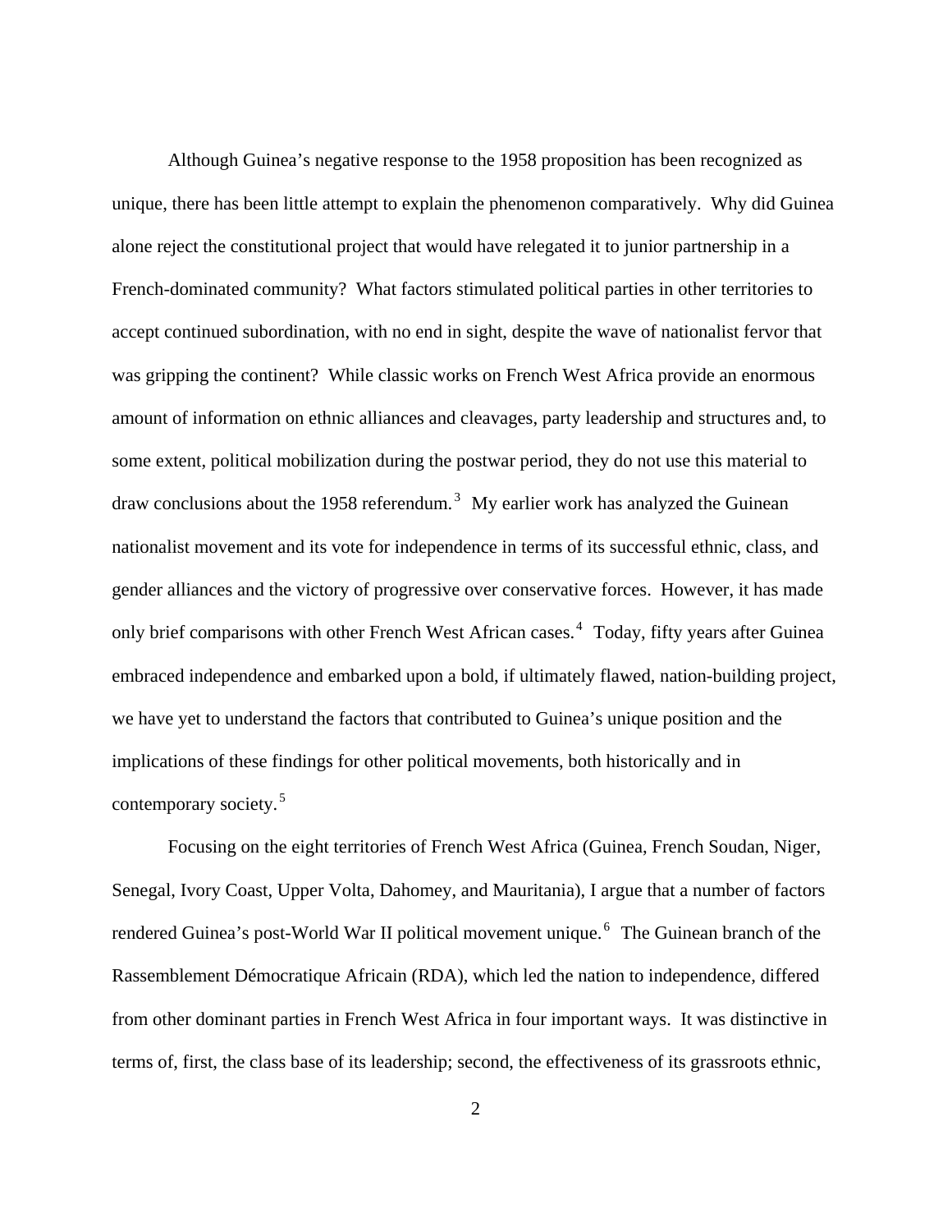Although Guinea's negative response to the 1958 proposition has been recognized as unique, there has been little attempt to explain the phenomenon comparatively. Why did Guinea alone reject the constitutional project that would have relegated it to junior partnership in a French-dominated community? What factors stimulated political parties in other territories to accept continued subordination, with no end in sight, despite the wave of nationalist fervor that was gripping the continent? While classic works on French West Africa provide an enormous amount of information on ethnic alliances and cleavages, party leadership and structures and, to some extent, political mobilization during the postwar period, they do not use this material to draw conclusions about the 1958 referendum.[3] My earlier work has analyzed the Guinean nationalist movement and its vote for independence in terms of its successful ethnic, class, and gender alliances and the victory of progressive over conservative forces. However, it has made only brief comparisons with other French West African cases.[4] Today, fifty years after Guinea embraced independence and embarked upon a bold, if ultimately flawed, nation-building project, we have yet to understand the factors that contributed to Guinea's unique position and the implications of these findings for other political movements, both historically and in contemporary society.[5]

Focusing on the eight territories of French West Africa (Guinea, French Soudan, Niger, Senegal, Ivory Coast, Upper Volta, Dahomey, and Mauritania), I argue that a number of factors rendered Guinea's post-World War II political movement unique.[6] The Guinean branch of the Rassemblement Démocratique Africain (RDA), which led the nation to independence, differed from other dominant parties in French West Africa in four important ways. It was distinctive in terms of, first, the class base of its leadership; second, the effectiveness of its grassroots ethnic,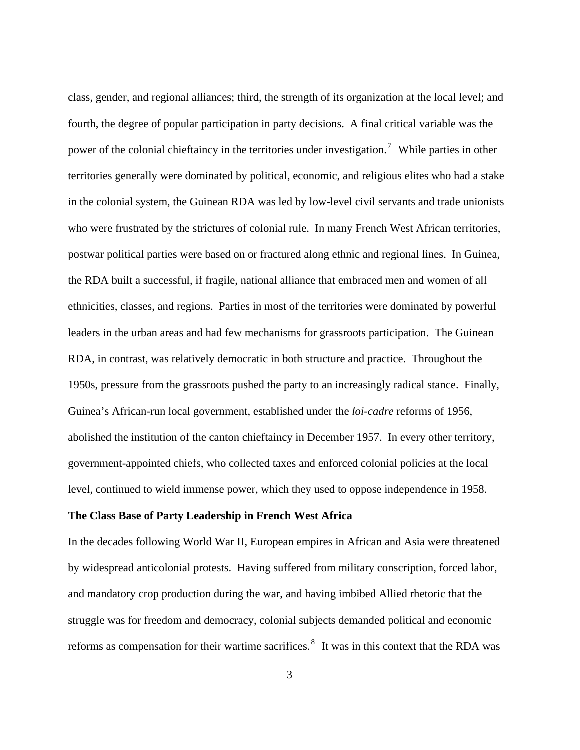class, gender, and regional alliances; third, the strength of its organization at the local level; and fourth, the degree of popular participation in party decisions. A final critical variable was the power of the colonial chieftaincy in the territories under investigation.[7] While parties in other territories generally were dominated by political, economic, and religious elites who had a stake in the colonial system, the Guinean RDA was led by low-level civil servants and trade unionists who were frustrated by the strictures of colonial rule. In many French West African territories, postwar political parties were based on or fractured along ethnic and regional lines. In Guinea, the RDA built a successful, if fragile, national alliance that embraced men and women of all ethnicities, classes, and regions. Parties in most of the territories were dominated by powerful leaders in the urban areas and had few mechanisms for grassroots participation. The Guinean RDA, in contrast, was relatively democratic in both structure and practice. Throughout the 1950s, pressure from the grassroots pushed the party to an increasingly radical stance. Finally, Guinea's African-run local government, established under the *loi-cadre* reforms of 1956, abolished the institution of the canton chieftaincy in December 1957. In every other territory, government-appointed chiefs, who collected taxes and enforced colonial policies at the local level, continued to wield immense power, which they used to oppose independence in 1958.

**The Class Base of Party Leadership in French West Africa**

In the decades following World War II, European empires in African and Asia were threatened by widespread anticolonial protests. Having suffered from military conscription, forced labor, and mandatory crop production during the war, and having imbibed Allied rhetoric that the struggle was for freedom and democracy, colonial subjects demanded political and economic reforms as compensation for their wartime sacrifices.[8] It was in this context that the RDA was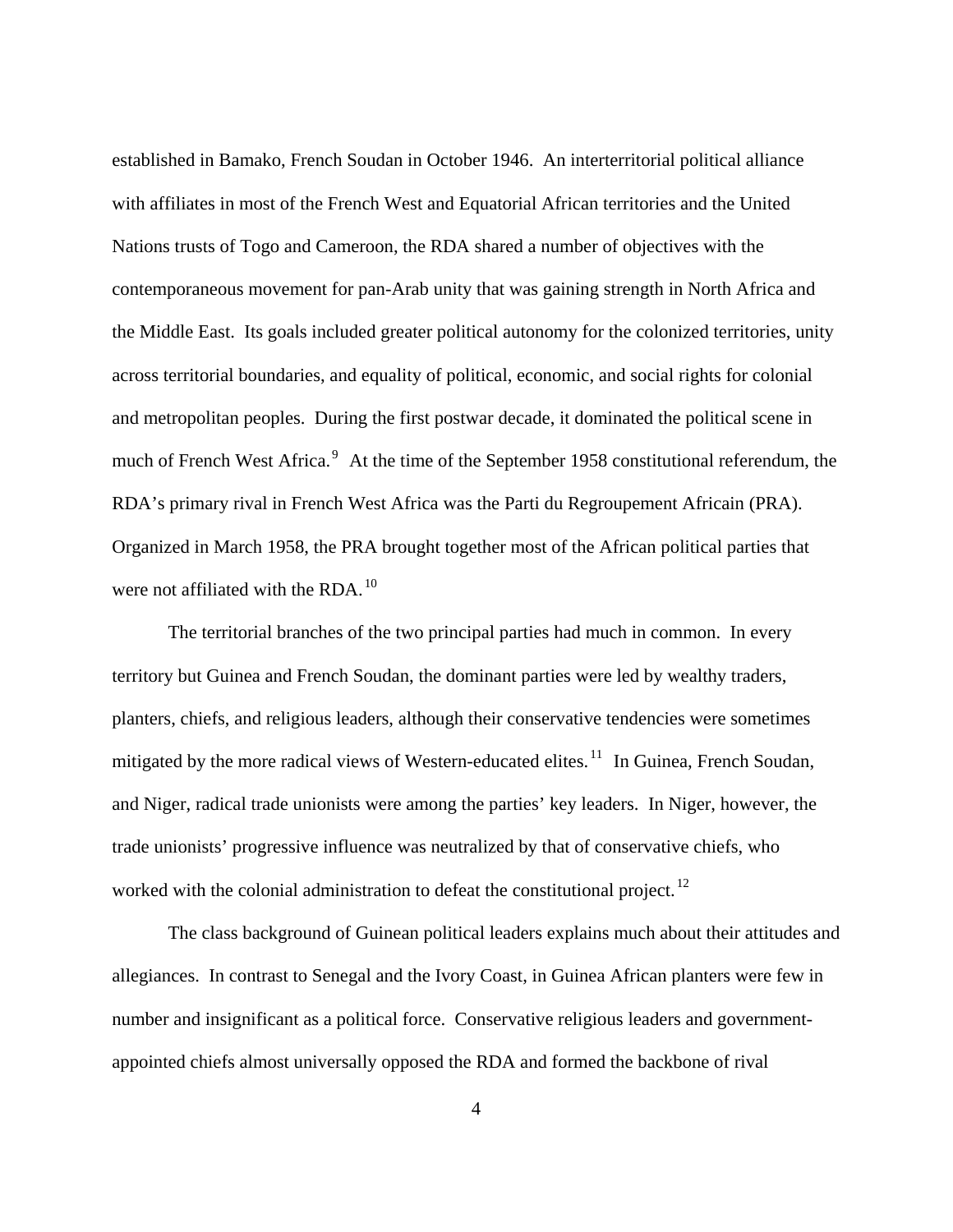established in Bamako, French Soudan in October 1946. An interterritorial political alliance with affiliates in most of the French West and Equatorial African territories and the United Nations trusts of Togo and Cameroon, the RDA shared a number of objectives with the contemporaneous movement for pan-Arab unity that was gaining strength in North Africa and the Middle East. Its goals included greater political autonomy for the colonized territories, unity across territorial boundaries, and equality of political, economic, and social rights for colonial and metropolitan peoples. During the first postwar decade, it dominated the political scene in much of French West Africa.[9] At the time of the September 1958 constitutional referendum, the RDA's primary rival in French West Africa was the Parti du Regroupement Africain (PRA). Organized in March 1958, the PRA brought together most of the African political parties that were not affiliated with the RDA.[10]

The territorial branches of the two principal parties had much in common. In every territory but Guinea and French Soudan, the dominant parties were led by wealthy traders, planters, chiefs, and religious leaders, although their conservative tendencies were sometimes mitigated by the more radical views of Western-educated elites.[11] In Guinea, French Soudan, and Niger, radical trade unionists were among the parties' key leaders. In Niger, however, the trade unionists' progressive influence was neutralized by that of conservative chiefs, who worked with the colonial administration to defeat the constitutional project.[12]

The class background of Guinean political leaders explains much about their attitudes and allegiances. In contrast to Senegal and the Ivory Coast, in Guinea African planters were few in number and insignificant as a political force. Conservative religious leaders and government-appointed chiefs almost universally opposed the RDA and formed the backbone of rival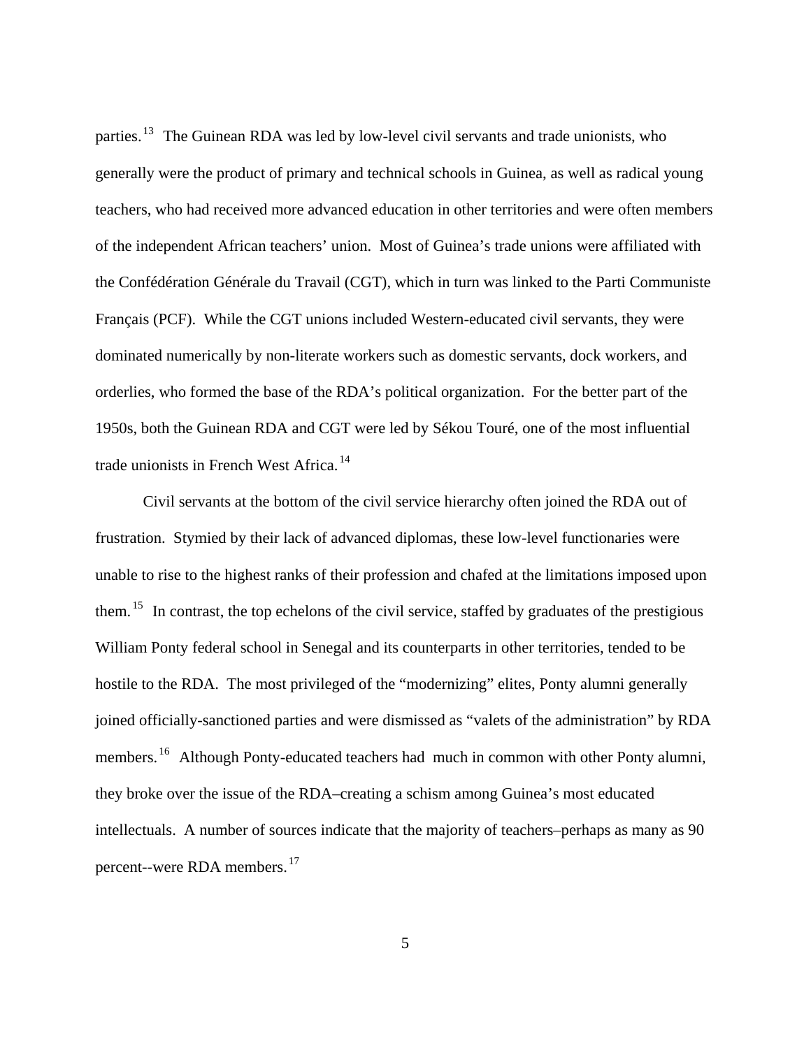parties.[13] The Guinean RDA was led by low-level civil servants and trade unionists, who generally were the product of primary and technical schools in Guinea, as well as radical young teachers, who had received more advanced education in other territories and were often members of the independent African teachers' union. Most of Guinea's trade unions were affiliated with the Confédération Générale du Travail (CGT), which in turn was linked to the Parti Communiste Français (PCF). While the CGT unions included Western-educated civil servants, they were dominated numerically by non-literate workers such as domestic servants, dock workers, and orderlies, who formed the base of the RDA's political organization. For the better part of the 1950s, both the Guinean RDA and CGT were led by Sékou Touré, one of the most influential trade unionists in French West Africa.[14]

Civil servants at the bottom of the civil service hierarchy often joined the RDA out of frustration. Stymied by their lack of advanced diplomas, these low-level functionaries were unable to rise to the highest ranks of their profession and chafed at the limitations imposed upon them.[15] In contrast, the top echelons of the civil service, staffed by graduates of the prestigious William Ponty federal school in Senegal and its counterparts in other territories, tended to be hostile to the RDA. The most privileged of the "modernizing" elites, Ponty alumni generally joined officially-sanctioned parties and were dismissed as "valets of the administration" by RDA members.[16] Although Ponty-educated teachers had much in common with other Ponty alumni, they broke over the issue of the RDA–creating a schism among Guinea's most educated intellectuals. A number of sources indicate that the majority of teachers–perhaps as many as 90 percent--were RDA members.[17]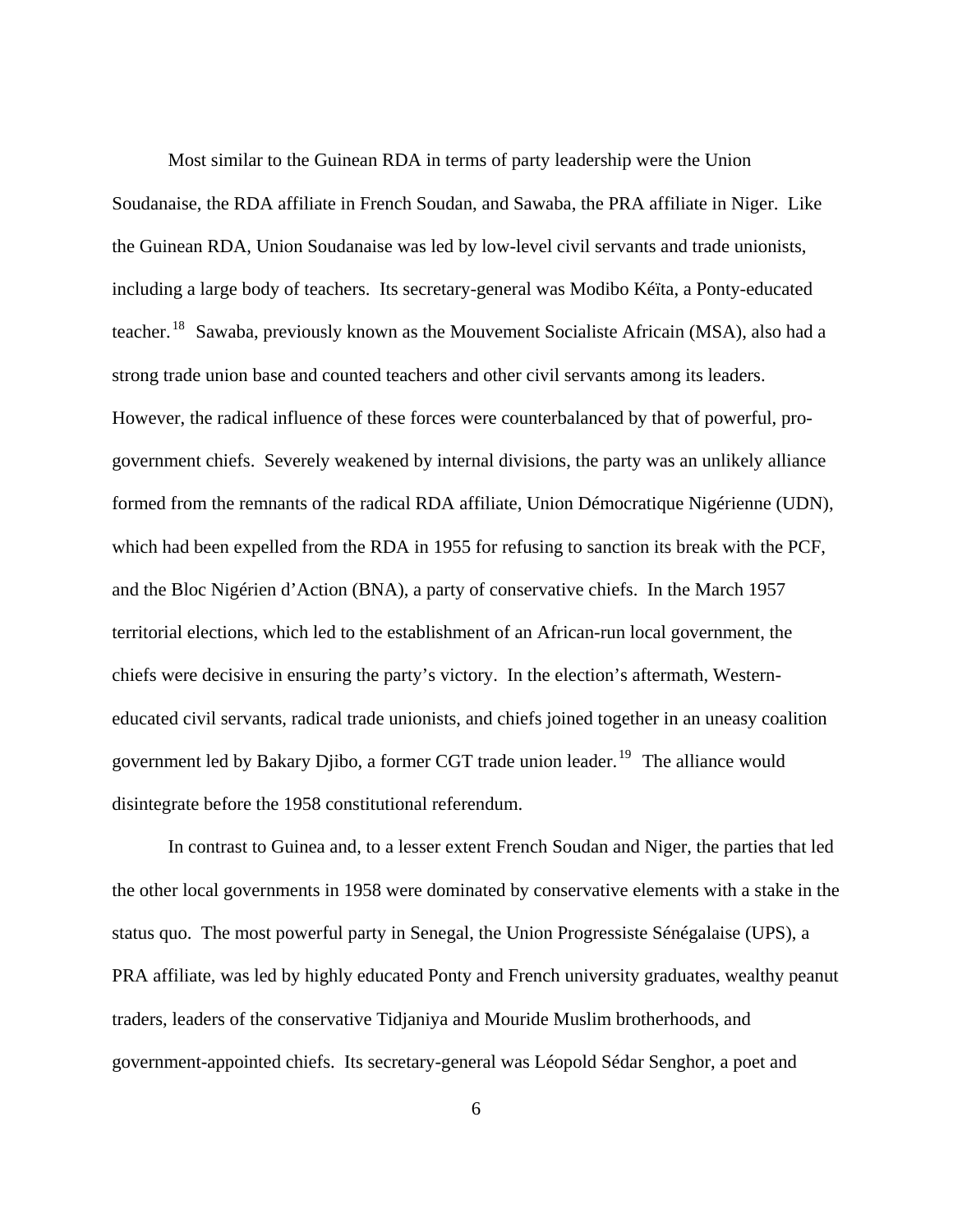Most similar to the Guinean RDA in terms of party leadership were the Union Soudanaise, the RDA affiliate in French Soudan, and Sawaba, the PRA affiliate in Niger. Like the Guinean RDA, Union Soudanaise was led by low-level civil servants and trade unionists, including a large body of teachers. Its secretary-general was Modibo Kéïta, a Ponty-educated teacher.[18] Sawaba, previously known as the Mouvement Socialiste Africain (MSA), also had a strong trade union base and counted teachers and other civil servants among its leaders. However, the radical influence of these forces were counterbalanced by that of powerful, pro-government chiefs. Severely weakened by internal divisions, the party was an unlikely alliance formed from the remnants of the radical RDA affiliate, Union Démocratique Nigérienne (UDN), which had been expelled from the RDA in 1955 for refusing to sanction its break with the PCF, and the Bloc Nigérien d'Action (BNA), a party of conservative chiefs. In the March 1957 territorial elections, which led to the establishment of an African-run local government, the chiefs were decisive in ensuring the party's victory. In the election's aftermath, Western-educated civil servants, radical trade unionists, and chiefs joined together in an uneasy coalition government led by Bakary Djibo, a former CGT trade union leader.[19] The alliance would disintegrate before the 1958 constitutional referendum.

In contrast to Guinea and, to a lesser extent French Soudan and Niger, the parties that led the other local governments in 1958 were dominated by conservative elements with a stake in the status quo. The most powerful party in Senegal, the Union Progressiste Sénégalaise (UPS), a PRA affiliate, was led by highly educated Ponty and French university graduates, wealthy peanut traders, leaders of the conservative Tidjaniya and Mouride Muslim brotherhoods, and government-appointed chiefs. Its secretary-general was Léopold Sédar Senghor, a poet and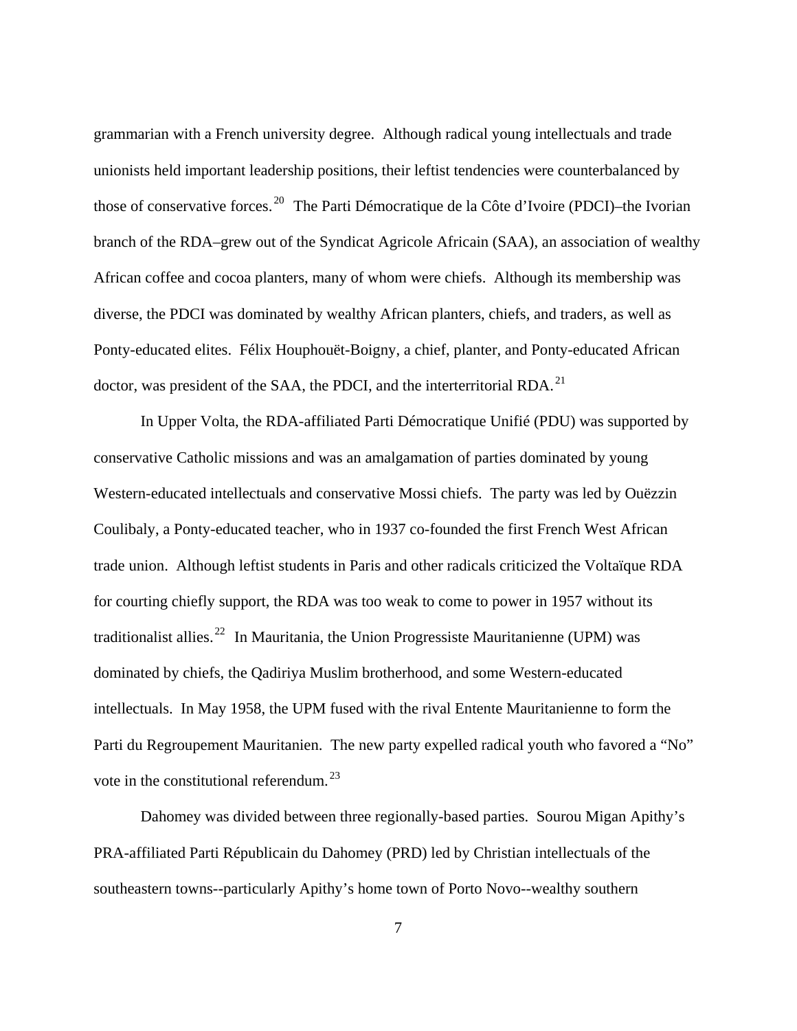grammarian with a French university degree. Although radical young intellectuals and trade unionists held important leadership positions, their leftist tendencies were counterbalanced by those of conservative forces.[20] The Parti Démocratique de la Côte d'Ivoire (PDCI)–the Ivorian branch of the RDA–grew out of the Syndicat Agricole Africain (SAA), an association of wealthy African coffee and cocoa planters, many of whom were chiefs. Although its membership was diverse, the PDCI was dominated by wealthy African planters, chiefs, and traders, as well as Ponty-educated elites. Félix Houphouët-Boigny, a chief, planter, and Ponty-educated African doctor, was president of the SAA, the PDCI, and the interterritorial RDA.[21]

In Upper Volta, the RDA-affiliated Parti Démocratique Unifié (PDU) was supported by conservative Catholic missions and was an amalgamation of parties dominated by young Western-educated intellectuals and conservative Mossi chiefs. The party was led by Ouëzzin Coulibaly, a Ponty-educated teacher, who in 1937 co-founded the first French West African trade union. Although leftist students in Paris and other radicals criticized the Voltaïque RDA for courting chiefly support, the RDA was too weak to come to power in 1957 without its traditionalist allies.[22] In Mauritania, the Union Progressiste Mauritanienne (UPM) was dominated by chiefs, the Qadiriya Muslim brotherhood, and some Western-educated intellectuals. In May 1958, the UPM fused with the rival Entente Mauritanienne to form the Parti du Regroupement Mauritanien. The new party expelled radical youth who favored a "No" vote in the constitutional referendum.[23]

Dahomey was divided between three regionally-based parties. Sourou Migan Apithy's PRA-affiliated Parti Républicain du Dahomey (PRD) led by Christian intellectuals of the southeastern towns--particularly Apithy's home town of Porto Novo--wealthy southern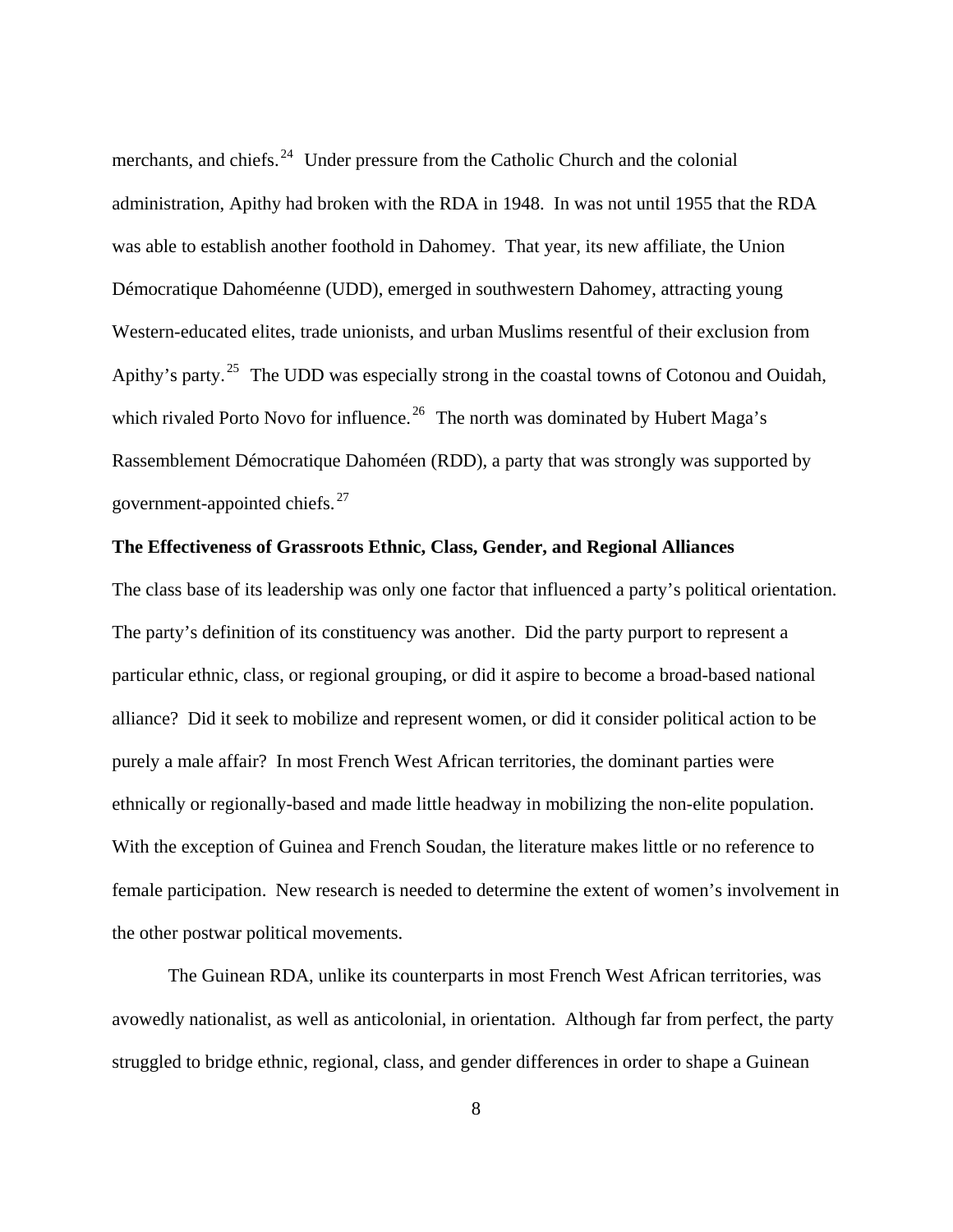merchants, and chiefs.[24] Under pressure from the Catholic Church and the colonial administration, Apithy had broken with the RDA in 1948. In was not until 1955 that the RDA was able to establish another foothold in Dahomey. That year, its new affiliate, the Union Démocratique Dahoméenne (UDD), emerged in southwestern Dahomey, attracting young Western-educated elites, trade unionists, and urban Muslims resentful of their exclusion from Apithy's party.[25] The UDD was especially strong in the coastal towns of Cotonou and Ouidah, which rivaled Porto Novo for influence.[26] The north was dominated by Hubert Maga's Rassemblement Démocratique Dahoméen (RDD), a party that was strongly was supported by government-appointed chiefs.[27]

**The Effectiveness of Grassroots Ethnic, Class, Gender, and Regional Alliances**

The class base of its leadership was only one factor that influenced a party's political orientation. The party's definition of its constituency was another. Did the party purport to represent a particular ethnic, class, or regional grouping, or did it aspire to become a broad-based national alliance? Did it seek to mobilize and represent women, or did it consider political action to be purely a male affair? In most French West African territories, the dominant parties were ethnically or regionally-based and made little headway in mobilizing the non-elite population. With the exception of Guinea and French Soudan, the literature makes little or no reference to female participation. New research is needed to determine the extent of women's involvement in the other postwar political movements.

The Guinean RDA, unlike its counterparts in most French West African territories, was avowedly nationalist, as well as anticolonial, in orientation. Although far from perfect, the party struggled to bridge ethnic, regional, class, and gender differences in order to shape a Guinean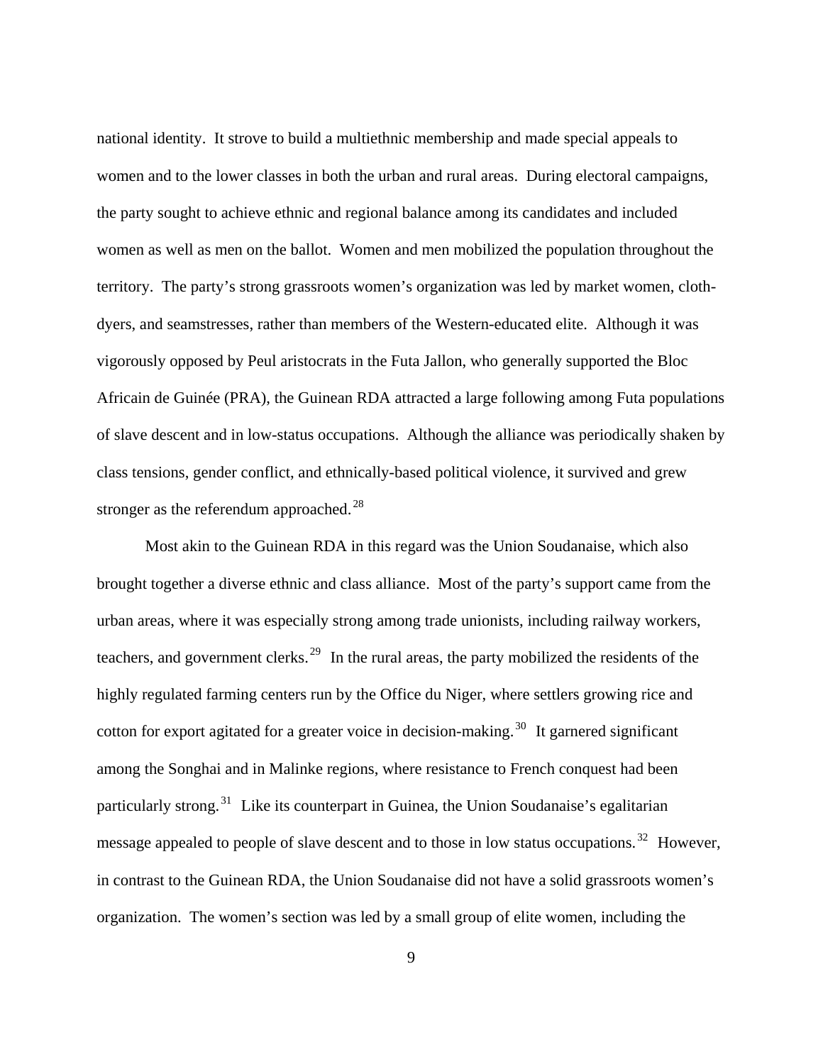national identity. It strove to build a multiethnic membership and made special appeals to women and to the lower classes in both the urban and rural areas. During electoral campaigns, the party sought to achieve ethnic and regional balance among its candidates and included women as well as men on the ballot. Women and men mobilized the population throughout the territory. The party's strong grassroots women's organization was led by market women, cloth-dyers, and seamstresses, rather than members of the Western-educated elite. Although it was vigorously opposed by Peul aristocrats in the Futa Jallon, who generally supported the Bloc Africain de Guinée (PRA), the Guinean RDA attracted a large following among Futa populations of slave descent and in low-status occupations. Although the alliance was periodically shaken by class tensions, gender conflict, and ethnically-based political violence, it survived and grew stronger as the referendum approached.[28]

Most akin to the Guinean RDA in this regard was the Union Soudanaise, which also brought together a diverse ethnic and class alliance. Most of the party's support came from the urban areas, where it was especially strong among trade unionists, including railway workers, teachers, and government clerks.[29] In the rural areas, the party mobilized the residents of the highly regulated farming centers run by the Office du Niger, where settlers growing rice and cotton for export agitated for a greater voice in decision-making.[30] It garnered significant among the Songhai and in Malinke regions, where resistance to French conquest had been particularly strong.[31] Like its counterpart in Guinea, the Union Soudanaise's egalitarian message appealed to people of slave descent and to those in low status occupations.[32] However, in contrast to the Guinean RDA, the Union Soudanaise did not have a solid grassroots women's organization. The women's section was led by a small group of elite women, including the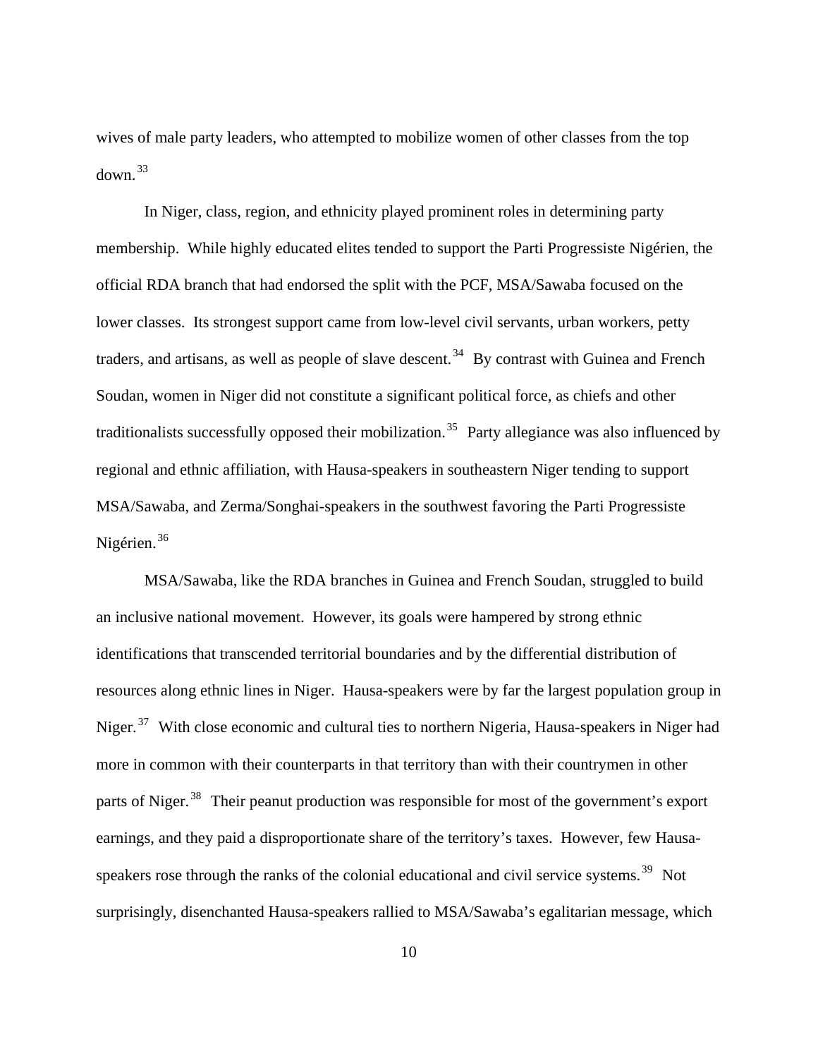wives of male party leaders, who attempted to mobilize women of other classes from the top down.[33]

In Niger, class, region, and ethnicity played prominent roles in determining party membership. While highly educated elites tended to support the Parti Progressiste Nigérien, the official RDA branch that had endorsed the split with the PCF, MSA/Sawaba focused on the lower classes. Its strongest support came from low-level civil servants, urban workers, petty traders, and artisans, as well as people of slave descent.[34] By contrast with Guinea and French Soudan, women in Niger did not constitute a significant political force, as chiefs and other traditionalists successfully opposed their mobilization.[35] Party allegiance was also influenced by regional and ethnic affiliation, with Hausa-speakers in southeastern Niger tending to support MSA/Sawaba, and Zerma/Songhai-speakers in the southwest favoring the Parti Progressiste Nigérien.[36]

MSA/Sawaba, like the RDA branches in Guinea and French Soudan, struggled to build an inclusive national movement. However, its goals were hampered by strong ethnic identifications that transcended territorial boundaries and by the differential distribution of resources along ethnic lines in Niger. Hausa-speakers were by far the largest population group in Niger.[37] With close economic and cultural ties to northern Nigeria, Hausa-speakers in Niger had more in common with their counterparts in that territory than with their countrymen in other parts of Niger.[38] Their peanut production was responsible for most of the government's export earnings, and they paid a disproportionate share of the territory's taxes. However, few Hausa-speakers rose through the ranks of the colonial educational and civil service systems.[39] Not surprisingly, disenchanted Hausa-speakers rallied to MSA/Sawaba's egalitarian message, which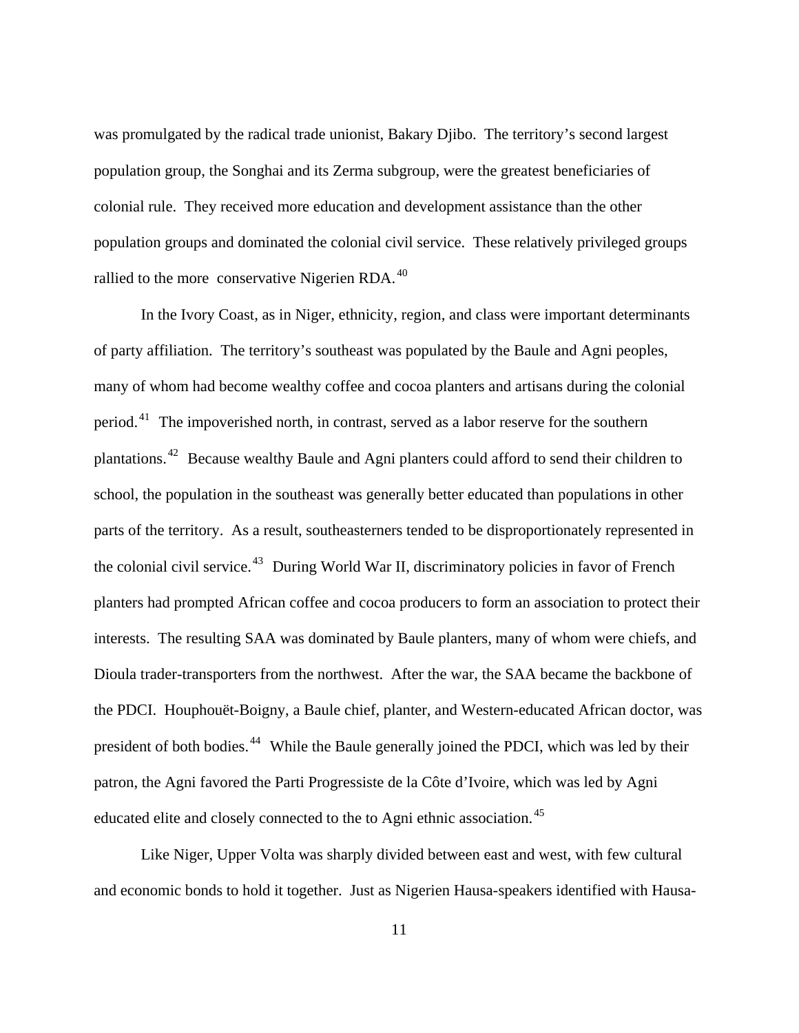was promulgated by the radical trade unionist, Bakary Djibo. The territory's second largest population group, the Songhai and its Zerma subgroup, were the greatest beneficiaries of colonial rule. They received more education and development assistance than the other population groups and dominated the colonial civil service. These relatively privileged groups rallied to the more conservative Nigerien RDA.[40]

In the Ivory Coast, as in Niger, ethnicity, region, and class were important determinants of party affiliation. The territory's southeast was populated by the Baule and Agni peoples, many of whom had become wealthy coffee and cocoa planters and artisans during the colonial period.[41] The impoverished north, in contrast, served as a labor reserve for the southern plantations.[42] Because wealthy Baule and Agni planters could afford to send their children to school, the population in the southeast was generally better educated than populations in other parts of the territory. As a result, southeasterners tended to be disproportionately represented in the colonial civil service.[43] During World War II, discriminatory policies in favor of French planters had prompted African coffee and cocoa producers to form an association to protect their interests. The resulting SAA was dominated by Baule planters, many of whom were chiefs, and Dioula trader-transporters from the northwest. After the war, the SAA became the backbone of the PDCI. Houphouët-Boigny, a Baule chief, planter, and Western-educated African doctor, was president of both bodies.[44] While the Baule generally joined the PDCI, which was led by their patron, the Agni favored the Parti Progressiste de la Côte d'Ivoire, which was led by Agni educated elite and closely connected to the to Agni ethnic association.[45]

Like Niger, Upper Volta was sharply divided between east and west, with few cultural and economic bonds to hold it together. Just as Nigerien Hausa-speakers identified with Hausa-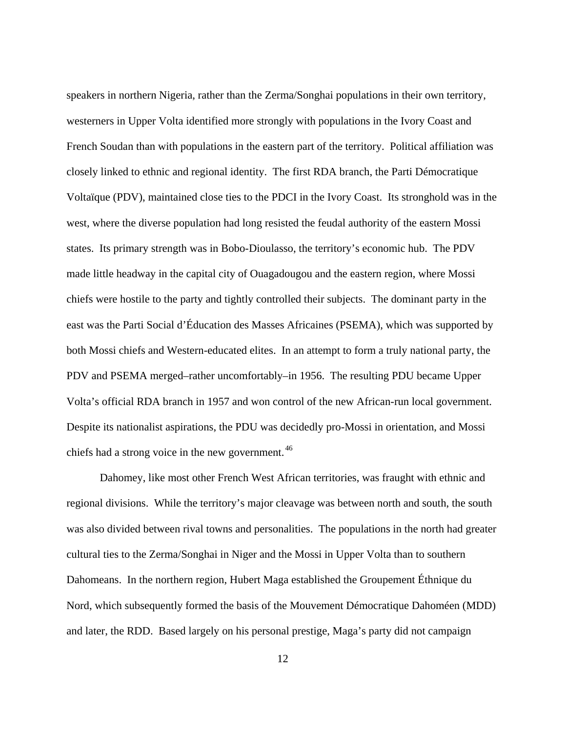speakers in northern Nigeria, rather than the Zerma/Songhai populations in their own territory, westerners in Upper Volta identified more strongly with populations in the Ivory Coast and French Soudan than with populations in the eastern part of the territory.  Political affiliation was closely linked to ethnic and regional identity.  The first RDA branch, the Parti Démocratique Voltaïque (PDV), maintained close ties to the PDCI in the Ivory Coast.  Its stronghold was in the west, where the diverse population had long resisted the feudal authority of the eastern Mossi states.  Its primary strength was in Bobo-Dioulasso, the territory's economic hub.  The PDV made little headway in the capital city of Ouagadougou and the eastern region, where Mossi chiefs were hostile to the party and tightly controlled their subjects.  The dominant party in the east was the Parti Social d'Éducation des Masses Africaines (PSEMA), which was supported by both Mossi chiefs and Western-educated elites.  In an attempt to form a truly national party, the PDV and PSEMA merged–rather uncomfortably–in 1956.  The resulting PDU became Upper Volta's official RDA branch in 1957 and won control of the new African-run local government. Despite its nationalist aspirations, the PDU was decidedly pro-Mossi in orientation, and Mossi chiefs had a strong voice in the new government.[46]

Dahomey, like most other French West African territories, was fraught with ethnic and regional divisions.  While the territory's major cleavage was between north and south, the south was also divided between rival towns and personalities.  The populations in the north had greater cultural ties to the Zerma/Songhai in Niger and the Mossi in Upper Volta than to southern Dahomeans.  In the northern region, Hubert Maga established the Groupement Éthnique du Nord, which subsequently formed the basis of the Mouvement Démocratique Dahoméen (MDD) and later, the RDD.  Based largely on his personal prestige, Maga's party did not campaign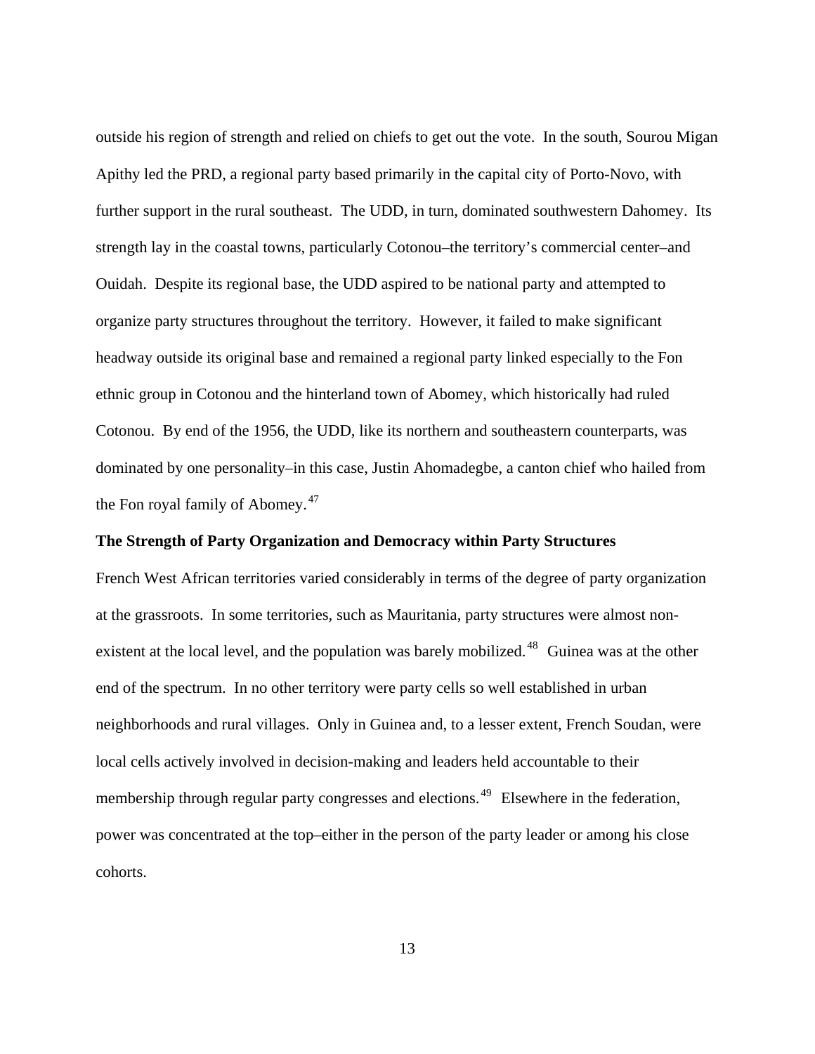outside his region of strength and relied on chiefs to get out the vote. In the south, Sourou Migan Apithy led the PRD, a regional party based primarily in the capital city of Porto-Novo, with further support in the rural southeast. The UDD, in turn, dominated southwestern Dahomey. Its strength lay in the coastal towns, particularly Cotonou–the territory's commercial center–and Ouidah. Despite its regional base, the UDD aspired to be national party and attempted to organize party structures throughout the territory. However, it failed to make significant headway outside its original base and remained a regional party linked especially to the Fon ethnic group in Cotonou and the hinterland town of Abomey, which historically had ruled Cotonou. By end of the 1956, the UDD, like its northern and southeastern counterparts, was dominated by one personality–in this case, Justin Ahomadegbe, a canton chief who hailed from the Fon royal family of Abomey.[47]

**The Strength of Party Organization and Democracy within Party Structures**

French West African territories varied considerably in terms of the degree of party organization at the grassroots. In some territories, such as Mauritania, party structures were almost non-existent at the local level, and the population was barely mobilized.[48] Guinea was at the other end of the spectrum. In no other territory were party cells so well established in urban neighborhoods and rural villages. Only in Guinea and, to a lesser extent, French Soudan, were local cells actively involved in decision-making and leaders held accountable to their membership through regular party congresses and elections.[49] Elsewhere in the federation, power was concentrated at the top–either in the person of the party leader or among his close cohorts.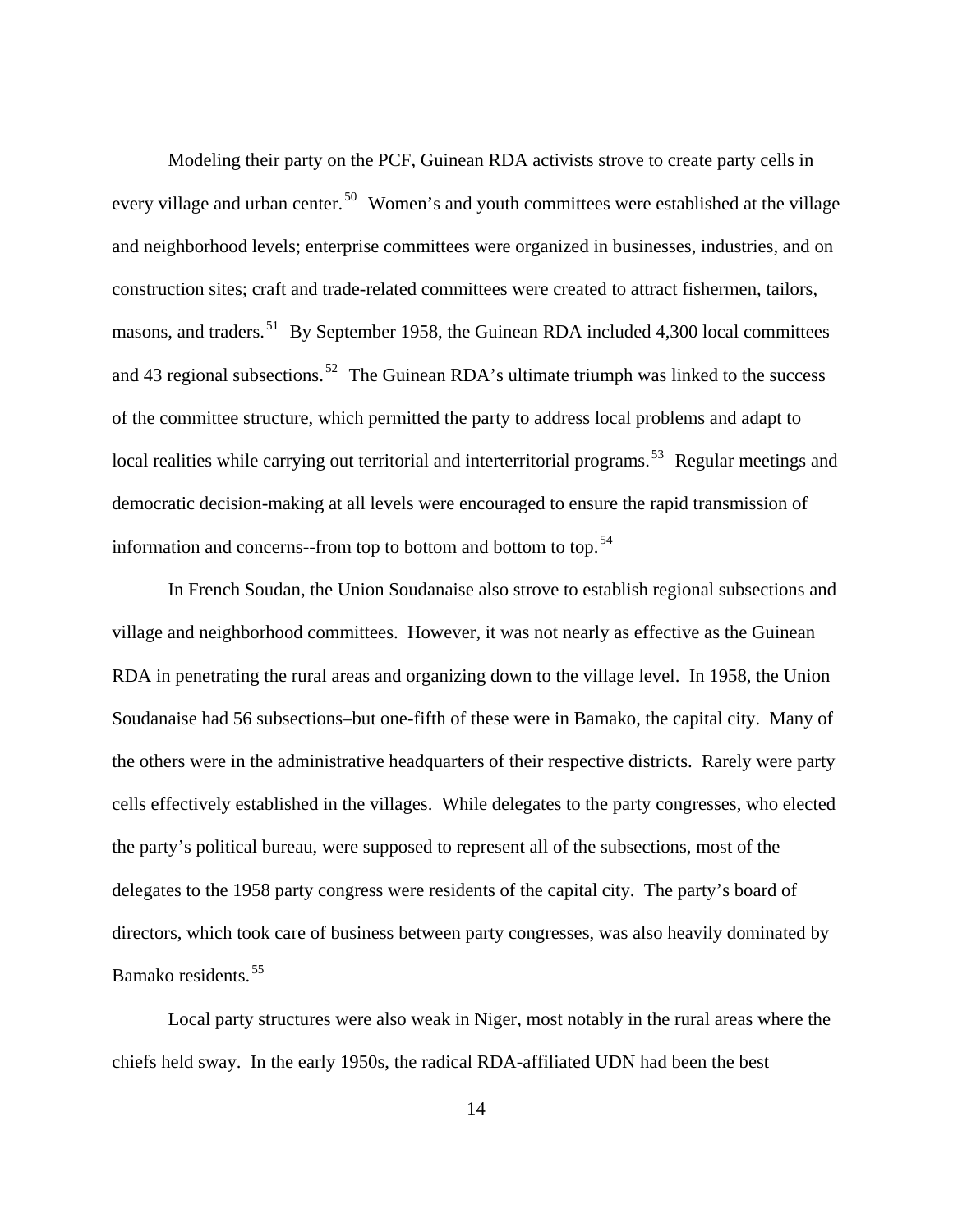Modeling their party on the PCF, Guinean RDA activists strove to create party cells in every village and urban center.[50] Women's and youth committees were established at the village and neighborhood levels; enterprise committees were organized in businesses, industries, and on construction sites; craft and trade-related committees were created to attract fishermen, tailors, masons, and traders.[51] By September 1958, the Guinean RDA included 4,300 local committees and 43 regional subsections.[52] The Guinean RDA's ultimate triumph was linked to the success of the committee structure, which permitted the party to address local problems and adapt to local realities while carrying out territorial and interterritorial programs.[53] Regular meetings and democratic decision-making at all levels were encouraged to ensure the rapid transmission of information and concerns--from top to bottom and bottom to top.[54]

In French Soudan, the Union Soudanaise also strove to establish regional subsections and village and neighborhood committees. However, it was not nearly as effective as the Guinean RDA in penetrating the rural areas and organizing down to the village level. In 1958, the Union Soudanaise had 56 subsections–but one-fifth of these were in Bamako, the capital city. Many of the others were in the administrative headquarters of their respective districts. Rarely were party cells effectively established in the villages. While delegates to the party congresses, who elected the party's political bureau, were supposed to represent all of the subsections, most of the delegates to the 1958 party congress were residents of the capital city. The party's board of directors, which took care of business between party congresses, was also heavily dominated by Bamako residents.[55]

Local party structures were also weak in Niger, most notably in the rural areas where the chiefs held sway. In the early 1950s, the radical RDA-affiliated UDN had been the best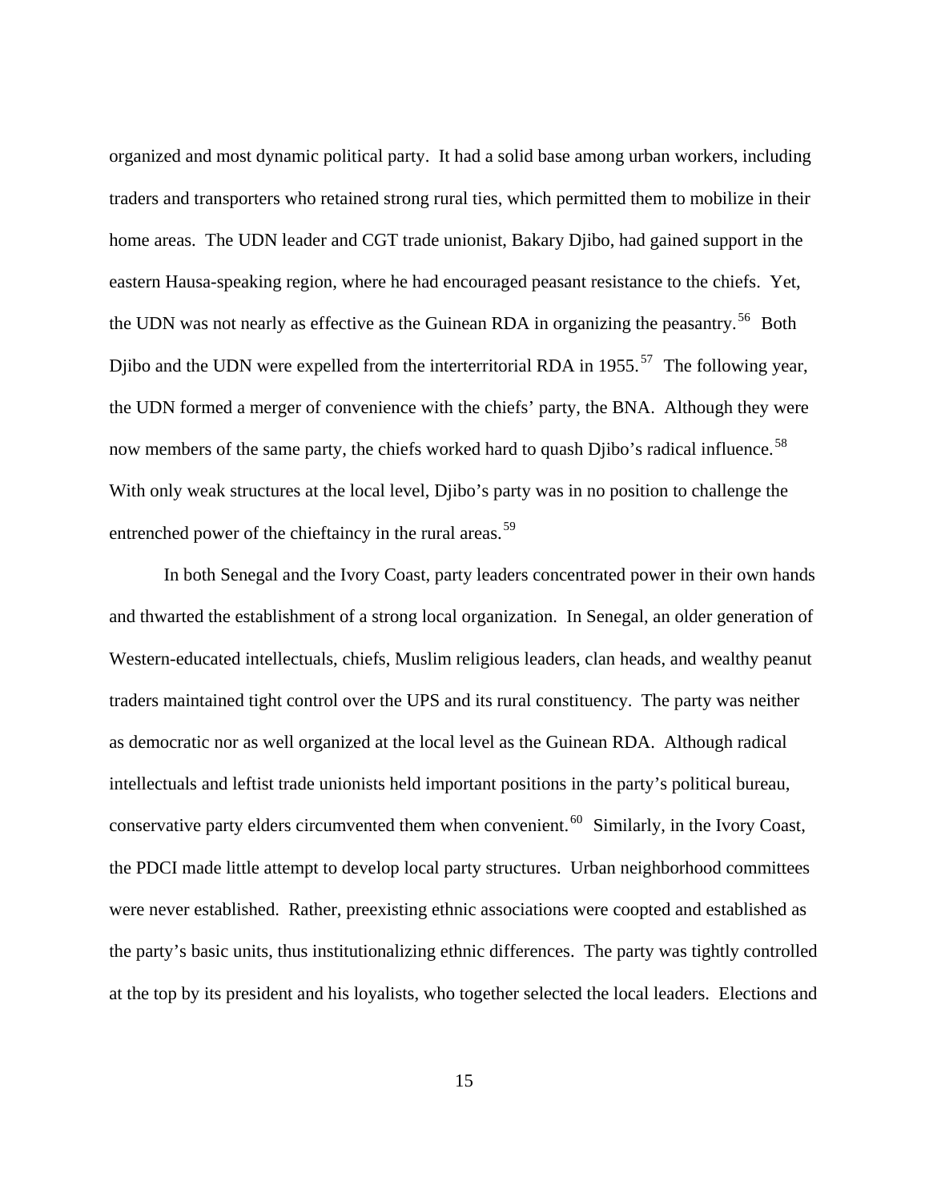organized and most dynamic political party. It had a solid base among urban workers, including traders and transporters who retained strong rural ties, which permitted them to mobilize in their home areas. The UDN leader and CGT trade unionist, Bakary Djibo, had gained support in the eastern Hausa-speaking region, where he had encouraged peasant resistance to the chiefs. Yet, the UDN was not nearly as effective as the Guinean RDA in organizing the peasantry.[56] Both Djibo and the UDN were expelled from the interterritorial RDA in 1955.[57] The following year, the UDN formed a merger of convenience with the chiefs' party, the BNA. Although they were now members of the same party, the chiefs worked hard to quash Djibo's radical influence.[58] With only weak structures at the local level, Djibo's party was in no position to challenge the entrenched power of the chieftaincy in the rural areas.[59]

In both Senegal and the Ivory Coast, party leaders concentrated power in their own hands and thwarted the establishment of a strong local organization. In Senegal, an older generation of Western-educated intellectuals, chiefs, Muslim religious leaders, clan heads, and wealthy peanut traders maintained tight control over the UPS and its rural constituency. The party was neither as democratic nor as well organized at the local level as the Guinean RDA. Although radical intellectuals and leftist trade unionists held important positions in the party's political bureau, conservative party elders circumvented them when convenient.[60] Similarly, in the Ivory Coast, the PDCI made little attempt to develop local party structures. Urban neighborhood committees were never established. Rather, preexisting ethnic associations were coopted and established as the party's basic units, thus institutionalizing ethnic differences. The party was tightly controlled at the top by its president and his loyalists, who together selected the local leaders. Elections and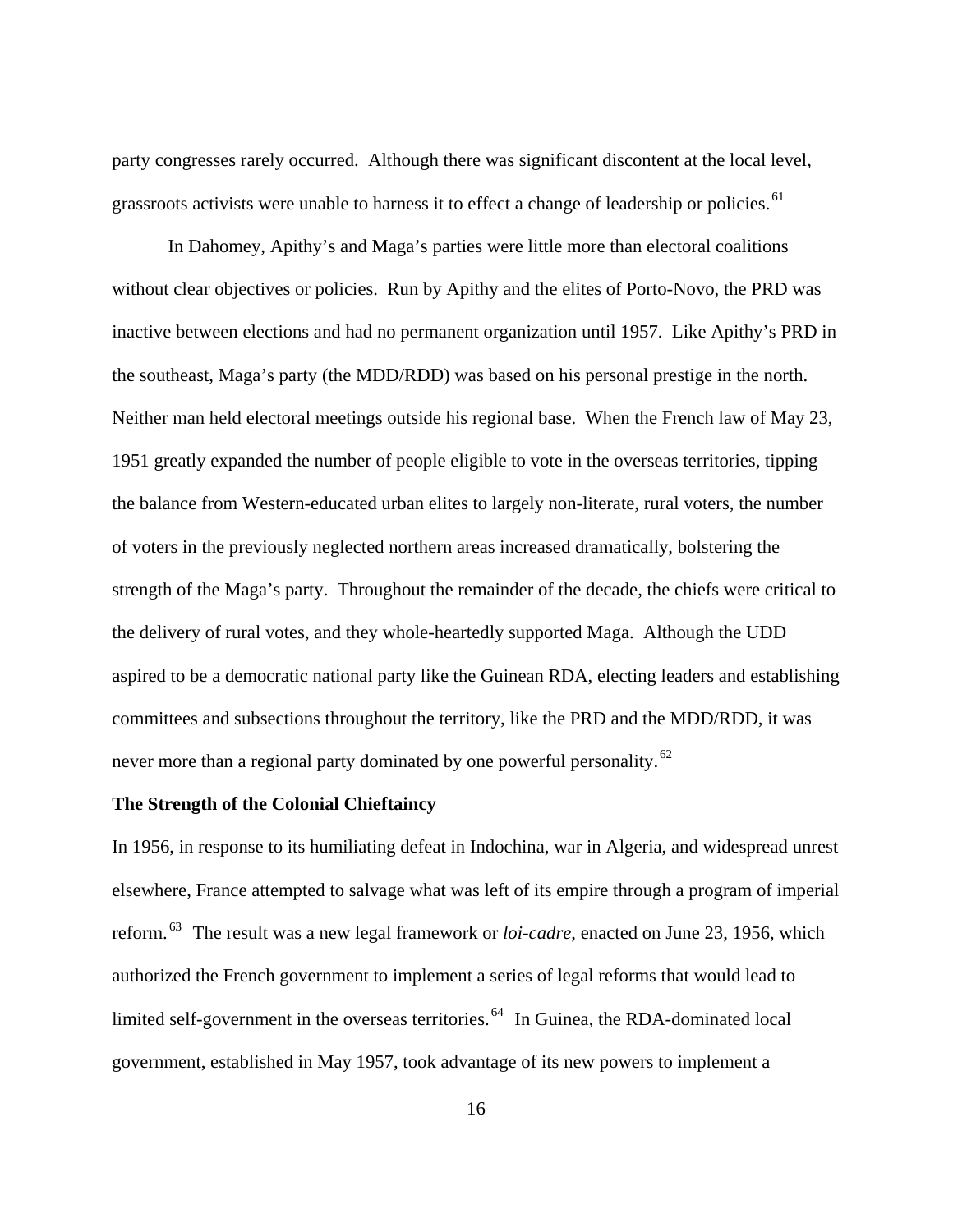party congresses rarely occurred. Although there was significant discontent at the local level, grassroots activists were unable to harness it to effect a change of leadership or policies.[61]

In Dahomey, Apithy's and Maga's parties were little more than electoral coalitions without clear objectives or policies. Run by Apithy and the elites of Porto-Novo, the PRD was inactive between elections and had no permanent organization until 1957. Like Apithy's PRD in the southeast, Maga's party (the MDD/RDD) was based on his personal prestige in the north. Neither man held electoral meetings outside his regional base. When the French law of May 23, 1951 greatly expanded the number of people eligible to vote in the overseas territories, tipping the balance from Western-educated urban elites to largely non-literate, rural voters, the number of voters in the previously neglected northern areas increased dramatically, bolstering the strength of the Maga's party. Throughout the remainder of the decade, the chiefs were critical to the delivery of rural votes, and they whole-heartedly supported Maga. Although the UDD aspired to be a democratic national party like the Guinean RDA, electing leaders and establishing committees and subsections throughout the territory, like the PRD and the MDD/RDD, it was never more than a regional party dominated by one powerful personality.[62]

**The Strength of the Colonial Chieftaincy**

In 1956, in response to its humiliating defeat in Indochina, war in Algeria, and widespread unrest elsewhere, France attempted to salvage what was left of its empire through a program of imperial reform.[63] The result was a new legal framework or *loi-cadre*, enacted on June 23, 1956, which authorized the French government to implement a series of legal reforms that would lead to limited self-government in the overseas territories.[64] In Guinea, the RDA-dominated local government, established in May 1957, took advantage of its new powers to implement a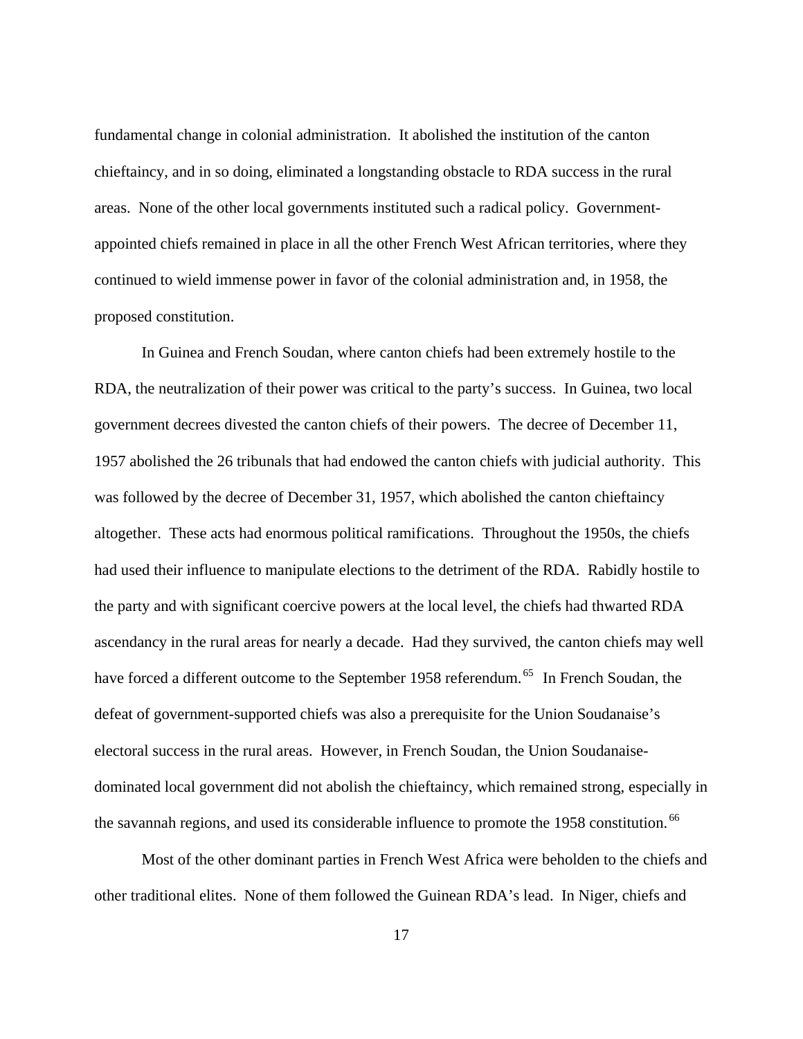fundamental change in colonial administration. It abolished the institution of the canton chieftaincy, and in so doing, eliminated a longstanding obstacle to RDA success in the rural areas. None of the other local governments instituted such a radical policy. Government-appointed chiefs remained in place in all the other French West African territories, where they continued to wield immense power in favor of the colonial administration and, in 1958, the proposed constitution.

In Guinea and French Soudan, where canton chiefs had been extremely hostile to the RDA, the neutralization of their power was critical to the party's success. In Guinea, two local government decrees divested the canton chiefs of their powers. The decree of December 11, 1957 abolished the 26 tribunals that had endowed the canton chiefs with judicial authority. This was followed by the decree of December 31, 1957, which abolished the canton chieftaincy altogether. These acts had enormous political ramifications. Throughout the 1950s, the chiefs had used their influence to manipulate elections to the detriment of the RDA. Rabidly hostile to the party and with significant coercive powers at the local level, the chiefs had thwarted RDA ascendancy in the rural areas for nearly a decade. Had they survived, the canton chiefs may well have forced a different outcome to the September 1958 referendum.[65] In French Soudan, the defeat of government-supported chiefs was also a prerequisite for the Union Soudanaise's electoral success in the rural areas. However, in French Soudan, the Union Soudanaise-dominated local government did not abolish the chieftaincy, which remained strong, especially in the savannah regions, and used its considerable influence to promote the 1958 constitution.[66]

Most of the other dominant parties in French West Africa were beholden to the chiefs and other traditional elites. None of them followed the Guinean RDA's lead. In Niger, chiefs and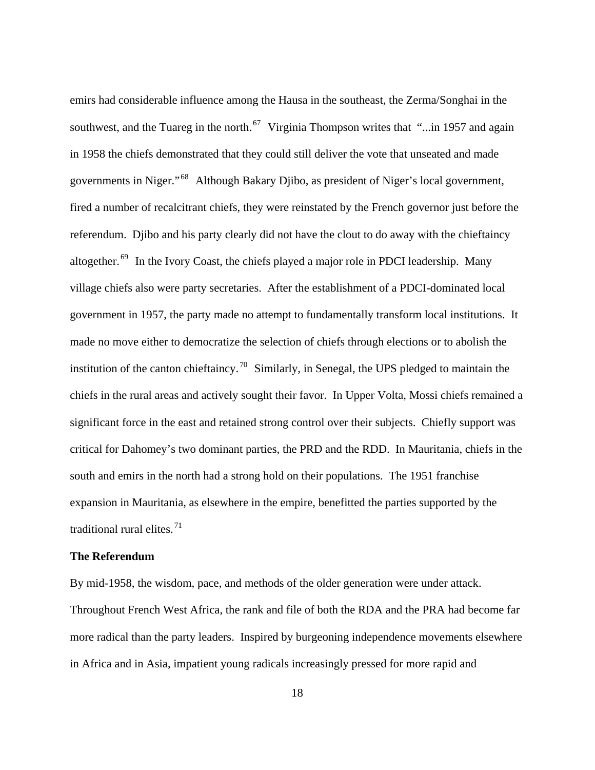emirs had considerable influence among the Hausa in the southeast, the Zerma/Songhai in the southwest, and the Tuareg in the north.[67] Virginia Thompson writes that "...in 1957 and again in 1958 the chiefs demonstrated that they could still deliver the vote that unseated and made governments in Niger."[68] Although Bakary Djibo, as president of Niger's local government, fired a number of recalcitrant chiefs, they were reinstated by the French governor just before the referendum. Djibo and his party clearly did not have the clout to do away with the chieftaincy altogether.[69] In the Ivory Coast, the chiefs played a major role in PDCI leadership. Many village chiefs also were party secretaries. After the establishment of a PDCI-dominated local government in 1957, the party made no attempt to fundamentally transform local institutions. It made no move either to democratize the selection of chiefs through elections or to abolish the institution of the canton chieftaincy.[70] Similarly, in Senegal, the UPS pledged to maintain the chiefs in the rural areas and actively sought their favor. In Upper Volta, Mossi chiefs remained a significant force in the east and retained strong control over their subjects. Chiefly support was critical for Dahomey's two dominant parties, the PRD and the RDD. In Mauritania, chiefs in the south and emirs in the north had a strong hold on their populations. The 1951 franchise expansion in Mauritania, as elsewhere in the empire, benefitted the parties supported by the traditional rural elites.[71]

**The Referendum**

By mid-1958, the wisdom, pace, and methods of the older generation were under attack. Throughout French West Africa, the rank and file of both the RDA and the PRA had become far more radical than the party leaders. Inspired by burgeoning independence movements elsewhere in Africa and in Asia, impatient young radicals increasingly pressed for more rapid and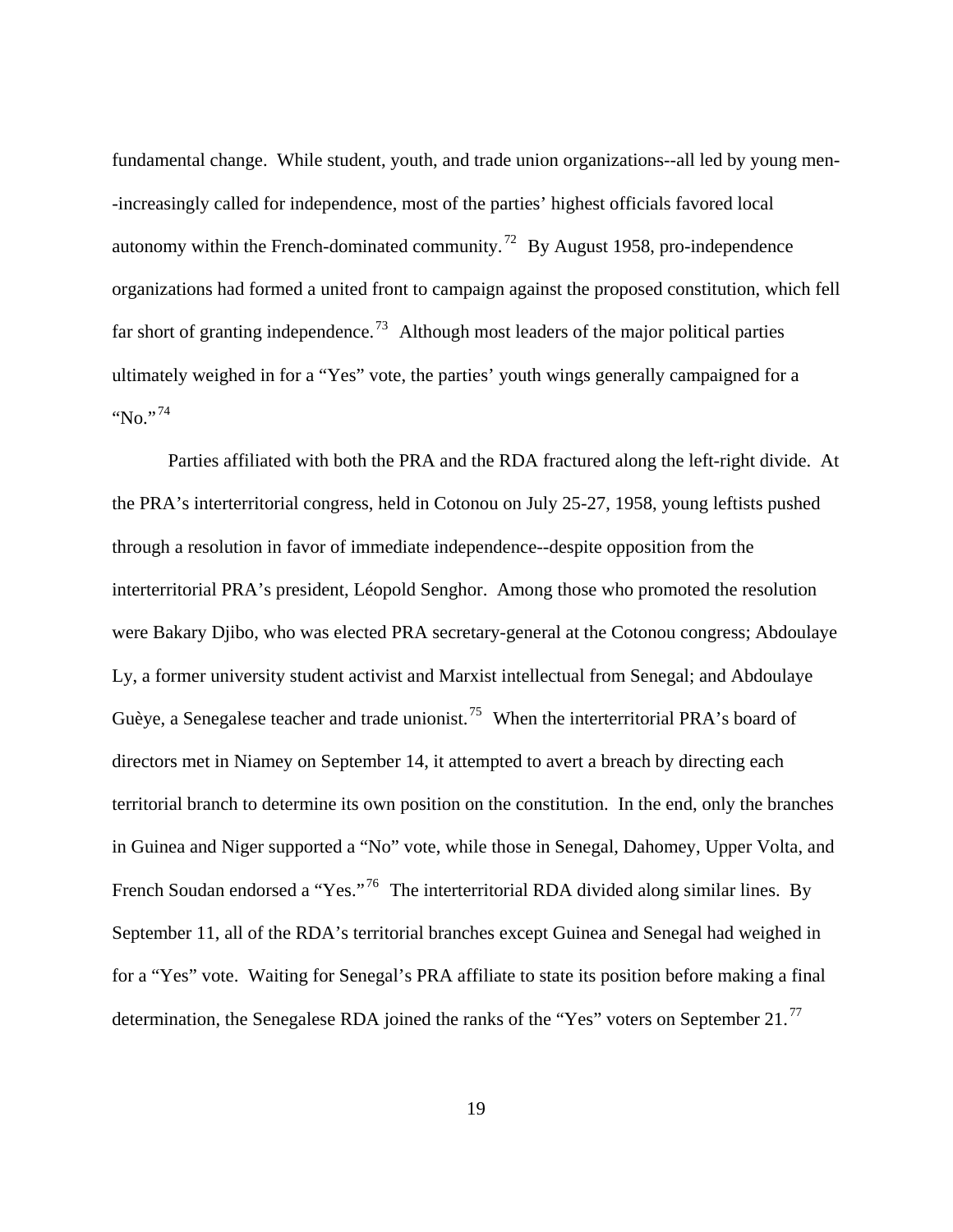fundamental change. While student, youth, and trade union organizations--all led by young men--increasingly called for independence, most of the parties' highest officials favored local autonomy within the French-dominated community.[72] By August 1958, pro-independence organizations had formed a united front to campaign against the proposed constitution, which fell far short of granting independence.[73] Although most leaders of the major political parties ultimately weighed in for a "Yes" vote, the parties' youth wings generally campaigned for a "No."[74]

Parties affiliated with both the PRA and the RDA fractured along the left-right divide. At the PRA's interterritorial congress, held in Cotonou on July 25-27, 1958, young leftists pushed through a resolution in favor of immediate independence--despite opposition from the interterritorial PRA's president, Léopold Senghor. Among those who promoted the resolution were Bakary Djibo, who was elected PRA secretary-general at the Cotonou congress; Abdoulaye Ly, a former university student activist and Marxist intellectual from Senegal; and Abdoulaye Guèye, a Senegalese teacher and trade unionist.[75] When the interterritorial PRA's board of directors met in Niamey on September 14, it attempted to avert a breach by directing each territorial branch to determine its own position on the constitution. In the end, only the branches in Guinea and Niger supported a "No" vote, while those in Senegal, Dahomey, Upper Volta, and French Soudan endorsed a "Yes."[76] The interterritorial RDA divided along similar lines. By September 11, all of the RDA's territorial branches except Guinea and Senegal had weighed in for a "Yes" vote. Waiting for Senegal's PRA affiliate to state its position before making a final determination, the Senegalese RDA joined the ranks of the "Yes" voters on September 21.[77]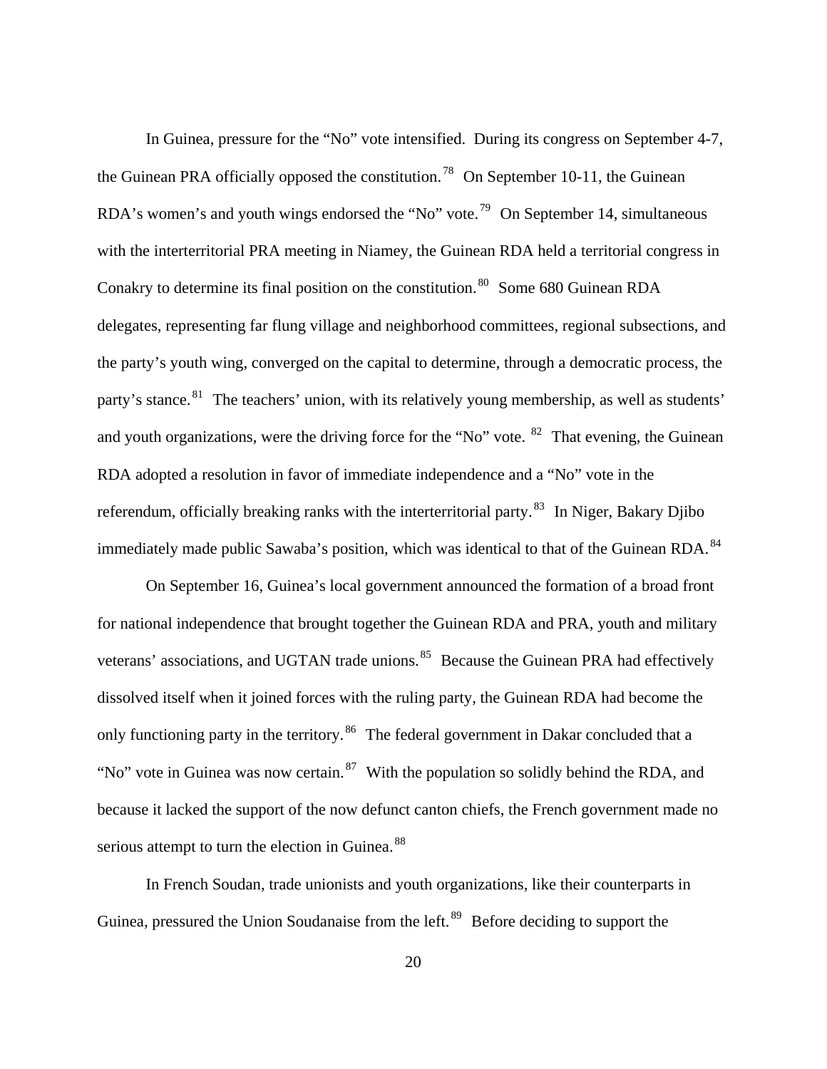In Guinea, pressure for the "No" vote intensified. During its congress on September 4-7, the Guinean PRA officially opposed the constitution.[78] On September 10-11, the Guinean RDA's women's and youth wings endorsed the "No" vote.[79] On September 14, simultaneous with the interterritorial PRA meeting in Niamey, the Guinean RDA held a territorial congress in Conakry to determine its final position on the constitution.[80] Some 680 Guinean RDA delegates, representing far flung village and neighborhood committees, regional subsections, and the party's youth wing, converged on the capital to determine, through a democratic process, the party's stance.[81] The teachers' union, with its relatively young membership, as well as students' and youth organizations, were the driving force for the "No" vote. [82] That evening, the Guinean RDA adopted a resolution in favor of immediate independence and a "No" vote in the referendum, officially breaking ranks with the interterritorial party.[83] In Niger, Bakary Djibo immediately made public Sawaba's position, which was identical to that of the Guinean RDA.[84]

On September 16, Guinea's local government announced the formation of a broad front for national independence that brought together the Guinean RDA and PRA, youth and military veterans' associations, and UGTAN trade unions.[85] Because the Guinean PRA had effectively dissolved itself when it joined forces with the ruling party, the Guinean RDA had become the only functioning party in the territory.[86] The federal government in Dakar concluded that a "No" vote in Guinea was now certain.[87] With the population so solidly behind the RDA, and because it lacked the support of the now defunct canton chiefs, the French government made no serious attempt to turn the election in Guinea.[88]

In French Soudan, trade unionists and youth organizations, like their counterparts in Guinea, pressured the Union Soudanaise from the left.[89] Before deciding to support the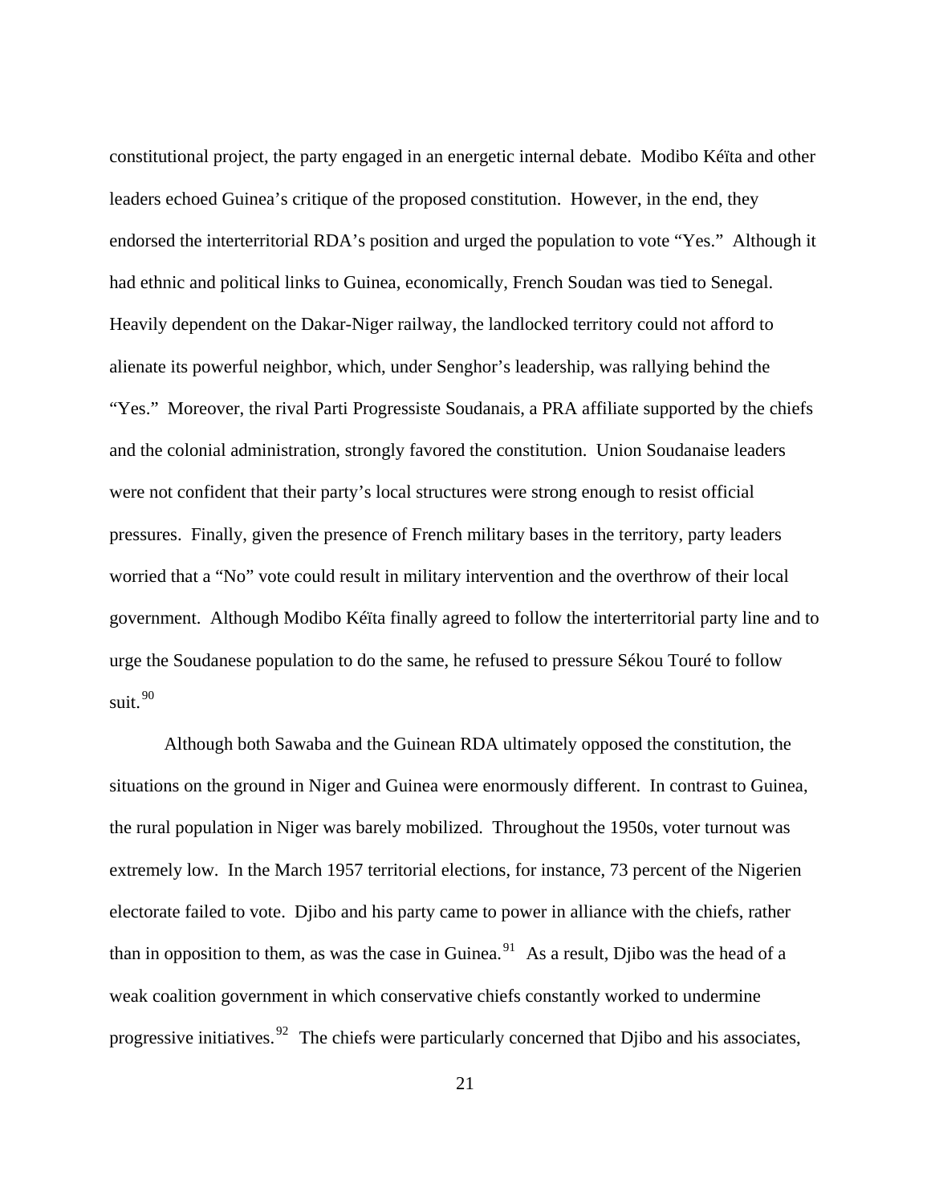constitutional project, the party engaged in an energetic internal debate. Modibo Kéïta and other leaders echoed Guinea's critique of the proposed constitution. However, in the end, they endorsed the interterritorial RDA's position and urged the population to vote "Yes." Although it had ethnic and political links to Guinea, economically, French Soudan was tied to Senegal. Heavily dependent on the Dakar-Niger railway, the landlocked territory could not afford to alienate its powerful neighbor, which, under Senghor's leadership, was rallying behind the "Yes." Moreover, the rival Parti Progressiste Soudanais, a PRA affiliate supported by the chiefs and the colonial administration, strongly favored the constitution. Union Soudanaise leaders were not confident that their party's local structures were strong enough to resist official pressures. Finally, given the presence of French military bases in the territory, party leaders worried that a "No" vote could result in military intervention and the overthrow of their local government. Although Modibo Kéïta finally agreed to follow the interterritorial party line and to urge the Soudanese population to do the same, he refused to pressure Sékou Touré to follow suit.[90]

Although both Sawaba and the Guinean RDA ultimately opposed the constitution, the situations on the ground in Niger and Guinea were enormously different. In contrast to Guinea, the rural population in Niger was barely mobilized. Throughout the 1950s, voter turnout was extremely low. In the March 1957 territorial elections, for instance, 73 percent of the Nigerien electorate failed to vote. Djibo and his party came to power in alliance with the chiefs, rather than in opposition to them, as was the case in Guinea.[91] As a result, Djibo was the head of a weak coalition government in which conservative chiefs constantly worked to undermine progressive initiatives.[92] The chiefs were particularly concerned that Djibo and his associates,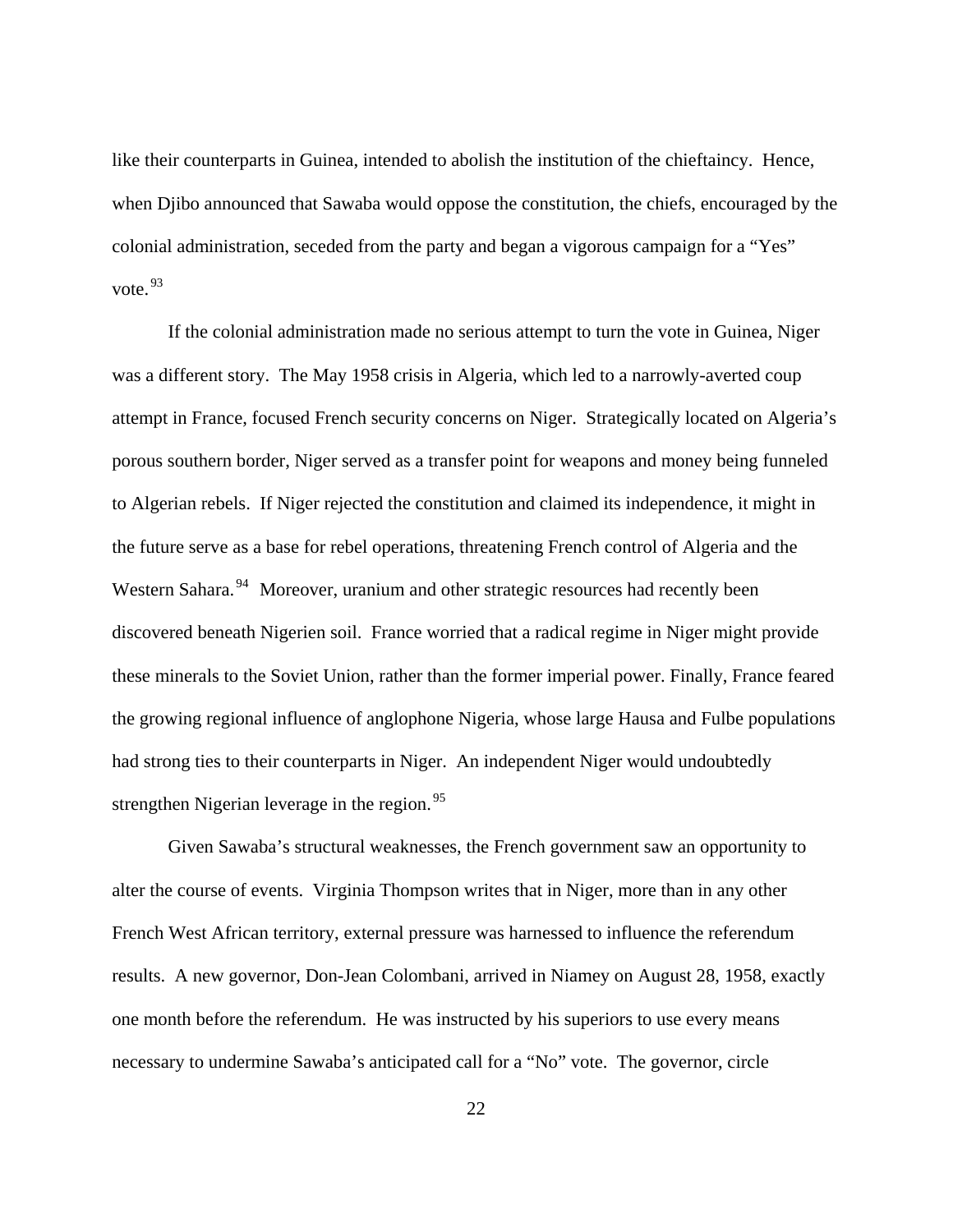like their counterparts in Guinea, intended to abolish the institution of the chieftaincy. Hence, when Djibo announced that Sawaba would oppose the constitution, the chiefs, encouraged by the colonial administration, seceded from the party and began a vigorous campaign for a "Yes" vote.[93]

If the colonial administration made no serious attempt to turn the vote in Guinea, Niger was a different story. The May 1958 crisis in Algeria, which led to a narrowly-averted coup attempt in France, focused French security concerns on Niger. Strategically located on Algeria's porous southern border, Niger served as a transfer point for weapons and money being funneled to Algerian rebels. If Niger rejected the constitution and claimed its independence, it might in the future serve as a base for rebel operations, threatening French control of Algeria and the Western Sahara.[94] Moreover, uranium and other strategic resources had recently been discovered beneath Nigerien soil. France worried that a radical regime in Niger might provide these minerals to the Soviet Union, rather than the former imperial power. Finally, France feared the growing regional influence of anglophone Nigeria, whose large Hausa and Fulbe populations had strong ties to their counterparts in Niger. An independent Niger would undoubtedly strengthen Nigerian leverage in the region.[95]

Given Sawaba's structural weaknesses, the French government saw an opportunity to alter the course of events. Virginia Thompson writes that in Niger, more than in any other French West African territory, external pressure was harnessed to influence the referendum results. A new governor, Don-Jean Colombani, arrived in Niamey on August 28, 1958, exactly one month before the referendum. He was instructed by his superiors to use every means necessary to undermine Sawaba's anticipated call for a "No" vote. The governor, circle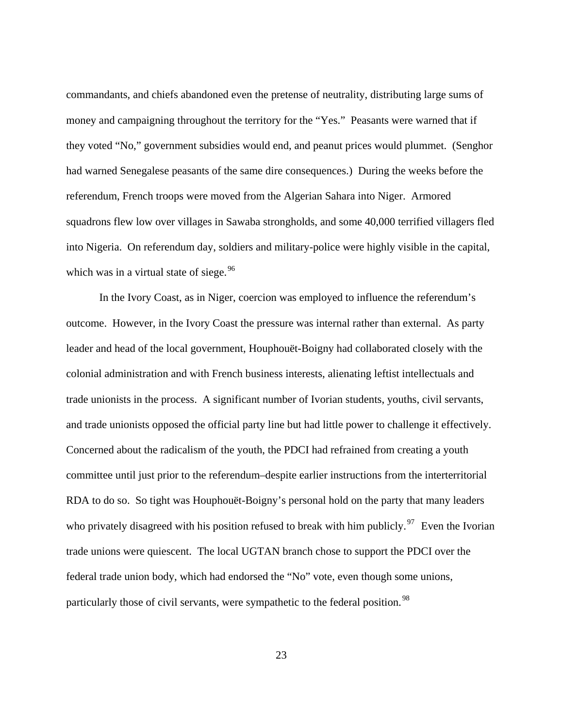commandants, and chiefs abandoned even the pretense of neutrality, distributing large sums of money and campaigning throughout the territory for the "Yes." Peasants were warned that if they voted "No," government subsidies would end, and peanut prices would plummet. (Senghor had warned Senegalese peasants of the same dire consequences.) During the weeks before the referendum, French troops were moved from the Algerian Sahara into Niger. Armored squadrons flew low over villages in Sawaba strongholds, and some 40,000 terrified villagers fled into Nigeria. On referendum day, soldiers and military-police were highly visible in the capital, which was in a virtual state of siege.[96]

In the Ivory Coast, as in Niger, coercion was employed to influence the referendum's outcome. However, in the Ivory Coast the pressure was internal rather than external. As party leader and head of the local government, Houphouët-Boigny had collaborated closely with the colonial administration and with French business interests, alienating leftist intellectuals and trade unionists in the process. A significant number of Ivorian students, youths, civil servants, and trade unionists opposed the official party line but had little power to challenge it effectively. Concerned about the radicalism of the youth, the PDCI had refrained from creating a youth committee until just prior to the referendum–despite earlier instructions from the interterritorial RDA to do so. So tight was Houphouët-Boigny's personal hold on the party that many leaders who privately disagreed with his position refused to break with him publicly.[97] Even the Ivorian trade unions were quiescent. The local UGTAN branch chose to support the PDCI over the federal trade union body, which had endorsed the "No" vote, even though some unions, particularly those of civil servants, were sympathetic to the federal position.[98]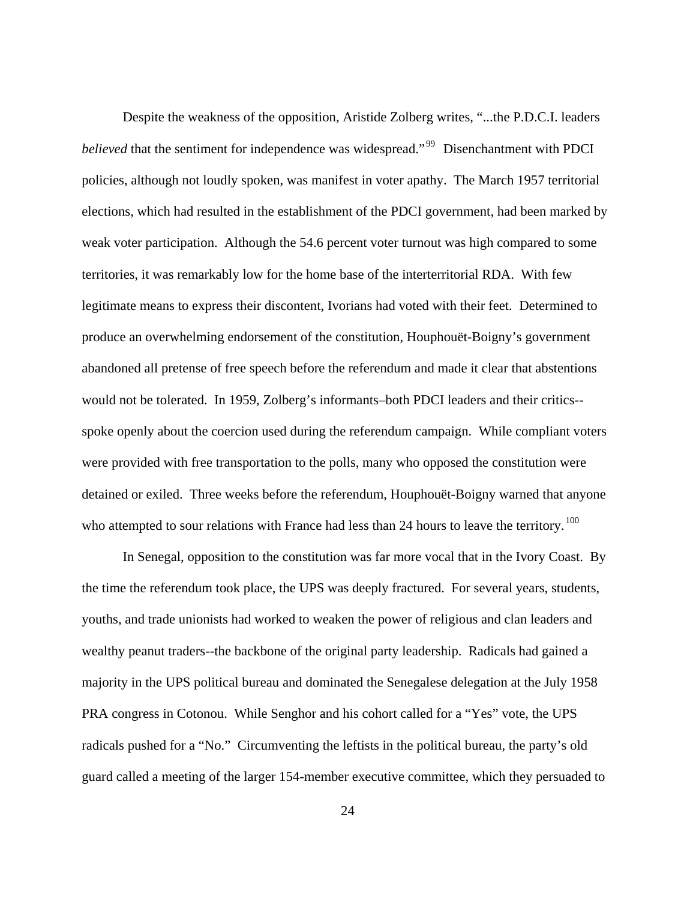Despite the weakness of the opposition, Aristide Zolberg writes, "...the P.D.C.I. leaders *believed* that the sentiment for independence was widespread."[99] Disenchantment with PDCI policies, although not loudly spoken, was manifest in voter apathy. The March 1957 territorial elections, which had resulted in the establishment of the PDCI government, had been marked by weak voter participation. Although the 54.6 percent voter turnout was high compared to some territories, it was remarkably low for the home base of the interterritorial RDA. With few legitimate means to express their discontent, Ivorians had voted with their feet. Determined to produce an overwhelming endorsement of the constitution, Houphouët-Boigny's government abandoned all pretense of free speech before the referendum and made it clear that abstentions would not be tolerated. In 1959, Zolberg's informants–both PDCI leaders and their critics--spoke openly about the coercion used during the referendum campaign. While compliant voters were provided with free transportation to the polls, many who opposed the constitution were detained or exiled. Three weeks before the referendum, Houphouët-Boigny warned that anyone who attempted to sour relations with France had less than 24 hours to leave the territory.[100]

In Senegal, opposition to the constitution was far more vocal that in the Ivory Coast. By the time the referendum took place, the UPS was deeply fractured. For several years, students, youths, and trade unionists had worked to weaken the power of religious and clan leaders and wealthy peanut traders--the backbone of the original party leadership. Radicals had gained a majority in the UPS political bureau and dominated the Senegalese delegation at the July 1958 PRA congress in Cotonou. While Senghor and his cohort called for a "Yes" vote, the UPS radicals pushed for a "No." Circumventing the leftists in the political bureau, the party's old guard called a meeting of the larger 154-member executive committee, which they persuaded to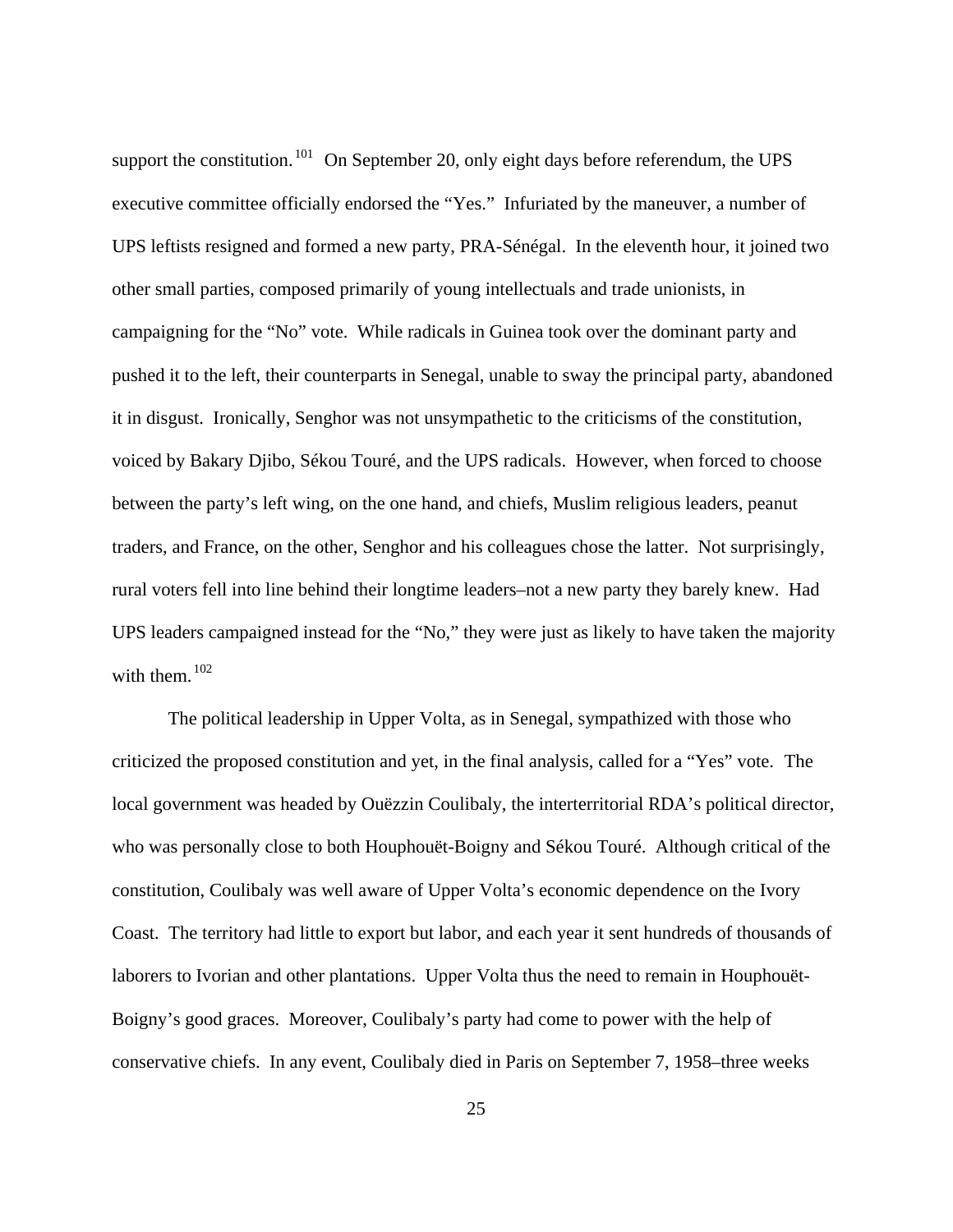support the constitution.[101] On September 20, only eight days before referendum, the UPS executive committee officially endorsed the "Yes." Infuriated by the maneuver, a number of UPS leftists resigned and formed a new party, PRA-Sénégal. In the eleventh hour, it joined two other small parties, composed primarily of young intellectuals and trade unionists, in campaigning for the "No" vote. While radicals in Guinea took over the dominant party and pushed it to the left, their counterparts in Senegal, unable to sway the principal party, abandoned it in disgust. Ironically, Senghor was not unsympathetic to the criticisms of the constitution, voiced by Bakary Djibo, Sékou Touré, and the UPS radicals. However, when forced to choose between the party's left wing, on the one hand, and chiefs, Muslim religious leaders, peanut traders, and France, on the other, Senghor and his colleagues chose the latter. Not surprisingly, rural voters fell into line behind their longtime leaders–not a new party they barely knew. Had UPS leaders campaigned instead for the "No," they were just as likely to have taken the majority with them.[102]

The political leadership in Upper Volta, as in Senegal, sympathized with those who criticized the proposed constitution and yet, in the final analysis, called for a "Yes" vote. The local government was headed by Ouëzzin Coulibaly, the interterritorial RDA's political director, who was personally close to both Houphouët-Boigny and Sékou Touré. Although critical of the constitution, Coulibaly was well aware of Upper Volta's economic dependence on the Ivory Coast. The territory had little to export but labor, and each year it sent hundreds of thousands of laborers to Ivorian and other plantations. Upper Volta thus the need to remain in Houphouët-Boigny's good graces. Moreover, Coulibaly's party had come to power with the help of conservative chiefs. In any event, Coulibaly died in Paris on September 7, 1958–three weeks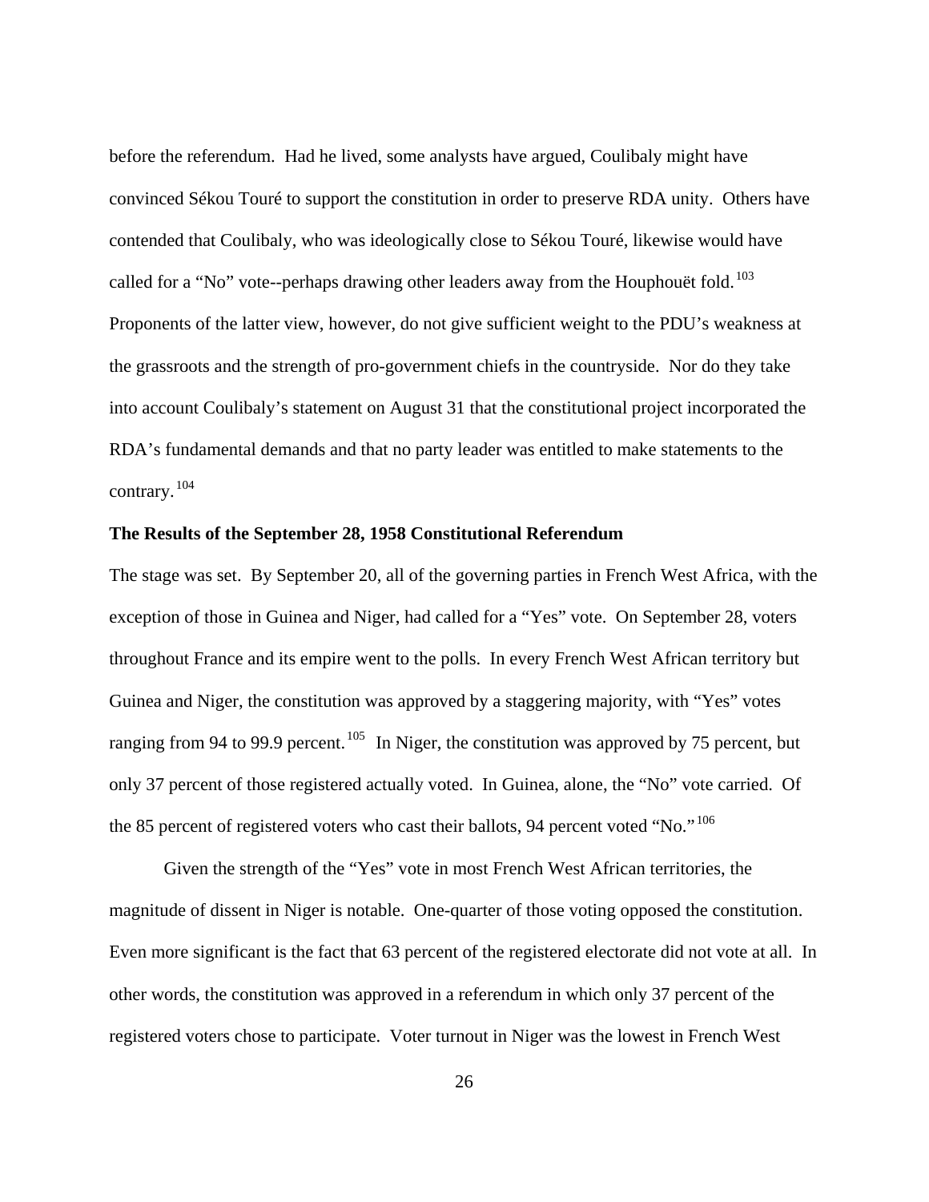before the referendum. Had he lived, some analysts have argued, Coulibaly might have convinced Sékou Touré to support the constitution in order to preserve RDA unity. Others have contended that Coulibaly, who was ideologically close to Sékou Touré, likewise would have called for a "No" vote--perhaps drawing other leaders away from the Houphouët fold.[103] Proponents of the latter view, however, do not give sufficient weight to the PDU's weakness at the grassroots and the strength of pro-government chiefs in the countryside. Nor do they take into account Coulibaly's statement on August 31 that the constitutional project incorporated the RDA's fundamental demands and that no party leader was entitled to make statements to the contrary.[104]

**The Results of the September 28, 1958 Constitutional Referendum**

The stage was set. By September 20, all of the governing parties in French West Africa, with the exception of those in Guinea and Niger, had called for a "Yes" vote. On September 28, voters throughout France and its empire went to the polls. In every French West African territory but Guinea and Niger, the constitution was approved by a staggering majority, with "Yes" votes ranging from 94 to 99.9 percent.[105] In Niger, the constitution was approved by 75 percent, but only 37 percent of those registered actually voted. In Guinea, alone, the "No" vote carried. Of the 85 percent of registered voters who cast their ballots, 94 percent voted "No."[106]

Given the strength of the "Yes" vote in most French West African territories, the magnitude of dissent in Niger is notable. One-quarter of those voting opposed the constitution. Even more significant is the fact that 63 percent of the registered electorate did not vote at all. In other words, the constitution was approved in a referendum in which only 37 percent of the registered voters chose to participate. Voter turnout in Niger was the lowest in French West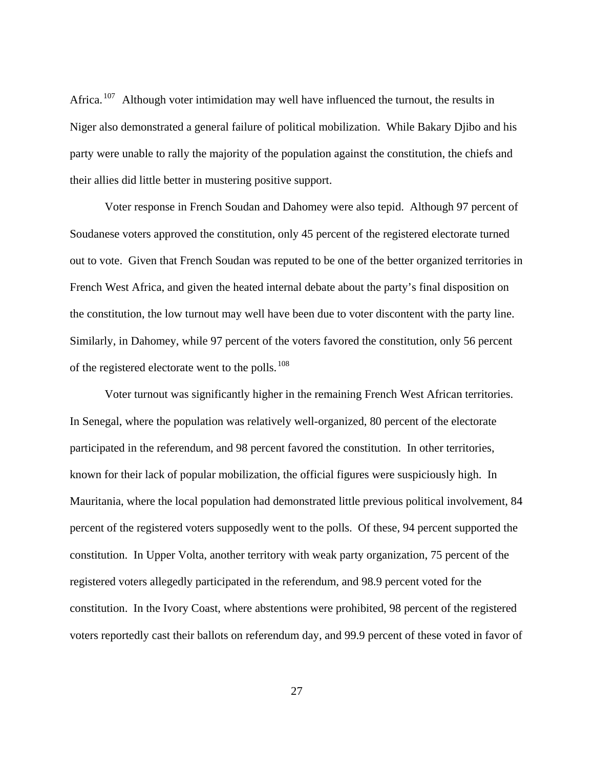Africa.[107] Although voter intimidation may well have influenced the turnout, the results in Niger also demonstrated a general failure of political mobilization. While Bakary Djibo and his party were unable to rally the majority of the population against the constitution, the chiefs and their allies did little better in mustering positive support.

Voter response in French Soudan and Dahomey were also tepid. Although 97 percent of Soudanese voters approved the constitution, only 45 percent of the registered electorate turned out to vote. Given that French Soudan was reputed to be one of the better organized territories in French West Africa, and given the heated internal debate about the party's final disposition on the constitution, the low turnout may well have been due to voter discontent with the party line. Similarly, in Dahomey, while 97 percent of the voters favored the constitution, only 56 percent of the registered electorate went to the polls.[108]

Voter turnout was significantly higher in the remaining French West African territories. In Senegal, where the population was relatively well-organized, 80 percent of the electorate participated in the referendum, and 98 percent favored the constitution. In other territories, known for their lack of popular mobilization, the official figures were suspiciously high. In Mauritania, where the local population had demonstrated little previous political involvement, 84 percent of the registered voters supposedly went to the polls. Of these, 94 percent supported the constitution. In Upper Volta, another territory with weak party organization, 75 percent of the registered voters allegedly participated in the referendum, and 98.9 percent voted for the constitution. In the Ivory Coast, where abstentions were prohibited, 98 percent of the registered voters reportedly cast their ballots on referendum day, and 99.9 percent of these voted in favor of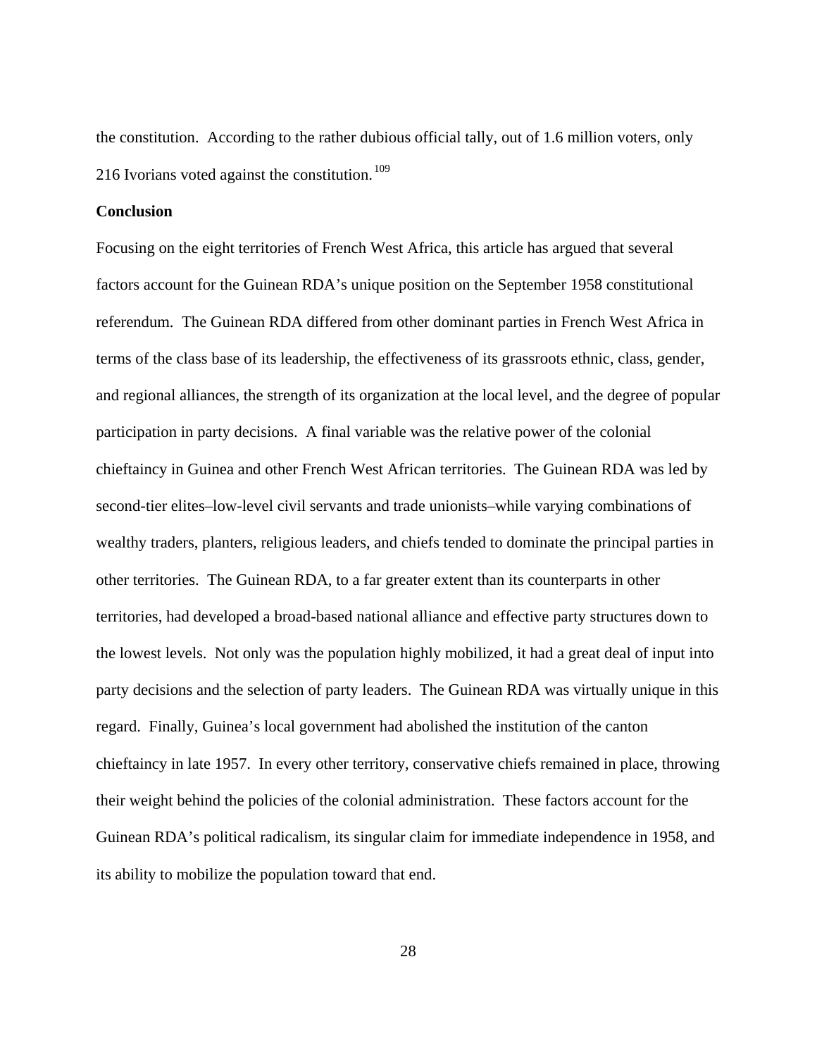the constitution. According to the rather dubious official tally, out of 1.6 million voters, only 216 Ivorians voted against the constitution.[109]

## Conclusion

Focusing on the eight territories of French West Africa, this article has argued that several factors account for the Guinean RDA's unique position on the September 1958 constitutional referendum. The Guinean RDA differed from other dominant parties in French West Africa in terms of the class base of its leadership, the effectiveness of its grassroots ethnic, class, gender, and regional alliances, the strength of its organization at the local level, and the degree of popular participation in party decisions. A final variable was the relative power of the colonial chieftaincy in Guinea and other French West African territories. The Guinean RDA was led by second-tier elites–low-level civil servants and trade unionists–while varying combinations of wealthy traders, planters, religious leaders, and chiefs tended to dominate the principal parties in other territories. The Guinean RDA, to a far greater extent than its counterparts in other territories, had developed a broad-based national alliance and effective party structures down to the lowest levels. Not only was the population highly mobilized, it had a great deal of input into party decisions and the selection of party leaders. The Guinean RDA was virtually unique in this regard. Finally, Guinea's local government had abolished the institution of the canton chieftaincy in late 1957. In every other territory, conservative chiefs remained in place, throwing their weight behind the policies of the colonial administration. These factors account for the Guinean RDA's political radicalism, its singular claim for immediate independence in 1958, and its ability to mobilize the population toward that end.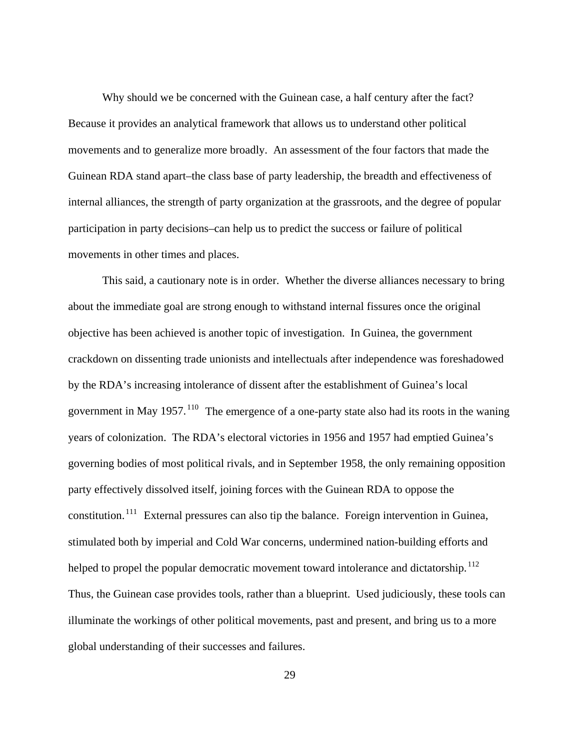Why should we be concerned with the Guinean case, a half century after the fact? Because it provides an analytical framework that allows us to understand other political movements and to generalize more broadly. An assessment of the four factors that made the Guinean RDA stand apart–the class base of party leadership, the breadth and effectiveness of internal alliances, the strength of party organization at the grassroots, and the degree of popular participation in party decisions–can help us to predict the success or failure of political movements in other times and places.

This said, a cautionary note is in order. Whether the diverse alliances necessary to bring about the immediate goal are strong enough to withstand internal fissures once the original objective has been achieved is another topic of investigation. In Guinea, the government crackdown on dissenting trade unionists and intellectuals after independence was foreshadowed by the RDA's increasing intolerance of dissent after the establishment of Guinea's local government in May 1957.[110] The emergence of a one-party state also had its roots in the waning years of colonization. The RDA's electoral victories in 1956 and 1957 had emptied Guinea's governing bodies of most political rivals, and in September 1958, the only remaining opposition party effectively dissolved itself, joining forces with the Guinean RDA to oppose the constitution.[111] External pressures can also tip the balance. Foreign intervention in Guinea, stimulated both by imperial and Cold War concerns, undermined nation-building efforts and helped to propel the popular democratic movement toward intolerance and dictatorship.[112] Thus, the Guinean case provides tools, rather than a blueprint. Used judiciously, these tools can illuminate the workings of other political movements, past and present, and bring us to a more global understanding of their successes and failures.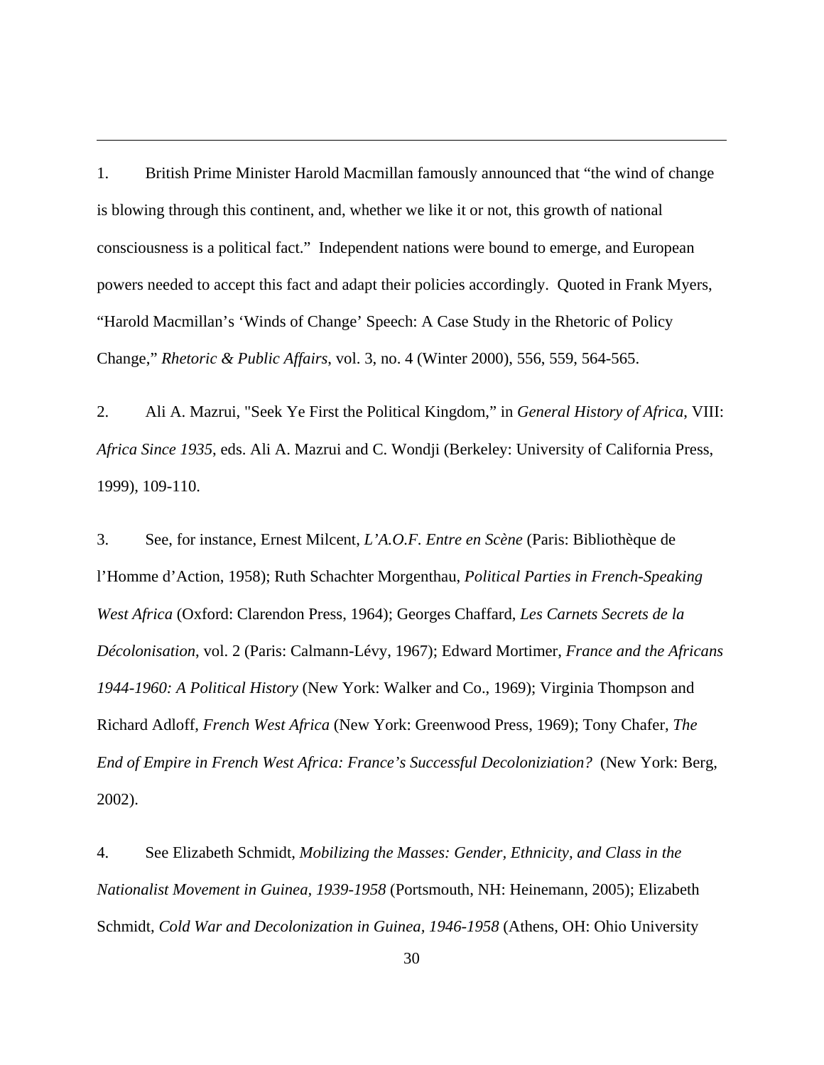1. British Prime Minister Harold Macmillan famously announced that "the wind of change is blowing through this continent, and, whether we like it or not, this growth of national consciousness is a political fact." Independent nations were bound to emerge, and European powers needed to accept this fact and adapt their policies accordingly. Quoted in Frank Myers, "Harold Macmillan's 'Winds of Change' Speech: A Case Study in the Rhetoric of Policy Change," *Rhetoric & Public Affairs*, vol. 3, no. 4 (Winter 2000), 556, 559, 564-565.

2. Ali A. Mazrui, "Seek Ye First the Political Kingdom," in *General History of Africa*, VIII: *Africa Since 1935*, eds. Ali A. Mazrui and C. Wondji (Berkeley: University of California Press, 1999), 109-110.

3. See, for instance, Ernest Milcent, *L'A.O.F. Entre en Scène* (Paris: Bibliothèque de l'Homme d'Action, 1958); Ruth Schachter Morgenthau, *Political Parties in French-Speaking West Africa* (Oxford: Clarendon Press, 1964); Georges Chaffard, *Les Carnets Secrets de la Décolonisation*, vol. 2 (Paris: Calmann-Lévy, 1967); Edward Mortimer, *France and the Africans 1944-1960: A Political History* (New York: Walker and Co., 1969); Virginia Thompson and Richard Adloff, *French West Africa* (New York: Greenwood Press, 1969); Tony Chafer, *The End of Empire in French West Africa: France's Successful Decoloniziation?* (New York: Berg, 2002).

4. See Elizabeth Schmidt, *Mobilizing the Masses: Gender, Ethnicity, and Class in the Nationalist Movement in Guinea, 1939-1958* (Portsmouth, NH: Heinemann, 2005); Elizabeth Schmidt, *Cold War and Decolonization in Guinea, 1946-1958* (Athens, OH: Ohio University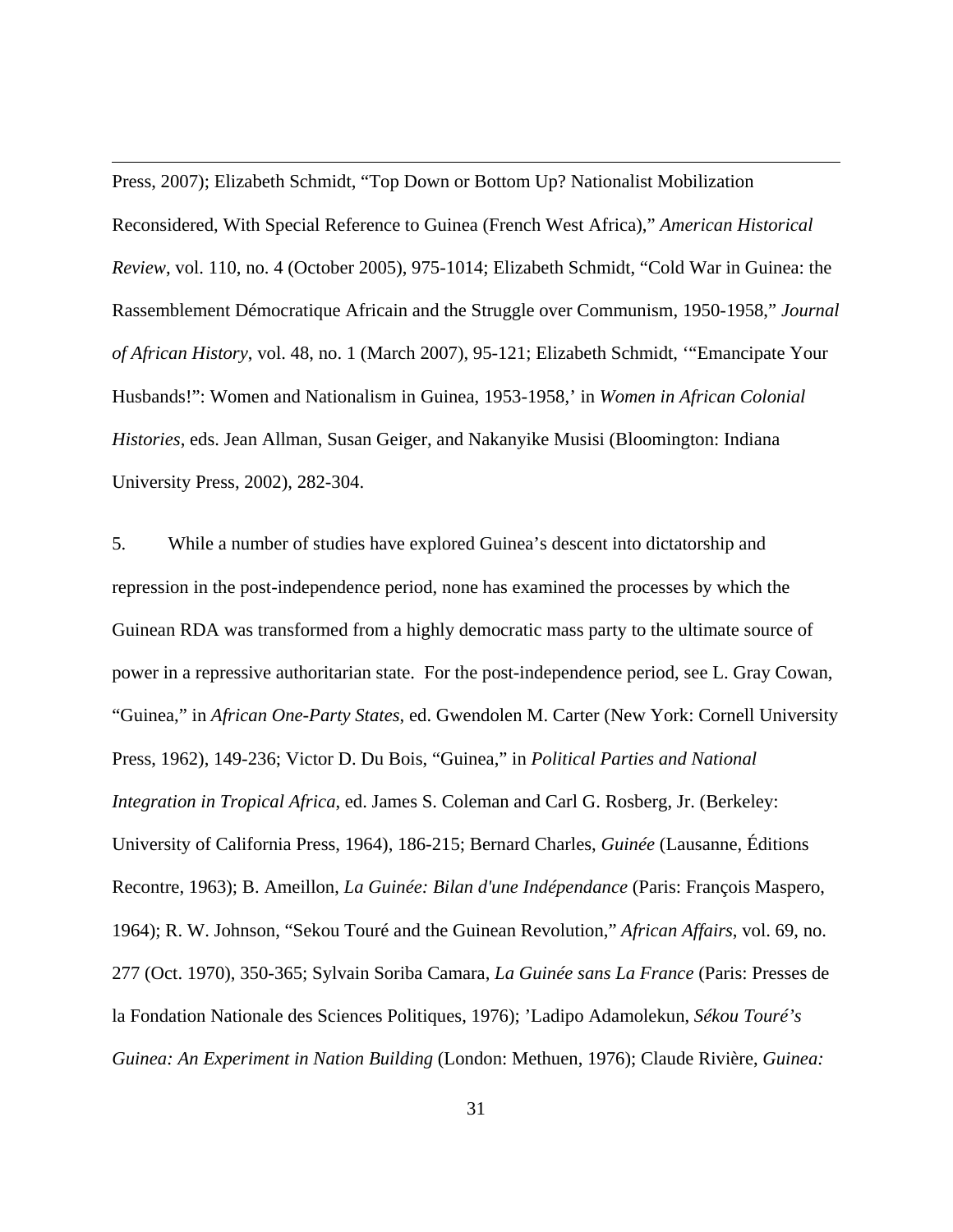Press, 2007); Elizabeth Schmidt, "Top Down or Bottom Up? Nationalist Mobilization Reconsidered, With Special Reference to Guinea (French West Africa)," *American Historical Review*, vol. 110, no. 4 (October 2005), 975-1014; Elizabeth Schmidt, "Cold War in Guinea: the Rassemblement Démocratique Africain and the Struggle over Communism, 1950-1958," *Journal of African History*, vol. 48, no. 1 (March 2007), 95-121; Elizabeth Schmidt, '"Emancipate Your Husbands!": Women and Nationalism in Guinea, 1953-1958,' in *Women in African Colonial Histories*, eds. Jean Allman, Susan Geiger, and Nakanyike Musisi (Bloomington: Indiana University Press, 2002), 282-304.

5. While a number of studies have explored Guinea's descent into dictatorship and repression in the post-independence period, none has examined the processes by which the Guinean RDA was transformed from a highly democratic mass party to the ultimate source of power in a repressive authoritarian state. For the post-independence period, see L. Gray Cowan, "Guinea," in *African One-Party States*, ed. Gwendolen M. Carter (New York: Cornell University Press, 1962), 149-236; Victor D. Du Bois, "Guinea," in *Political Parties and National Integration in Tropical Africa*, ed. James S. Coleman and Carl G. Rosberg, Jr. (Berkeley: University of California Press, 1964), 186-215; Bernard Charles, *Guinée* (Lausanne, Éditions Recontre, 1963); B. Ameillon, *La Guinée: Bilan d'une Indépendance* (Paris: François Maspero, 1964); R. W. Johnson, "Sekou Touré and the Guinean Revolution," *African Affairs*, vol. 69, no. 277 (Oct. 1970), 350-365; Sylvain Soriba Camara, *La Guinée sans La France* (Paris: Presses de la Fondation Nationale des Sciences Politiques, 1976); 'Ladipo Adamolekun, *Sékou Touré's Guinea: An Experiment in Nation Building* (London: Methuen, 1976); Claude Rivière, *Guinea:*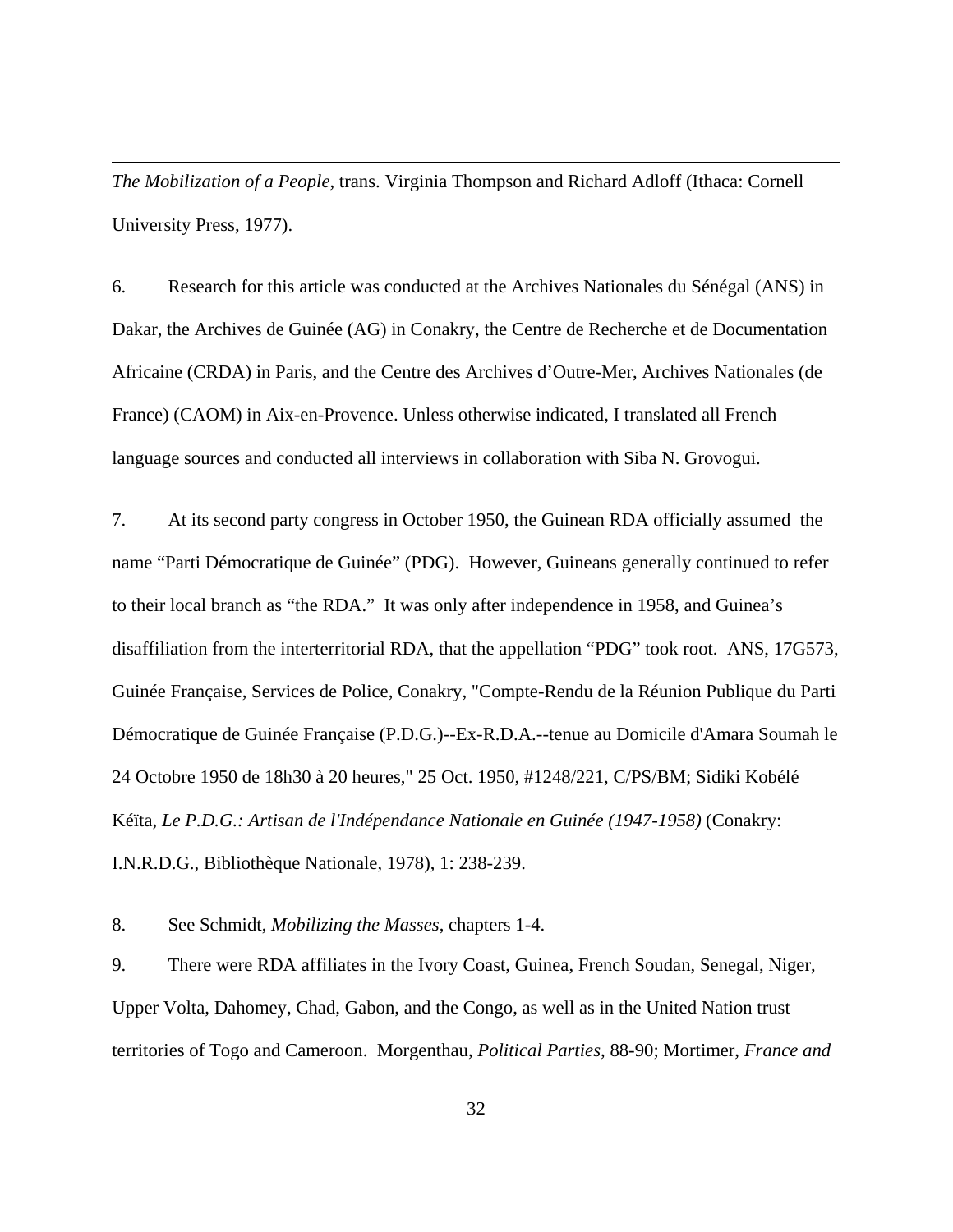*The Mobilization of a People*, trans. Virginia Thompson and Richard Adloff (Ithaca: Cornell University Press, 1977).

6. Research for this article was conducted at the Archives Nationales du Sénégal (ANS) in Dakar, the Archives de Guinée (AG) in Conakry, the Centre de Recherche et de Documentation Africaine (CRDA) in Paris, and the Centre des Archives d'Outre-Mer, Archives Nationales (de France) (CAOM) in Aix-en-Provence. Unless otherwise indicated, I translated all French language sources and conducted all interviews in collaboration with Siba N. Grovogui.

7. At its second party congress in October 1950, the Guinean RDA officially assumed the name "Parti Démocratique de Guinée" (PDG). However, Guineans generally continued to refer to their local branch as "the RDA." It was only after independence in 1958, and Guinea's disaffiliation from the interterritorial RDA, that the appellation "PDG" took root. ANS, 17G573, Guinée Française, Services de Police, Conakry, "Compte-Rendu de la Réunion Publique du Parti Démocratique de Guinée Française (P.D.G.)--Ex-R.D.A.--tenue au Domicile d'Amara Soumah le 24 Octobre 1950 de 18h30 à 20 heures," 25 Oct. 1950, #1248/221, C/PS/BM; Sidiki Kobélé Kéïta, *Le P.D.G.: Artisan de l'Indépendance Nationale en Guinée (1947-1958)* (Conakry: I.N.R.D.G., Bibliothèque Nationale, 1978), 1: 238-239.

8. See Schmidt, *Mobilizing the Masses*, chapters 1-4.

9. There were RDA affiliates in the Ivory Coast, Guinea, French Soudan, Senegal, Niger, Upper Volta, Dahomey, Chad, Gabon, and the Congo, as well as in the United Nation trust territories of Togo and Cameroon. Morgenthau, *Political Parties*, 88-90; Mortimer, *France and*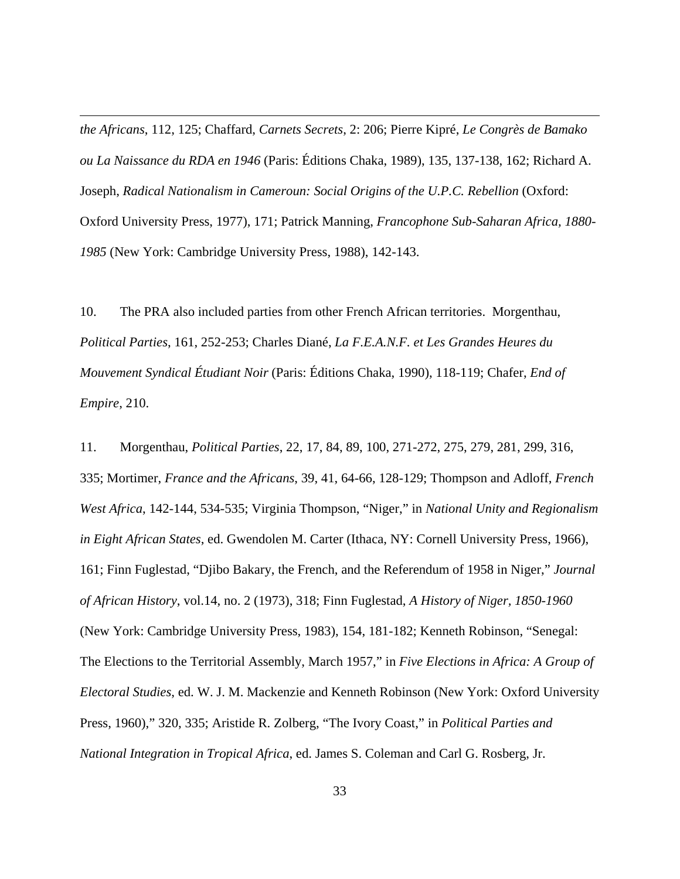*the Africans*, 112, 125; Chaffard, *Carnets Secrets*, 2: 206; Pierre Kipré, *Le Congrès de Bamako ou La Naissance du RDA en 1946* (Paris: Éditions Chaka, 1989), 135, 137-138, 162; Richard A. Joseph, *Radical Nationalism in Cameroun: Social Origins of the U.P.C. Rebellion* (Oxford: Oxford University Press, 1977), 171; Patrick Manning, *Francophone Sub-Saharan Africa, 1880-1985* (New York: Cambridge University Press, 1988), 142-143.

10. The PRA also included parties from other French African territories. Morgenthau, *Political Parties*, 161, 252-253; Charles Diané, *La F.E.A.N.F. et Les Grandes Heures du Mouvement Syndical Étudiant Noir* (Paris: Éditions Chaka, 1990), 118-119; Chafer, *End of Empire*, 210.

11. Morgenthau, *Political Parties*, 22, 17, 84, 89, 100, 271-272, 275, 279, 281, 299, 316, 335; Mortimer, *France and the Africans*, 39, 41, 64-66, 128-129; Thompson and Adloff, *French West Africa*, 142-144, 534-535; Virginia Thompson, "Niger," in *National Unity and Regionalism in Eight African States*, ed. Gwendolen M. Carter (Ithaca, NY: Cornell University Press, 1966), 161; Finn Fuglestad, "Djibo Bakary, the French, and the Referendum of 1958 in Niger," *Journal of African History*, vol.14, no. 2 (1973), 318; Finn Fuglestad, *A History of Niger, 1850-1960* (New York: Cambridge University Press, 1983), 154, 181-182; Kenneth Robinson, "Senegal: The Elections to the Territorial Assembly, March 1957," in *Five Elections in Africa: A Group of Electoral Studies*, ed. W. J. M. Mackenzie and Kenneth Robinson (New York: Oxford University Press, 1960)," 320, 335; Aristide R. Zolberg, "The Ivory Coast," in *Political Parties and National Integration in Tropical Africa*, ed. James S. Coleman and Carl G. Rosberg, Jr.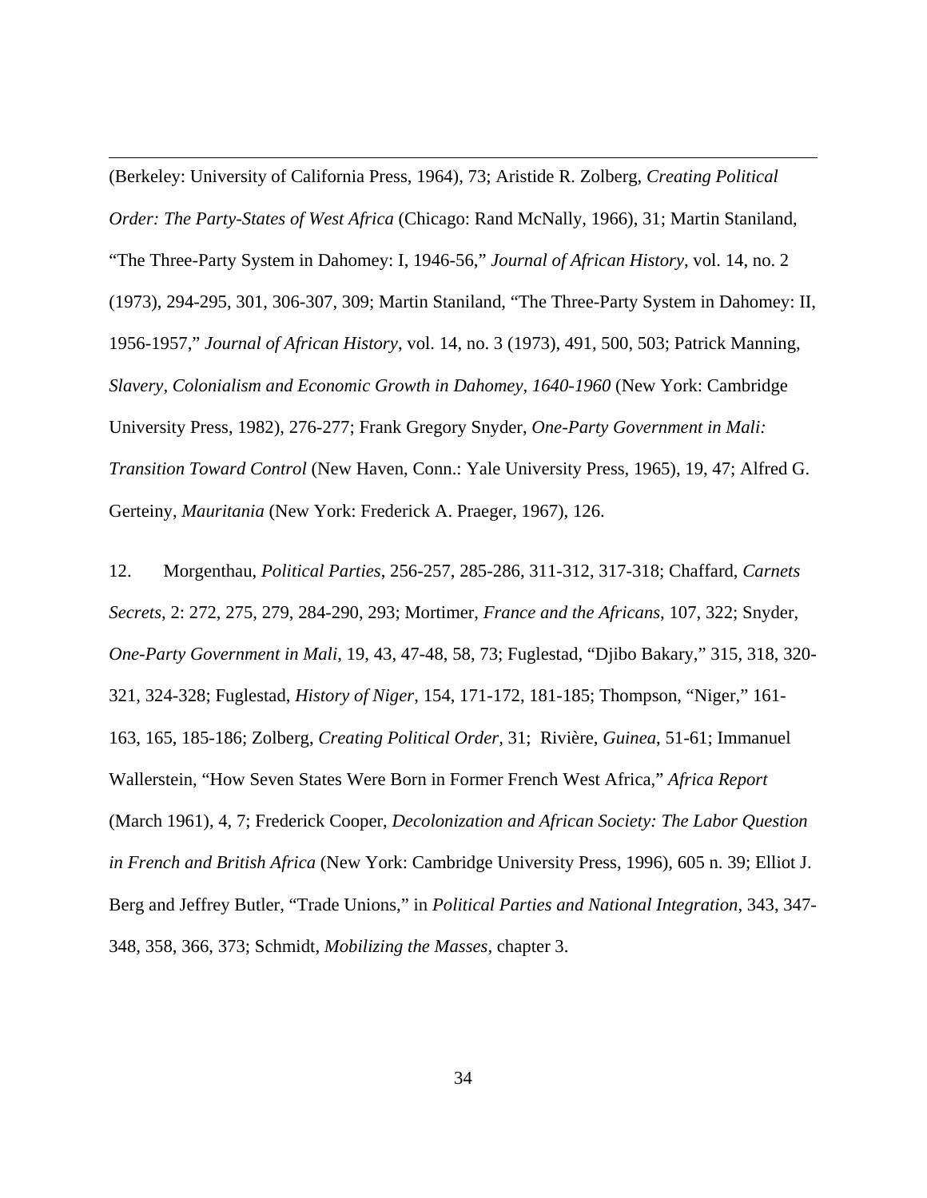(Berkeley: University of California Press, 1964), 73; Aristide R. Zolberg, *Creating Political Order: The Party-States of West Africa* (Chicago: Rand McNally, 1966), 31; Martin Staniland, "The Three-Party System in Dahomey: I, 1946-56," *Journal of African History*, vol. 14, no. 2 (1973), 294-295, 301, 306-307, 309; Martin Staniland, "The Three-Party System in Dahomey: II, 1956-1957," *Journal of African History*, vol. 14, no. 3 (1973), 491, 500, 503; Patrick Manning, *Slavery, Colonialism and Economic Growth in Dahomey, 1640-1960* (New York: Cambridge University Press, 1982), 276-277; Frank Gregory Snyder, *One-Party Government in Mali: Transition Toward Control* (New Haven, Conn.: Yale University Press, 1965), 19, 47; Alfred G. Gerteiny, *Mauritania* (New York: Frederick A. Praeger, 1967), 126.

12. Morgenthau, *Political Parties*, 256-257, 285-286, 311-312, 317-318; Chaffard, *Carnets Secrets*, 2: 272, 275, 279, 284-290, 293; Mortimer, *France and the Africans*, 107, 322; Snyder, *One-Party Government in Mali*, 19, 43, 47-48, 58, 73; Fuglestad, "Djibo Bakary," 315, 318, 320-321, 324-328; Fuglestad, *History of Niger*, 154, 171-172, 181-185; Thompson, "Niger," 161-163, 165, 185-186; Zolberg, *Creating Political Order*, 31; Rivière, *Guinea*, 51-61; Immanuel Wallerstein, "How Seven States Were Born in Former French West Africa," *Africa Report* (March 1961), 4, 7; Frederick Cooper, *Decolonization and African Society: The Labor Question in French and British Africa* (New York: Cambridge University Press, 1996), 605 n. 39; Elliot J. Berg and Jeffrey Butler, "Trade Unions," in *Political Parties and National Integration*, 343, 347-348, 358, 366, 373; Schmidt, *Mobilizing the Masses*, chapter 3.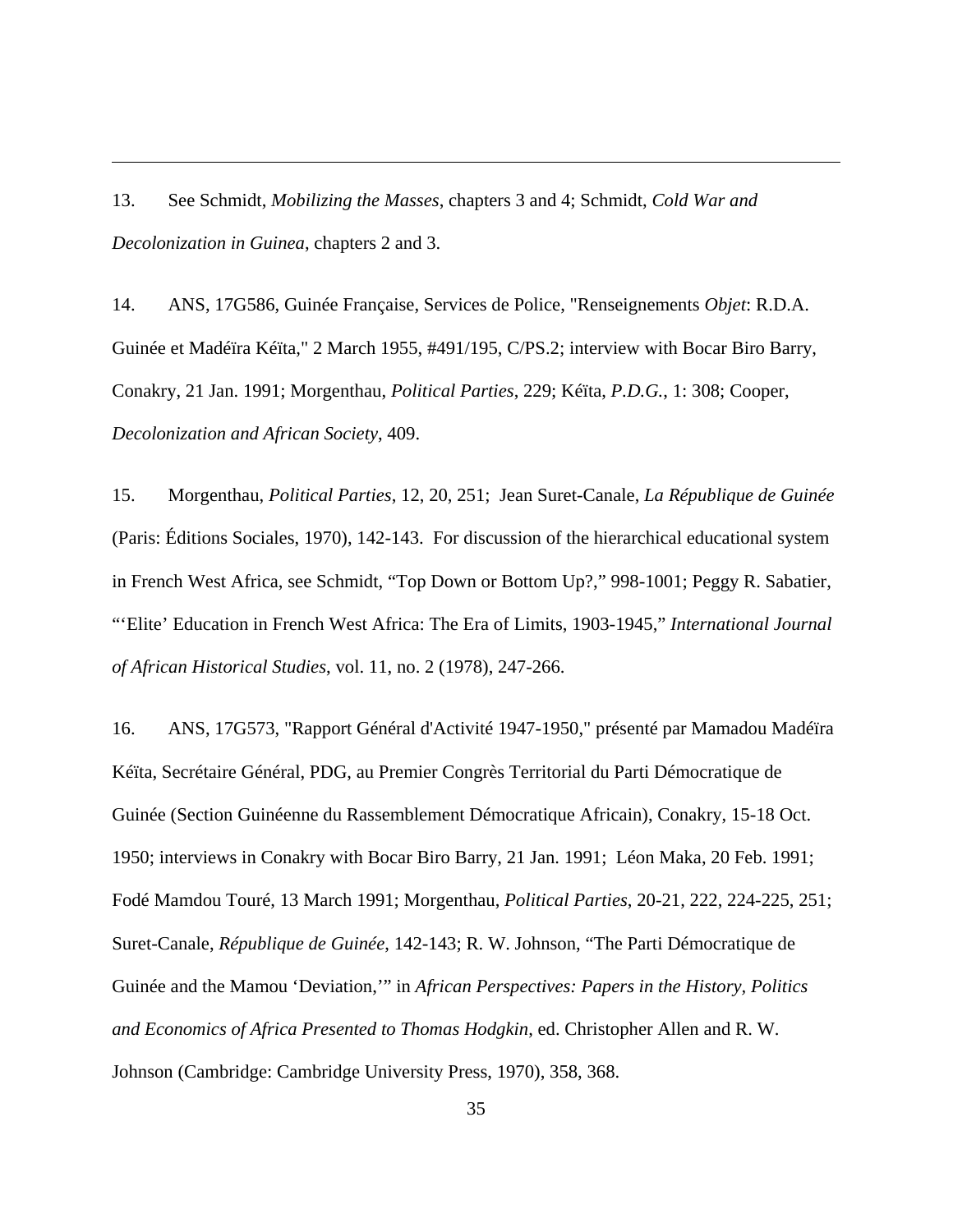13. See Schmidt, *Mobilizing the Masses*, chapters 3 and 4; Schmidt, *Cold War and Decolonization in Guinea*, chapters 2 and 3.

14. ANS, 17G586, Guinée Française, Services de Police, "Renseignements *Objet*: R.D.A. Guinée et Madéïra Kéïta," 2 March 1955, #491/195, C/PS.2; interview with Bocar Biro Barry, Conakry, 21 Jan. 1991; Morgenthau, *Political Parties*, 229; Kéïta, *P.D.G.*, 1: 308; Cooper, *Decolonization and African Society*, 409.

15. Morgenthau, *Political Parties*, 12, 20, 251; Jean Suret-Canale, *La République de Guinée* (Paris: Éditions Sociales, 1970), 142-143. For discussion of the hierarchical educational system in French West Africa, see Schmidt, "Top Down or Bottom Up?," 998-1001; Peggy R. Sabatier, "'Elite' Education in French West Africa: The Era of Limits, 1903-1945," *International Journal of African Historical Studies*, vol. 11, no. 2 (1978), 247-266.

16. ANS, 17G573, "Rapport Général d'Activité 1947-1950," présenté par Mamadou Madéïra Kéïta, Secrétaire Général, PDG, au Premier Congrès Territorial du Parti Démocratique de Guinée (Section Guinéenne du Rassemblement Démocratique Africain), Conakry, 15-18 Oct. 1950; interviews in Conakry with Bocar Biro Barry, 21 Jan. 1991; Léon Maka, 20 Feb. 1991; Fodé Mamdou Touré, 13 March 1991; Morgenthau, *Political Parties*, 20-21, 222, 224-225, 251; Suret-Canale, *République de Guinée*, 142-143; R. W. Johnson, "The Parti Démocratique de Guinée and the Mamou 'Deviation,'" in *African Perspectives: Papers in the History, Politics and Economics of Africa Presented to Thomas Hodgkin*, ed. Christopher Allen and R. W. Johnson (Cambridge: Cambridge University Press, 1970), 358, 368.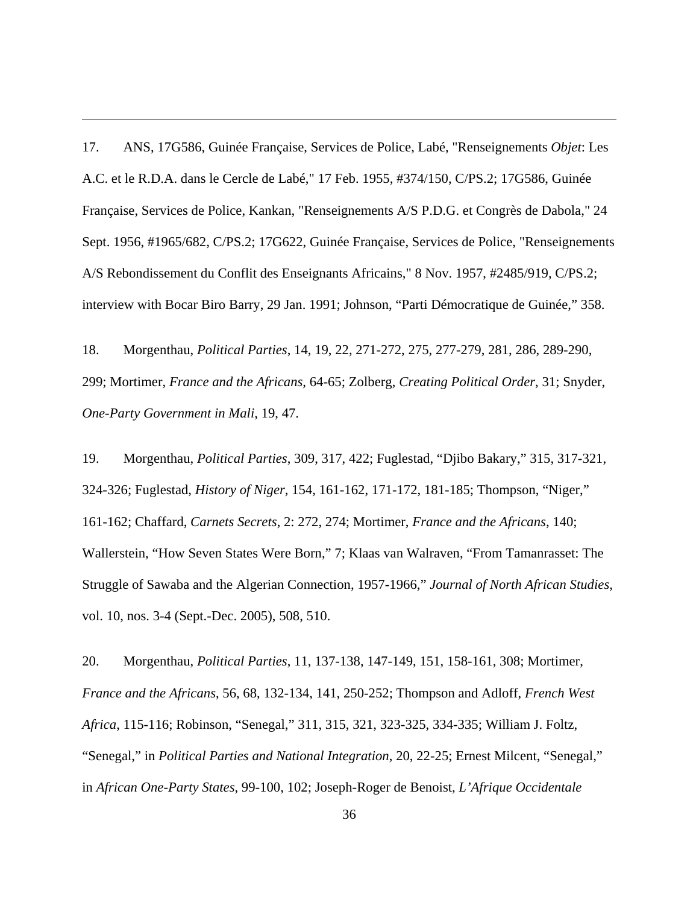17. ANS, 17G586, Guinée Française, Services de Police, Labé, "Renseignements *Objet*: Les A.C. et le R.D.A. dans le Cercle de Labé," 17 Feb. 1955, #374/150, C/PS.2; 17G586, Guinée Française, Services de Police, Kankan, "Renseignements A/S P.D.G. et Congrès de Dabola," 24 Sept. 1956, #1965/682, C/PS.2; 17G622, Guinée Française, Services de Police, "Renseignements A/S Rebondissement du Conflit des Enseignants Africains," 8 Nov. 1957, #2485/919, C/PS.2; interview with Bocar Biro Barry, 29 Jan. 1991; Johnson, "Parti Démocratique de Guinée," 358.

18. Morgenthau, *Political Parties*, 14, 19, 22, 271-272, 275, 277-279, 281, 286, 289-290, 299; Mortimer, *France and the Africans*, 64-65; Zolberg, *Creating Political Order*, 31; Snyder, *One-Party Government in Mali*, 19, 47.

19. Morgenthau, *Political Parties*, 309, 317, 422; Fuglestad, "Djibo Bakary," 315, 317-321, 324-326; Fuglestad, *History of Niger*, 154, 161-162, 171-172, 181-185; Thompson, "Niger," 161-162; Chaffard, *Carnets Secrets*, 2: 272, 274; Mortimer, *France and the Africans*, 140; Wallerstein, "How Seven States Were Born," 7; Klaas van Walraven, "From Tamanrasset: The Struggle of Sawaba and the Algerian Connection, 1957-1966," *Journal of North African Studies*, vol. 10, nos. 3-4 (Sept.-Dec. 2005), 508, 510.

20. Morgenthau, *Political Parties*, 11, 137-138, 147-149, 151, 158-161, 308; Mortimer, *France and the Africans*, 56, 68, 132-134, 141, 250-252; Thompson and Adloff, *French West Africa*, 115-116; Robinson, "Senegal," 311, 315, 321, 323-325, 334-335; William J. Foltz, "Senegal," in *Political Parties and National Integration*, 20, 22-25; Ernest Milcent, "Senegal," in *African One-Party States*, 99-100, 102; Joseph-Roger de Benoist, *L'Afrique Occidentale*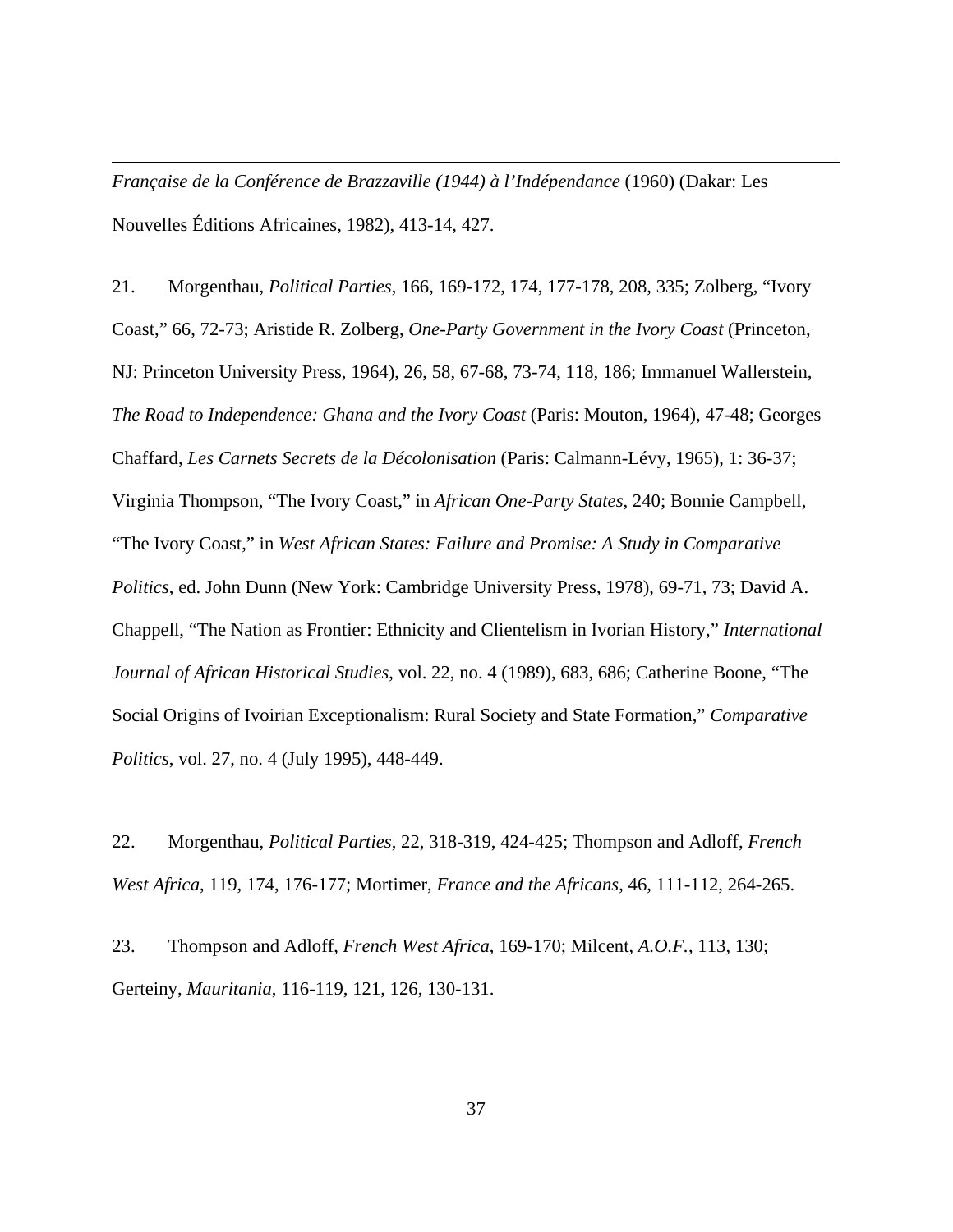*Française de la Conférence de Brazzaville (1944) à l'Indépendance* (1960) (Dakar: Les Nouvelles Éditions Africaines, 1982), 413-14, 427.

21. Morgenthau, *Political Parties*, 166, 169-172, 174, 177-178, 208, 335; Zolberg, "Ivory Coast," 66, 72-73; Aristide R. Zolberg, *One-Party Government in the Ivory Coast* (Princeton, NJ: Princeton University Press, 1964), 26, 58, 67-68, 73-74, 118, 186; Immanuel Wallerstein, *The Road to Independence: Ghana and the Ivory Coast* (Paris: Mouton, 1964), 47-48; Georges Chaffard, *Les Carnets Secrets de la Décolonisation* (Paris: Calmann-Lévy, 1965), 1: 36-37; Virginia Thompson, "The Ivory Coast," in *African One-Party States*, 240; Bonnie Campbell, "The Ivory Coast," in *West African States: Failure and Promise: A Study in Comparative Politics*, ed. John Dunn (New York: Cambridge University Press, 1978), 69-71, 73; David A. Chappell, "The Nation as Frontier: Ethnicity and Clientelism in Ivorian History," *International Journal of African Historical Studies*, vol. 22, no. 4 (1989), 683, 686; Catherine Boone, "The Social Origins of Ivoirian Exceptionalism: Rural Society and State Formation," *Comparative Politics*, vol. 27, no. 4 (July 1995), 448-449.

22. Morgenthau, *Political Parties*, 22, 318-319, 424-425; Thompson and Adloff, *French West Africa*, 119, 174, 176-177; Mortimer, *France and the Africans*, 46, 111-112, 264-265.

23. Thompson and Adloff, *French West Africa*, 169-170; Milcent, *A.O.F.*, 113, 130; Gerteiny, *Mauritania*, 116-119, 121, 126, 130-131.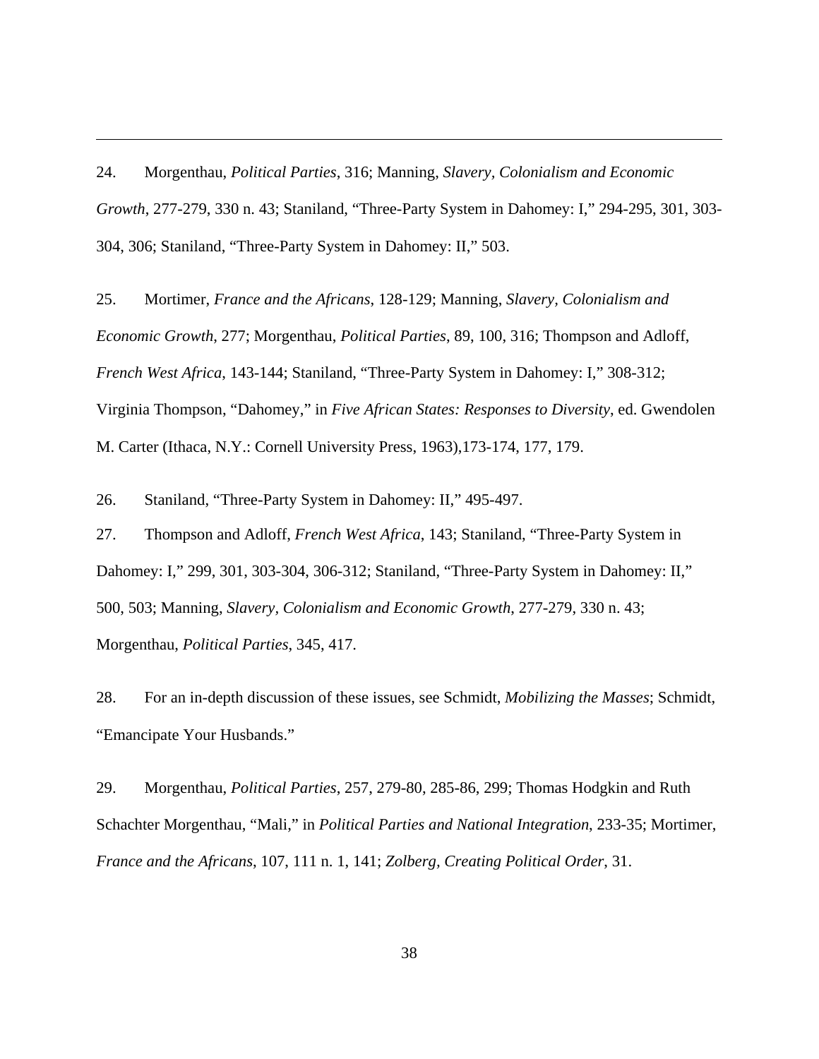24. Morgenthau, *Political Parties*, 316; Manning, *Slavery, Colonialism and Economic Growth*, 277-279, 330 n. 43; Staniland, "Three-Party System in Dahomey: I," 294-295, 301, 303-304, 306; Staniland, "Three-Party System in Dahomey: II," 503.

25. Mortimer, *France and the Africans*, 128-129; Manning, *Slavery, Colonialism and Economic Growth*, 277; Morgenthau, *Political Parties*, 89, 100, 316; Thompson and Adloff, *French West Africa*, 143-144; Staniland, "Three-Party System in Dahomey: I," 308-312; Virginia Thompson, "Dahomey," in *Five African States: Responses to Diversity*, ed. Gwendolen M. Carter (Ithaca, N.Y.: Cornell University Press, 1963),173-174, 177, 179.

26. Staniland, "Three-Party System in Dahomey: II," 495-497.

27. Thompson and Adloff, *French West Africa*, 143; Staniland, "Three-Party System in Dahomey: I," 299, 301, 303-304, 306-312; Staniland, "Three-Party System in Dahomey: II," 500, 503; Manning, *Slavery, Colonialism and Economic Growth*, 277-279, 330 n. 43; Morgenthau, *Political Parties*, 345, 417.

28. For an in-depth discussion of these issues, see Schmidt, *Mobilizing the Masses*; Schmidt, "Emancipate Your Husbands."

29. Morgenthau, *Political Parties*, 257, 279-80, 285-86, 299; Thomas Hodgkin and Ruth Schachter Morgenthau, "Mali," in *Political Parties and National Integration*, 233-35; Mortimer, *France and the Africans*, 107, 111 n. 1, 141; *Zolberg, Creating Political Order*, 31.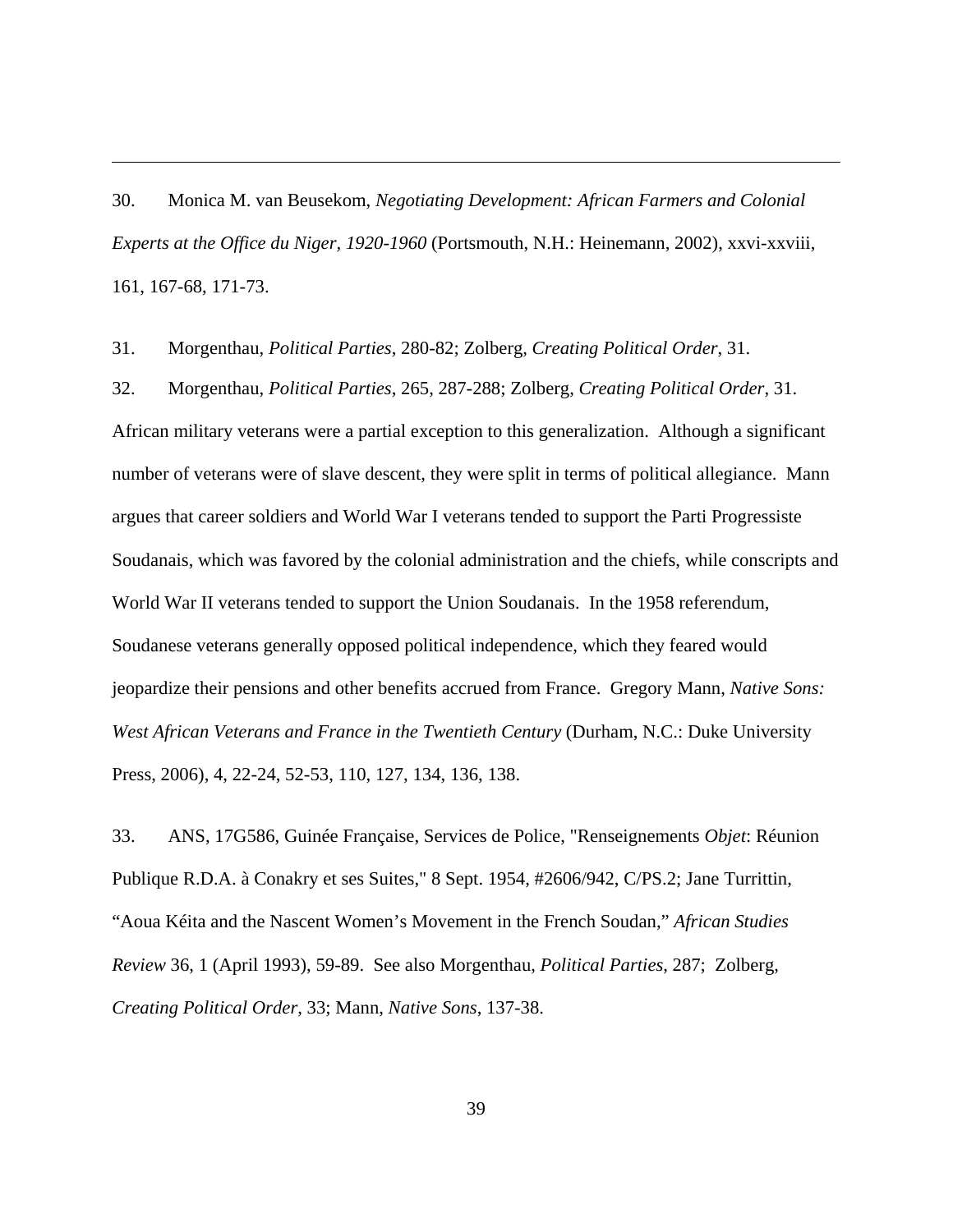30. Monica M. van Beusekom, *Negotiating Development: African Farmers and Colonial Experts at the Office du Niger, 1920-1960* (Portsmouth, N.H.: Heinemann, 2002), xxvi-xxviii, 161, 167-68, 171-73.

31. Morgenthau, *Political Parties*, 280-82; Zolberg, *Creating Political Order*, 31.

32. Morgenthau, *Political Parties*, 265, 287-288; Zolberg, *Creating Political Order*, 31. African military veterans were a partial exception to this generalization. Although a significant number of veterans were of slave descent, they were split in terms of political allegiance. Mann argues that career soldiers and World War I veterans tended to support the Parti Progressiste Soudanais, which was favored by the colonial administration and the chiefs, while conscripts and World War II veterans tended to support the Union Soudanais. In the 1958 referendum, Soudanese veterans generally opposed political independence, which they feared would jeopardize their pensions and other benefits accrued from France. Gregory Mann, *Native Sons: West African Veterans and France in the Twentieth Century* (Durham, N.C.: Duke University Press, 2006), 4, 22-24, 52-53, 110, 127, 134, 136, 138.

33. ANS, 17G586, Guinée Française, Services de Police, "Renseignements *Objet*: Réunion Publique R.D.A. à Conakry et ses Suites," 8 Sept. 1954, #2606/942, C/PS.2; Jane Turrittin, "Aoua Kéita and the Nascent Women's Movement in the French Soudan," *African Studies Review* 36, 1 (April 1993), 59-89. See also Morgenthau, *Political Parties*, 287; Zolberg, *Creating Political Order*, 33; Mann, *Native Sons*, 137-38.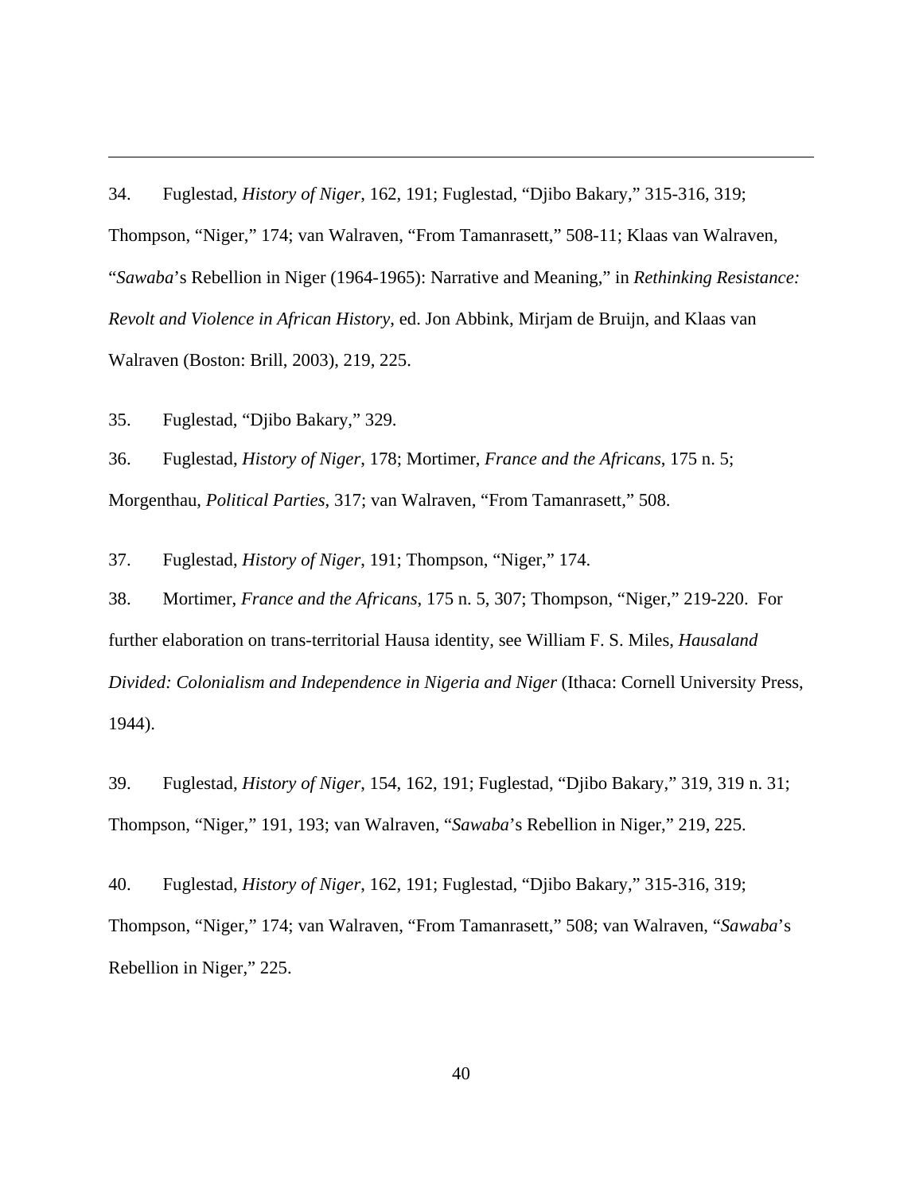34. Fuglestad, *History of Niger*, 162, 191; Fuglestad, "Djibo Bakary," 315-316, 319; Thompson, "Niger," 174; van Walraven, "From Tamanrasett," 508-11; Klaas van Walraven, "*Sawaba*'s Rebellion in Niger (1964-1965): Narrative and Meaning," in *Rethinking Resistance: Revolt and Violence in African History*, ed. Jon Abbink, Mirjam de Bruijn, and Klaas van Walraven (Boston: Brill, 2003), 219, 225.

35. Fuglestad, "Djibo Bakary," 329.

36. Fuglestad, *History of Niger*, 178; Mortimer, *France and the Africans*, 175 n. 5; Morgenthau, *Political Parties*, 317; van Walraven, "From Tamanrasett," 508.

37. Fuglestad, *History of Niger*, 191; Thompson, "Niger," 174.

38. Mortimer, *France and the Africans*, 175 n. 5, 307; Thompson, "Niger," 219-220. For further elaboration on trans-territorial Hausa identity, see William F. S. Miles, *Hausaland Divided: Colonialism and Independence in Nigeria and Niger* (Ithaca: Cornell University Press, 1944).

39. Fuglestad, *History of Niger*, 154, 162, 191; Fuglestad, "Djibo Bakary," 319, 319 n. 31; Thompson, "Niger," 191, 193; van Walraven, "*Sawaba*'s Rebellion in Niger," 219, 225.

40. Fuglestad, *History of Niger*, 162, 191; Fuglestad, "Djibo Bakary," 315-316, 319; Thompson, "Niger," 174; van Walraven, "From Tamanrasett," 508; van Walraven, "*Sawaba*'s Rebellion in Niger," 225.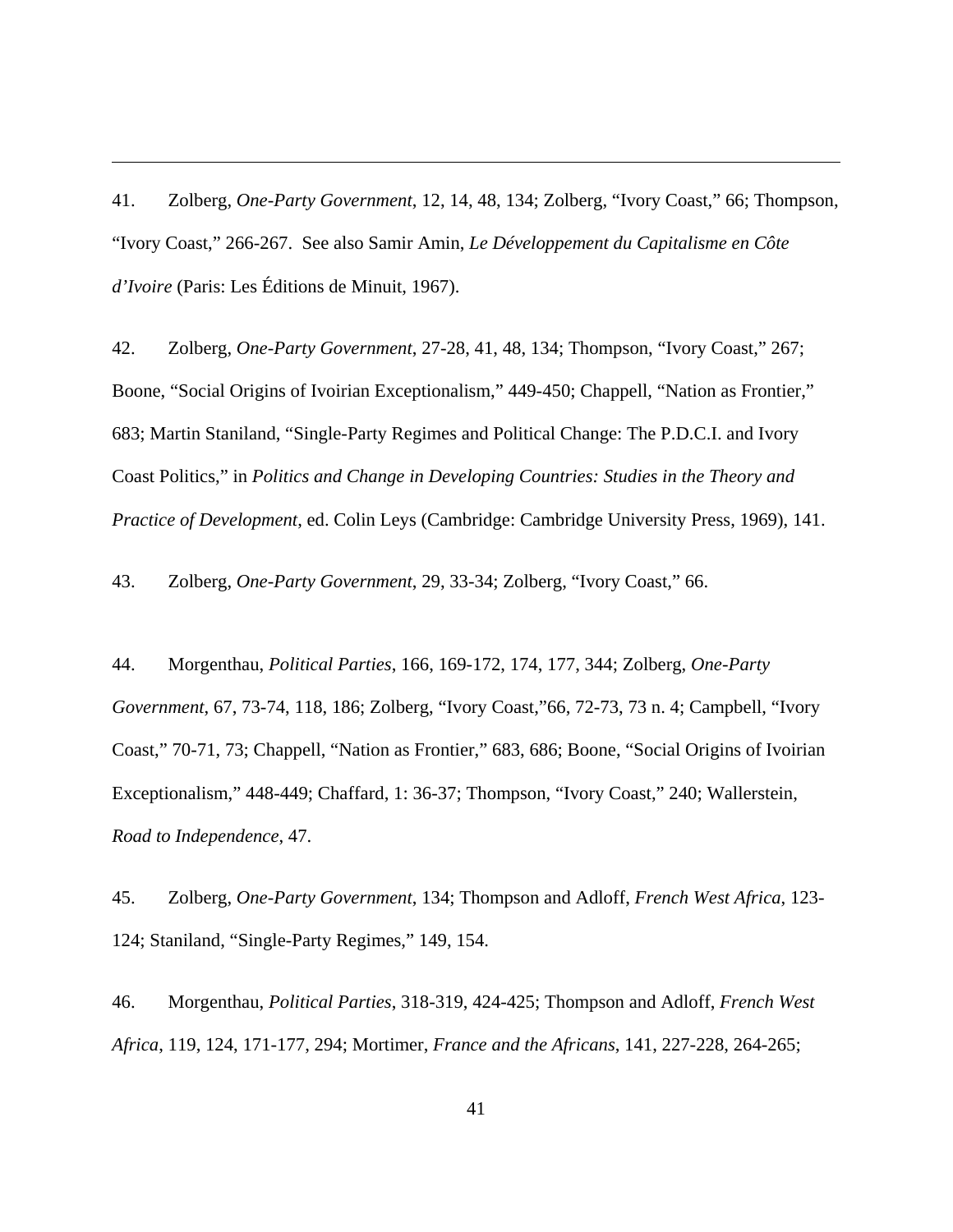41. Zolberg, *One-Party Government*, 12, 14, 48, 134; Zolberg, “Ivory Coast,” 66; Thompson, “Ivory Coast,” 266-267. See also Samir Amin, *Le Développement du Capitalisme en Côte d’Ivoire* (Paris: Les Éditions de Minuit, 1967).

42. Zolberg, *One-Party Government*, 27-28, 41, 48, 134; Thompson, “Ivory Coast,” 267; Boone, “Social Origins of Ivoirian Exceptionalism,” 449-450; Chappell, “Nation as Frontier,” 683; Martin Staniland, “Single-Party Regimes and Political Change: The P.D.C.I. and Ivory Coast Politics,” in *Politics and Change in Developing Countries: Studies in the Theory and Practice of Development*, ed. Colin Leys (Cambridge: Cambridge University Press, 1969), 141.

43. Zolberg, *One-Party Government*, 29, 33-34; Zolberg, “Ivory Coast,” 66.

44. Morgenthau, *Political Parties*, 166, 169-172, 174, 177, 344; Zolberg, *One-Party Government*, 67, 73-74, 118, 186; Zolberg, “Ivory Coast,”66, 72-73, 73 n. 4; Campbell, “Ivory Coast,” 70-71, 73; Chappell, “Nation as Frontier,” 683, 686; Boone, “Social Origins of Ivoirian Exceptionalism,” 448-449; Chaffard, 1: 36-37; Thompson, “Ivory Coast,” 240; Wallerstein, *Road to Independence*, 47.

45. Zolberg, *One-Party Government*, 134; Thompson and Adloff, *French West Africa*, 123-124; Staniland, “Single-Party Regimes,” 149, 154.

46. Morgenthau, *Political Parties*, 318-319, 424-425; Thompson and Adloff, *French West Africa*, 119, 124, 171-177, 294; Mortimer, *France and the Africans*, 141, 227-228, 264-265;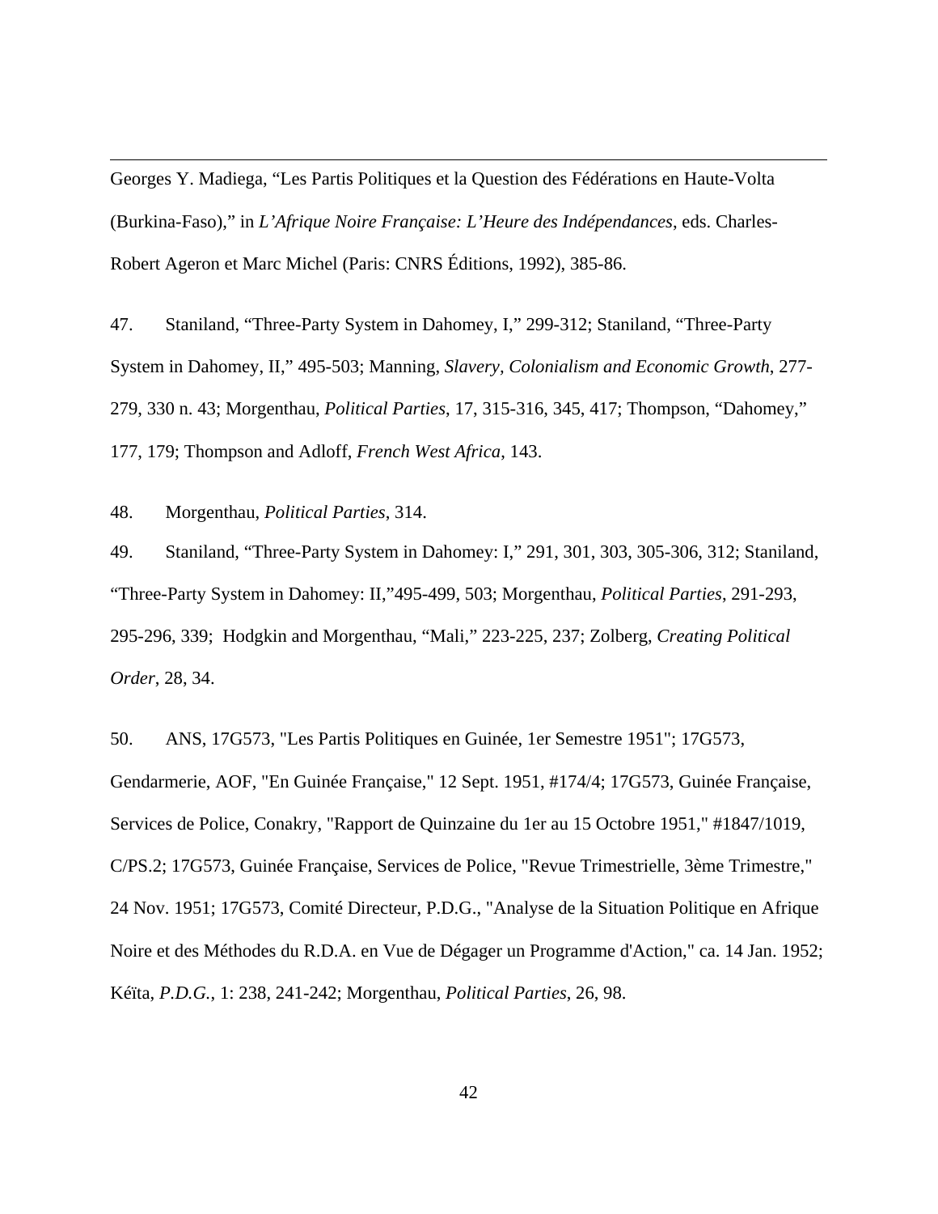Georges Y. Madiega, "Les Partis Politiques et la Question des Fédérations en Haute-Volta (Burkina-Faso)," in *L'Afrique Noire Française: L'Heure des Indépendances*, eds. Charles-Robert Ageron et Marc Michel (Paris: CNRS Éditions, 1992), 385-86.

47. Staniland, "Three-Party System in Dahomey, I," 299-312; Staniland, "Three-Party System in Dahomey, II," 495-503; Manning, *Slavery, Colonialism and Economic Growth*, 277-279, 330 n. 43; Morgenthau, *Political Parties*, 17, 315-316, 345, 417; Thompson, "Dahomey," 177, 179; Thompson and Adloff, *French West Africa*, 143.

48. Morgenthau, *Political Parties*, 314.

49. Staniland, "Three-Party System in Dahomey: I," 291, 301, 303, 305-306, 312; Staniland, "Three-Party System in Dahomey: II,"495-499, 503; Morgenthau, *Political Parties*, 291-293, 295-296, 339; Hodgkin and Morgenthau, "Mali," 223-225, 237; Zolberg, *Creating Political Order*, 28, 34.

50. ANS, 17G573, "Les Partis Politiques en Guinée, 1er Semestre 1951"; 17G573, Gendarmerie, AOF, "En Guinée Française," 12 Sept. 1951, #174/4; 17G573, Guinée Française, Services de Police, Conakry, "Rapport de Quinzaine du 1er au 15 Octobre 1951," #1847/1019, C/PS.2; 17G573, Guinée Française, Services de Police, "Revue Trimestrielle, 3ème Trimestre," 24 Nov. 1951; 17G573, Comité Directeur, P.D.G., "Analyse de la Situation Politique en Afrique Noire et des Méthodes du R.D.A. en Vue de Dégager un Programme d'Action," ca. 14 Jan. 1952; Kéïta, *P.D.G.*, 1: 238, 241-242; Morgenthau, *Political Parties*, 26, 98.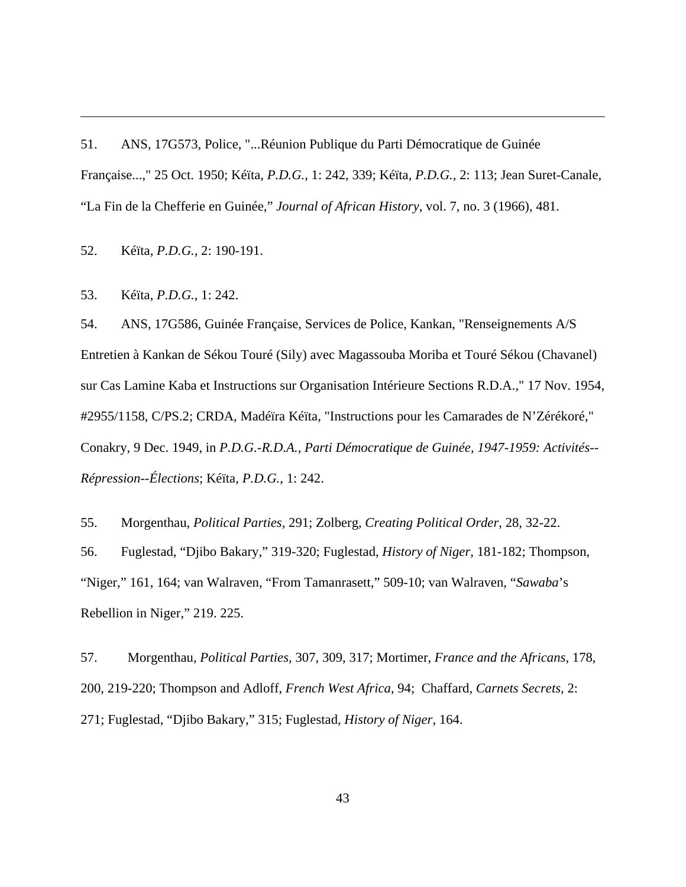51. ANS, 17G573, Police, "...Réunion Publique du Parti Démocratique de Guinée Française...," 25 Oct. 1950; Kéïta, *P.D.G.*, 1: 242, 339; Kéïta, *P.D.G.*, 2: 113; Jean Suret-Canale, "La Fin de la Chefferie en Guinée," *Journal of African History*, vol. 7, no. 3 (1966), 481.

52. Kéïta, *P.D.G.*, 2: 190-191.

53. Kéïta, *P.D.G.*, 1: 242.

54. ANS, 17G586, Guinée Française, Services de Police, Kankan, "Renseignements A/S Entretien à Kankan de Sékou Touré (Sily) avec Magassouba Moriba et Touré Sékou (Chavanel) sur Cas Lamine Kaba et Instructions sur Organisation Intérieure Sections R.D.A.," 17 Nov. 1954, #2955/1158, C/PS.2; CRDA, Madéïra Kéïta, "Instructions pour les Camarades de N'Zérékoré," Conakry, 9 Dec. 1949, in *P.D.G.-R.D.A., Parti Démocratique de Guinée, 1947-1959: Activités--Répression--Élections*; Kéïta, *P.D.G.*, 1: 242.

55. Morgenthau, *Political Parties*, 291; Zolberg, *Creating Political Order*, 28, 32-22.

56. Fuglestad, "Djibo Bakary," 319-320; Fuglestad, *History of Niger*, 181-182; Thompson, "Niger," 161, 164; van Walraven, "From Tamanrasett," 509-10; van Walraven, "*Sawaba*'s Rebellion in Niger," 219. 225.

57. Morgenthau, *Political Parties*, 307, 309, 317; Mortimer, *France and the Africans*, 178, 200, 219-220; Thompson and Adloff, *French West Africa*, 94; Chaffard, *Carnets Secrets*, 2: 271; Fuglestad, "Djibo Bakary," 315; Fuglestad, *History of Niger*, 164.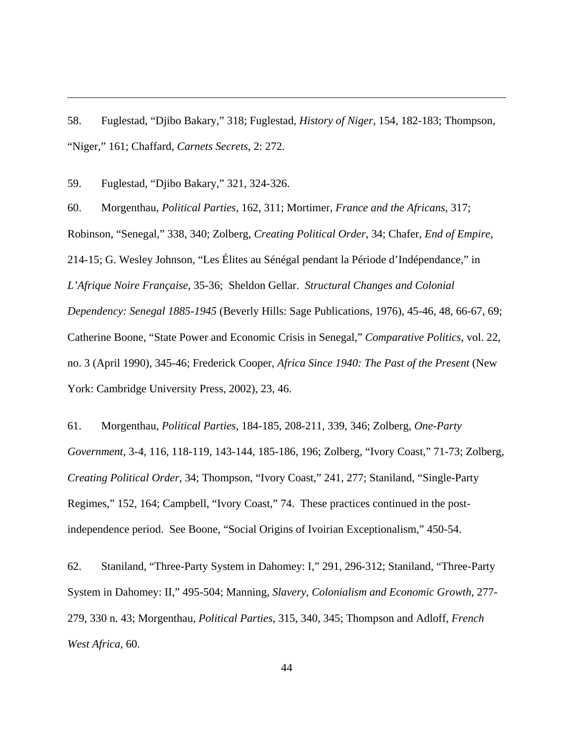58. Fuglestad, "Djibo Bakary," 318; Fuglestad, *History of Niger*, 154, 182-183; Thompson, "Niger," 161; Chaffard, *Carnets Secrets*, 2: 272.

59. Fuglestad, "Djibo Bakary," 321, 324-326.

60. Morgenthau, *Political Parties*, 162, 311; Mortimer, *France and the Africans*, 317; Robinson, "Senegal," 338, 340; Zolberg, *Creating Political Order*, 34; Chafer, *End of Empire*, 214-15; G. Wesley Johnson, "Les Élites au Sénégal pendant la Période d'Indépendance," in *L'Afrique Noire Française*, 35-36; Sheldon Gellar. *Structural Changes and Colonial Dependency: Senegal 1885-1945* (Beverly Hills: Sage Publications, 1976), 45-46, 48, 66-67, 69; Catherine Boone, "State Power and Economic Crisis in Senegal," *Comparative Politics*, vol. 22, no. 3 (April 1990), 345-46; Frederick Cooper, *Africa Since 1940: The Past of the Present* (New York: Cambridge University Press, 2002), 23, 46.

61. Morgenthau, *Political Parties*, 184-185, 208-211, 339, 346; Zolberg, *One-Party Government*, 3-4, 116, 118-119, 143-144, 185-186, 196; Zolberg, "Ivory Coast," 71-73; Zolberg, *Creating Political Order*, 34; Thompson, "Ivory Coast," 241, 277; Staniland, "Single-Party Regimes," 152, 164; Campbell, "Ivory Coast," 74. These practices continued in the post-independence period. See Boone, "Social Origins of Ivoirian Exceptionalism," 450-54.

62. Staniland, "Three-Party System in Dahomey: I," 291, 296-312; Staniland, "Three-Party System in Dahomey: II," 495-504; Manning, *Slavery, Colonialism and Economic Growth*, 277-279, 330 n. 43; Morgenthau, *Political Parties*, 315, 340, 345; Thompson and Adloff, *French West Africa*, 60.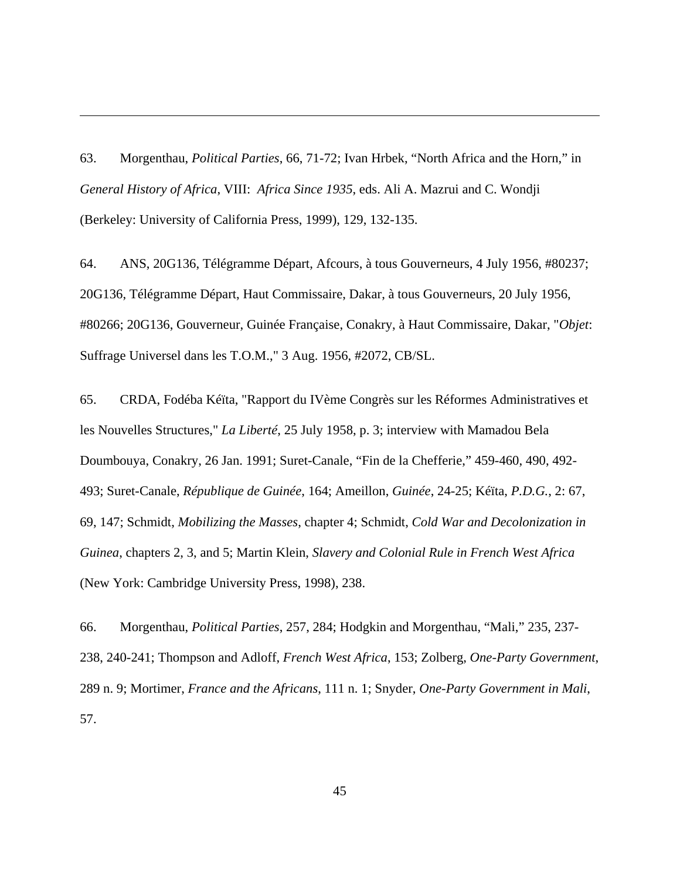63. Morgenthau, *Political Parties*, 66, 71-72; Ivan Hrbek, "North Africa and the Horn," in *General History of Africa*, VIII: *Africa Since 1935*, eds. Ali A. Mazrui and C. Wondji (Berkeley: University of California Press, 1999), 129, 132-135.

64. ANS, 20G136, Télégramme Départ, Afcours, à tous Gouverneurs, 4 July 1956, #80237; 20G136, Télégramme Départ, Haut Commissaire, Dakar, à tous Gouverneurs, 20 July 1956, #80266; 20G136, Gouverneur, Guinée Française, Conakry, à Haut Commissaire, Dakar, "*Objet*: Suffrage Universel dans les T.O.M.," 3 Aug. 1956, #2072, CB/SL.

65. CRDA, Fodéba Kéïta, "Rapport du IVème Congrès sur les Réformes Administratives et les Nouvelles Structures," *La Liberté*, 25 July 1958, p. 3; interview with Mamadou Bela Doumbouya, Conakry, 26 Jan. 1991; Suret-Canale, "Fin de la Chefferie," 459-460, 490, 492-493; Suret-Canale, *République de Guinée*, 164; Ameillon, *Guinée*, 24-25; Kéïta, *P.D.G.*, 2: 67, 69, 147; Schmidt, *Mobilizing the Masses*, chapter 4; Schmidt, *Cold War and Decolonization in Guinea*, chapters 2, 3, and 5; Martin Klein, *Slavery and Colonial Rule in French West Africa* (New York: Cambridge University Press, 1998), 238.

66. Morgenthau, *Political Parties*, 257, 284; Hodgkin and Morgenthau, "Mali," 235, 237-238, 240-241; Thompson and Adloff, *French West Africa*, 153; Zolberg, *One-Party Government*, 289 n. 9; Mortimer, *France and the Africans*, 111 n. 1; Snyder, *One-Party Government in Mali*, 57.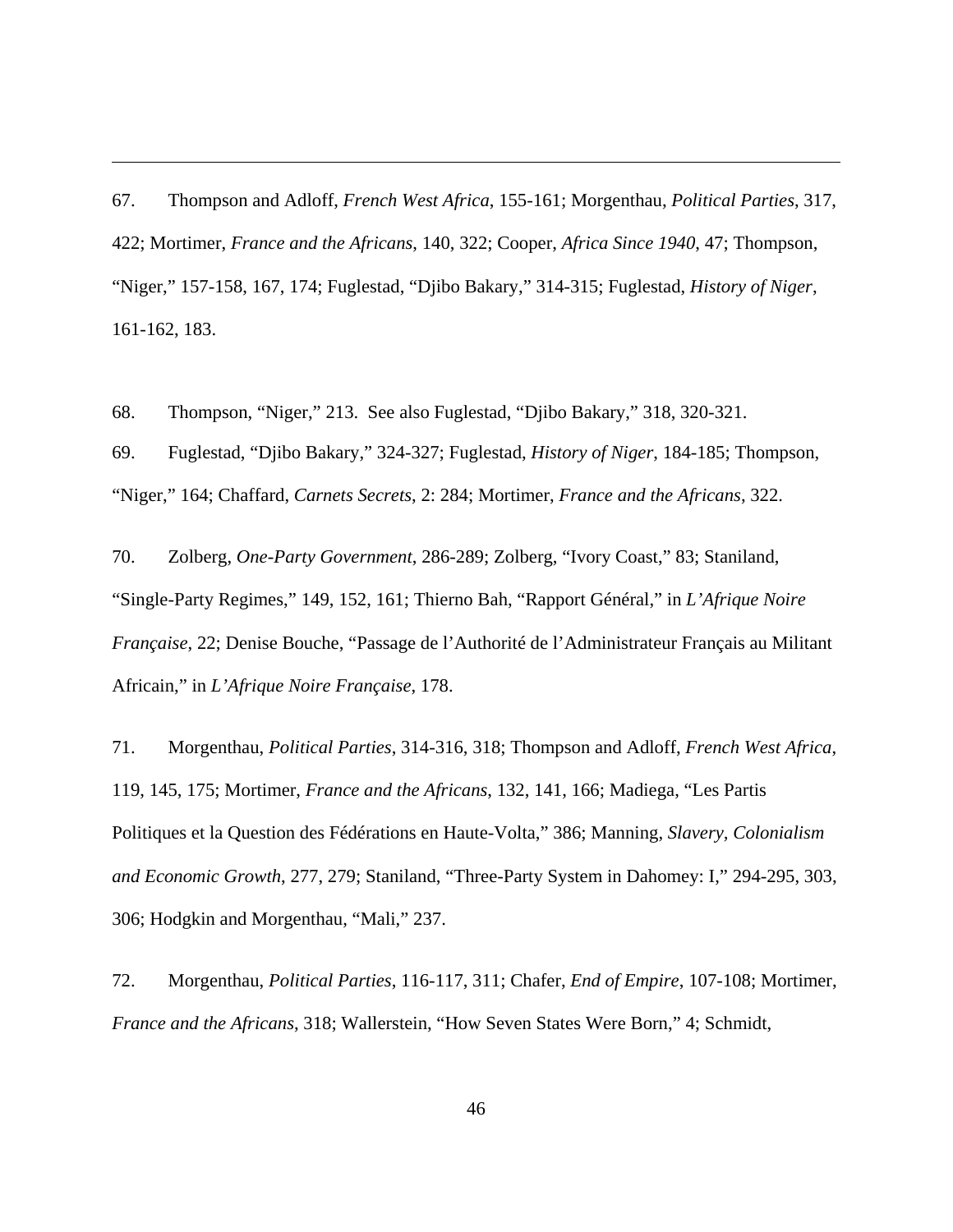67. Thompson and Adloff, *French West Africa*, 155-161; Morgenthau, *Political Parties*, 317, 422; Mortimer, *France and the Africans*, 140, 322; Cooper, *Africa Since 1940*, 47; Thompson, "Niger," 157-158, 167, 174; Fuglestad, "Djibo Bakary," 314-315; Fuglestad, *History of Niger*, 161-162, 183.

68. Thompson, "Niger," 213. See also Fuglestad, "Djibo Bakary," 318, 320-321.

69. Fuglestad, "Djibo Bakary," 324-327; Fuglestad, *History of Niger*, 184-185; Thompson, "Niger," 164; Chaffard, *Carnets Secrets*, 2: 284; Mortimer, *France and the Africans*, 322.

70. Zolberg, *One-Party Government*, 286-289; Zolberg, "Ivory Coast," 83; Staniland, "Single-Party Regimes," 149, 152, 161; Thierno Bah, "Rapport Général," in *L'Afrique Noire Française*, 22; Denise Bouche, "Passage de l'Authorité de l'Administrateur Français au Militant Africain," in *L'Afrique Noire Française*, 178.

71. Morgenthau, *Political Parties*, 314-316, 318; Thompson and Adloff, *French West Africa*, 119, 145, 175; Mortimer, *France and the Africans*, 132, 141, 166; Madiega, "Les Partis Politiques et la Question des Fédérations en Haute-Volta," 386; Manning, *Slavery, Colonialism and Economic Growth*, 277, 279; Staniland, "Three-Party System in Dahomey: I," 294-295, 303, 306; Hodgkin and Morgenthau, "Mali," 237.

72. Morgenthau, *Political Parties*, 116-117, 311; Chafer, *End of Empire*, 107-108; Mortimer, *France and the Africans*, 318; Wallerstein, "How Seven States Were Born," 4; Schmidt,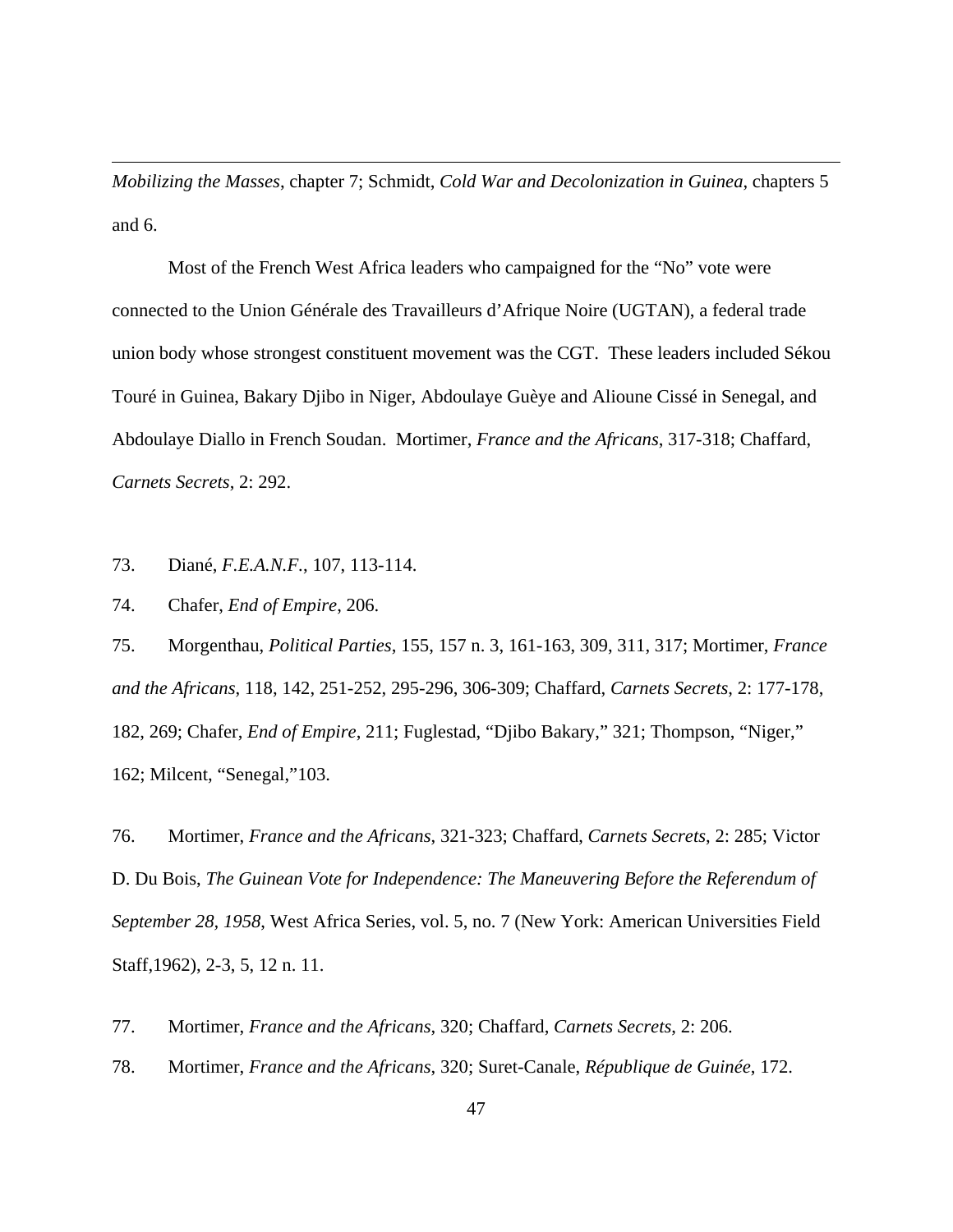*Mobilizing the Masses*, chapter 7; Schmidt, *Cold War and Decolonization in Guinea*, chapters 5 and 6.

Most of the French West Africa leaders who campaigned for the "No" vote were connected to the Union Générale des Travailleurs d'Afrique Noire (UGTAN), a federal trade union body whose strongest constituent movement was the CGT. These leaders included Sékou Touré in Guinea, Bakary Djibo in Niger, Abdoulaye Guèye and Alioune Cissé in Senegal, and Abdoulaye Diallo in French Soudan. Mortimer, *France and the Africans*, 317-318; Chaffard, *Carnets Secrets*, 2: 292.

73. Diané, *F.E.A.N.F.*, 107, 113-114.

74. Chafer, *End of Empire*, 206.

75. Morgenthau, *Political Parties*, 155, 157 n. 3, 161-163, 309, 311, 317; Mortimer, *France and the Africans*, 118, 142, 251-252, 295-296, 306-309; Chaffard, *Carnets Secrets*, 2: 177-178, 182, 269; Chafer, *End of Empire*, 211; Fuglestad, "Djibo Bakary," 321; Thompson, "Niger," 162; Milcent, "Senegal,"103.

76. Mortimer, *France and the Africans*, 321-323; Chaffard, *Carnets Secrets*, 2: 285; Victor D. Du Bois, *The Guinean Vote for Independence: The Maneuvering Before the Referendum of September 28, 1958*, West Africa Series, vol. 5, no. 7 (New York: American Universities Field Staff,1962), 2-3, 5, 12 n. 11.

77. Mortimer, *France and the Africans*, 320; Chaffard, *Carnets Secrets*, 2: 206.

78. Mortimer, *France and the Africans*, 320; Suret-Canale, *République de Guinée*, 172.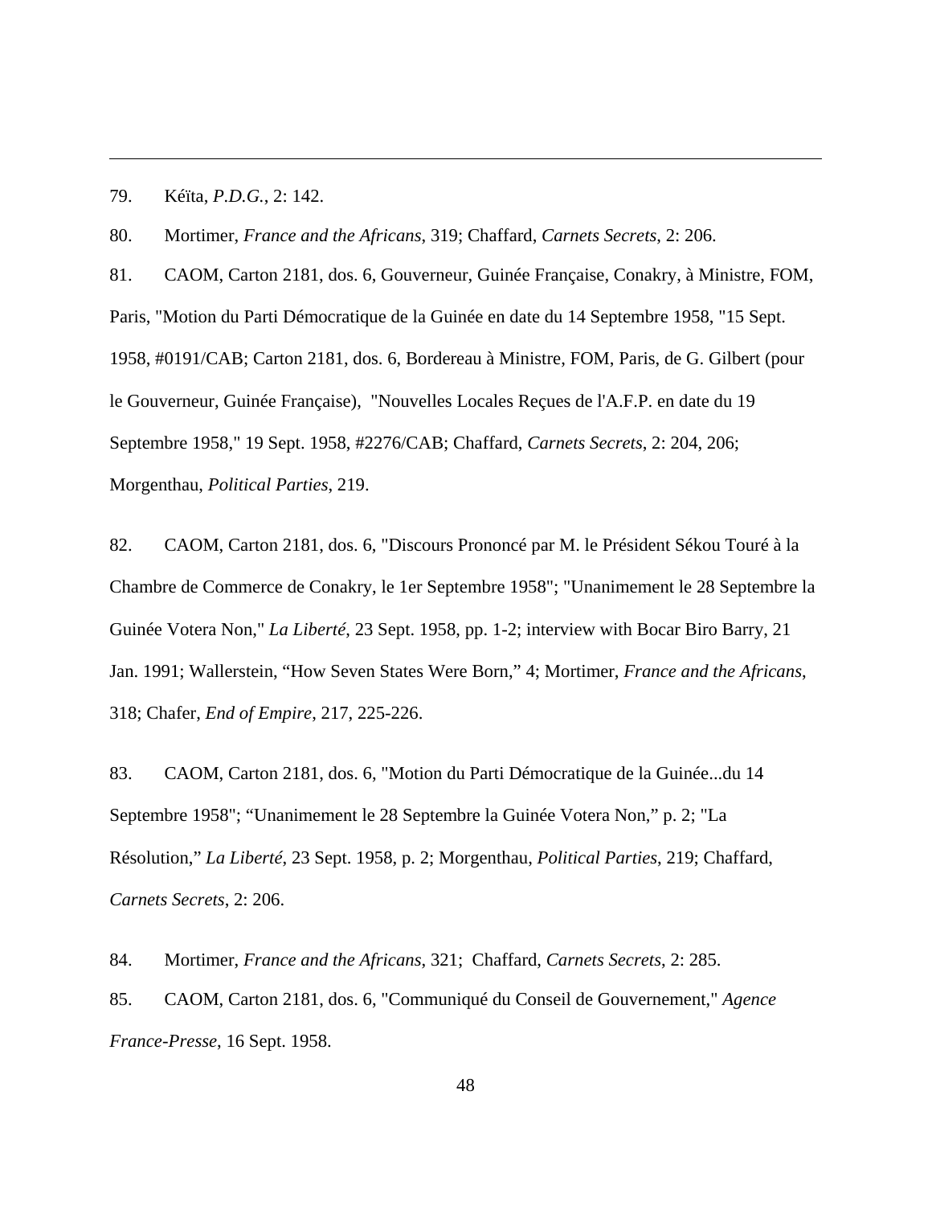79. Kéïta, *P.D.G.*, 2: 142.

80. Mortimer, *France and the Africans*, 319; Chaffard, *Carnets Secrets*, 2: 206.

81. CAOM, Carton 2181, dos. 6, Gouverneur, Guinée Française, Conakry, à Ministre, FOM, Paris, "Motion du Parti Démocratique de la Guinée en date du 14 Septembre 1958, "15 Sept. 1958, #0191/CAB; Carton 2181, dos. 6, Bordereau à Ministre, FOM, Paris, de G. Gilbert (pour le Gouverneur, Guinée Française), "Nouvelles Locales Reçues de l'A.F.P. en date du 19 Septembre 1958," 19 Sept. 1958, #2276/CAB; Chaffard, *Carnets Secrets*, 2: 204, 206; Morgenthau, *Political Parties*, 219.

82. CAOM, Carton 2181, dos. 6, "Discours Prononcé par M. le Président Sékou Touré à la Chambre de Commerce de Conakry, le 1er Septembre 1958"; "Unanimement le 28 Septembre la Guinée Votera Non," *La Liberté*, 23 Sept. 1958, pp. 1-2; interview with Bocar Biro Barry, 21 Jan. 1991; Wallerstein, "How Seven States Were Born," 4; Mortimer, *France and the Africans*, 318; Chafer, *End of Empire*, 217, 225-226.

83. CAOM, Carton 2181, dos. 6, "Motion du Parti Démocratique de la Guinée...du 14 Septembre 1958"; "Unanimement le 28 Septembre la Guinée Votera Non," p. 2; "La Résolution," *La Liberté*, 23 Sept. 1958, p. 2; Morgenthau, *Political Parties*, 219; Chaffard, *Carnets Secrets*, 2: 206.

84. Mortimer, *France and the Africans*, 321; Chaffard, *Carnets Secrets*, 2: 285.

85. CAOM, Carton 2181, dos. 6, "Communiqué du Conseil de Gouvernement," *Agence France-Presse*, 16 Sept. 1958.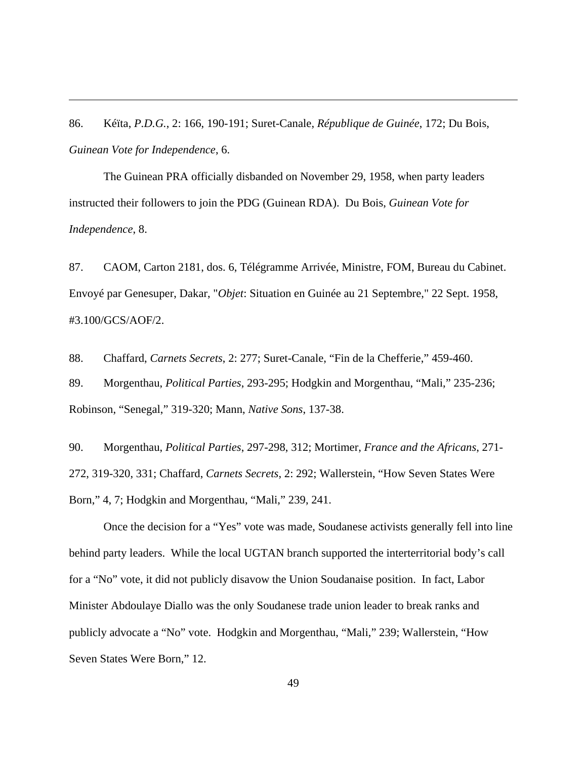86. Kéïta, *P.D.G.*, 2: 166, 190-191; Suret-Canale, *République de Guinée*, 172; Du Bois, *Guinean Vote for Independence*, 6.

The Guinean PRA officially disbanded on November 29, 1958, when party leaders instructed their followers to join the PDG (Guinean RDA). Du Bois, *Guinean Vote for Independence*, 8.

87. CAOM, Carton 2181, dos. 6, Télégramme Arrivée, Ministre, FOM, Bureau du Cabinet. Envoyé par Genesuper, Dakar, "*Objet*: Situation en Guinée au 21 Septembre," 22 Sept. 1958, #3.100/GCS/AOF/2.

88. Chaffard, *Carnets Secrets*, 2: 277; Suret-Canale, "Fin de la Chefferie," 459-460.

89. Morgenthau, *Political Parties*, 293-295; Hodgkin and Morgenthau, "Mali," 235-236; Robinson, "Senegal," 319-320; Mann, *Native Sons*, 137-38.

90. Morgenthau, *Political Parties*, 297-298, 312; Mortimer, *France and the Africans*, 271-272, 319-320, 331; Chaffard, *Carnets Secrets*, 2: 292; Wallerstein, "How Seven States Were Born," 4, 7; Hodgkin and Morgenthau, "Mali," 239, 241.

Once the decision for a "Yes" vote was made, Soudanese activists generally fell into line behind party leaders. While the local UGTAN branch supported the interterritorial body's call for a "No" vote, it did not publicly disavow the Union Soudanaise position. In fact, Labor Minister Abdoulaye Diallo was the only Soudanese trade union leader to break ranks and publicly advocate a "No" vote. Hodgkin and Morgenthau, "Mali," 239; Wallerstein, "How Seven States Were Born," 12.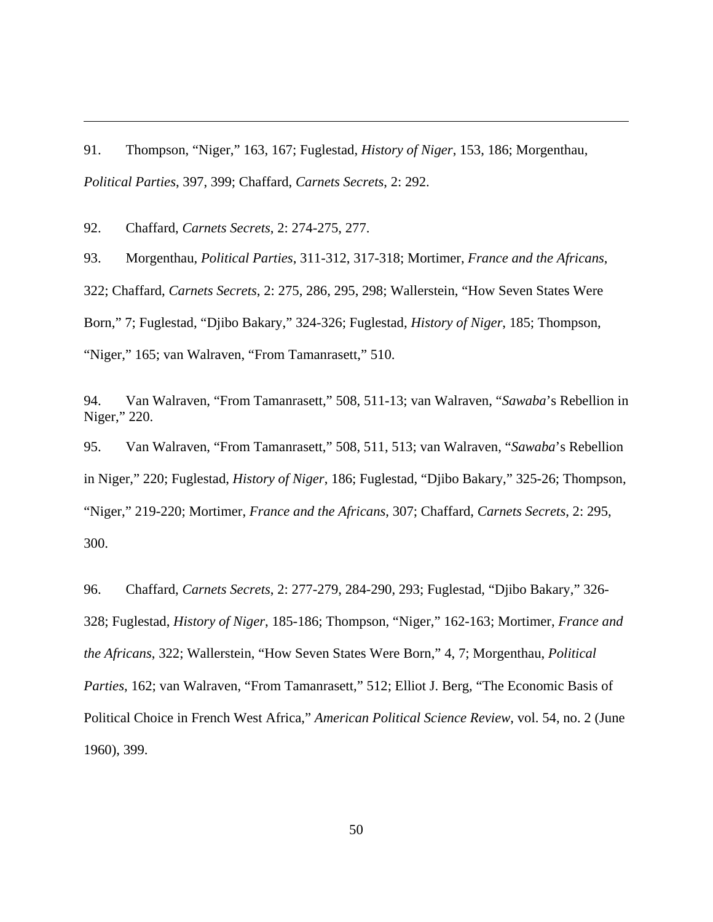91. Thompson, "Niger," 163, 167; Fuglestad, *History of Niger*, 153, 186; Morgenthau, *Political Parties*, 397, 399; Chaffard, *Carnets Secrets*, 2: 292.

92. Chaffard, *Carnets Secrets*, 2: 274-275, 277.

93. Morgenthau, *Political Parties*, 311-312, 317-318; Mortimer, *France and the Africans*, 322; Chaffard, *Carnets Secrets*, 2: 275, 286, 295, 298; Wallerstein, "How Seven States Were Born," 7; Fuglestad, "Djibo Bakary," 324-326; Fuglestad, *History of Niger*, 185; Thompson, "Niger," 165; van Walraven, "From Tamanrasett," 510.

94. Van Walraven, "From Tamanrasett," 508, 511-13; van Walraven, "*Sawaba*'s Rebellion in Niger," 220.

95. Van Walraven, "From Tamanrasett," 508, 511, 513; van Walraven, "*Sawaba*'s Rebellion in Niger," 220; Fuglestad, *History of Niger*, 186; Fuglestad, "Djibo Bakary," 325-26; Thompson, "Niger," 219-220; Mortimer, *France and the Africans*, 307; Chaffard, *Carnets Secrets*, 2: 295, 300.

96. Chaffard, *Carnets Secrets*, 2: 277-279, 284-290, 293; Fuglestad, "Djibo Bakary," 326-328; Fuglestad, *History of Niger*, 185-186; Thompson, "Niger," 162-163; Mortimer, *France and the Africans*, 322; Wallerstein, "How Seven States Were Born," 4, 7; Morgenthau, *Political Parties*, 162; van Walraven, "From Tamanrasett," 512; Elliot J. Berg, "The Economic Basis of Political Choice in French West Africa," *American Political Science Review*, vol. 54, no. 2 (June 1960), 399.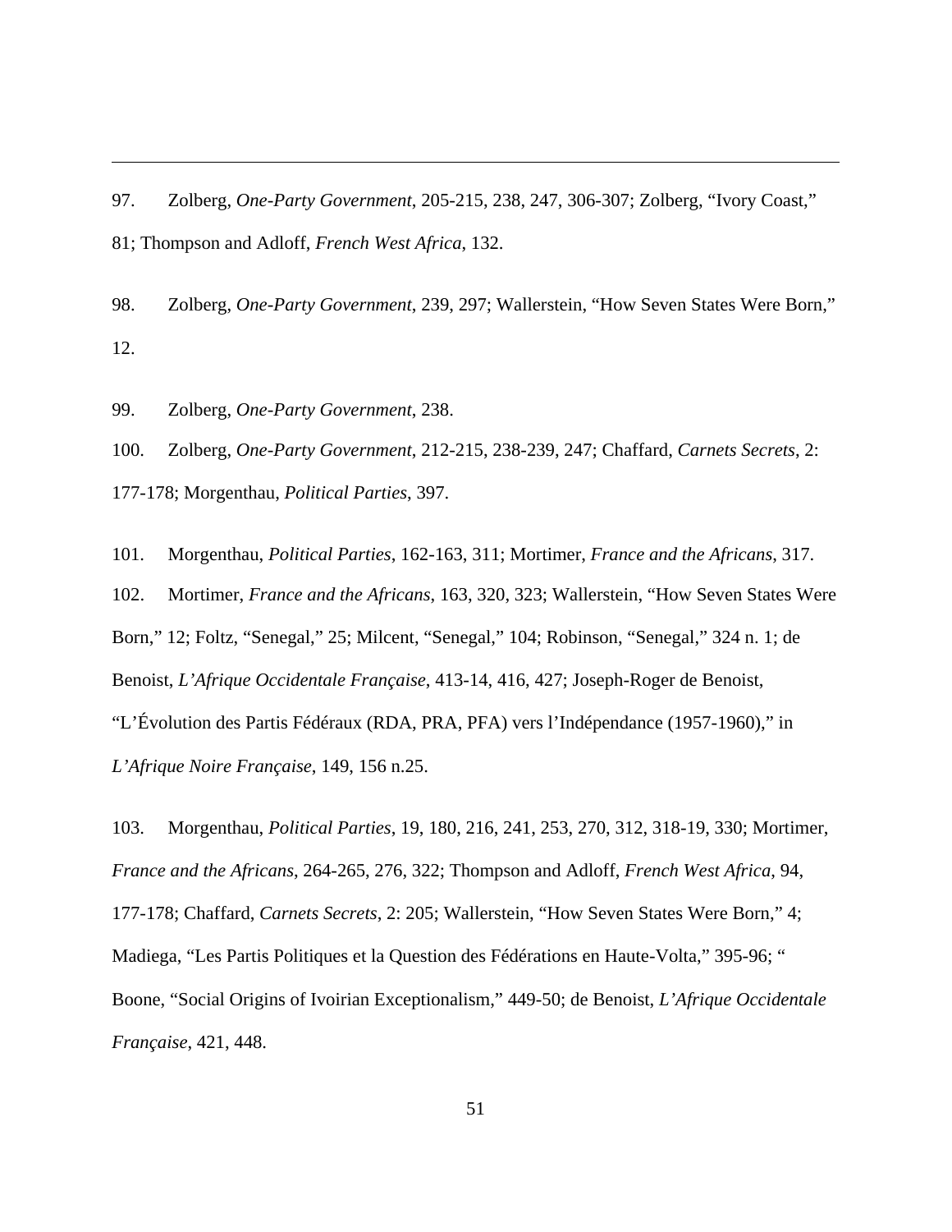97. Zolberg, *One-Party Government*, 205-215, 238, 247, 306-307; Zolberg, "Ivory Coast," 81; Thompson and Adloff, *French West Africa*, 132.

98. Zolberg, *One-Party Government*, 239, 297; Wallerstein, "How Seven States Were Born," 12.

99. Zolberg, *One-Party Government*, 238.

100. Zolberg, *One-Party Government*, 212-215, 238-239, 247; Chaffard, *Carnets Secrets*, 2: 177-178; Morgenthau, *Political Parties*, 397.

101. Morgenthau, *Political Parties*, 162-163, 311; Mortimer, *France and the Africans*, 317.

102. Mortimer, *France and the Africans*, 163, 320, 323; Wallerstein, "How Seven States Were Born," 12; Foltz, "Senegal," 25; Milcent, "Senegal," 104; Robinson, "Senegal," 324 n. 1; de Benoist, *L'Afrique Occidentale Française*, 413-14, 416, 427; Joseph-Roger de Benoist, "L'Évolution des Partis Fédéraux (RDA, PRA, PFA) vers l'Indépendance (1957-1960)," in *L'Afrique Noire Française*, 149, 156 n.25.

103. Morgenthau, *Political Parties*, 19, 180, 216, 241, 253, 270, 312, 318-19, 330; Mortimer, *France and the Africans*, 264-265, 276, 322; Thompson and Adloff, *French West Africa*, 94, 177-178; Chaffard, *Carnets Secrets*, 2: 205; Wallerstein, "How Seven States Were Born," 4; Madiega, "Les Partis Politiques et la Question des Fédérations en Haute-Volta," 395-96; " Boone, "Social Origins of Ivoirian Exceptionalism," 449-50; de Benoist, *L'Afrique Occidentale Française*, 421, 448.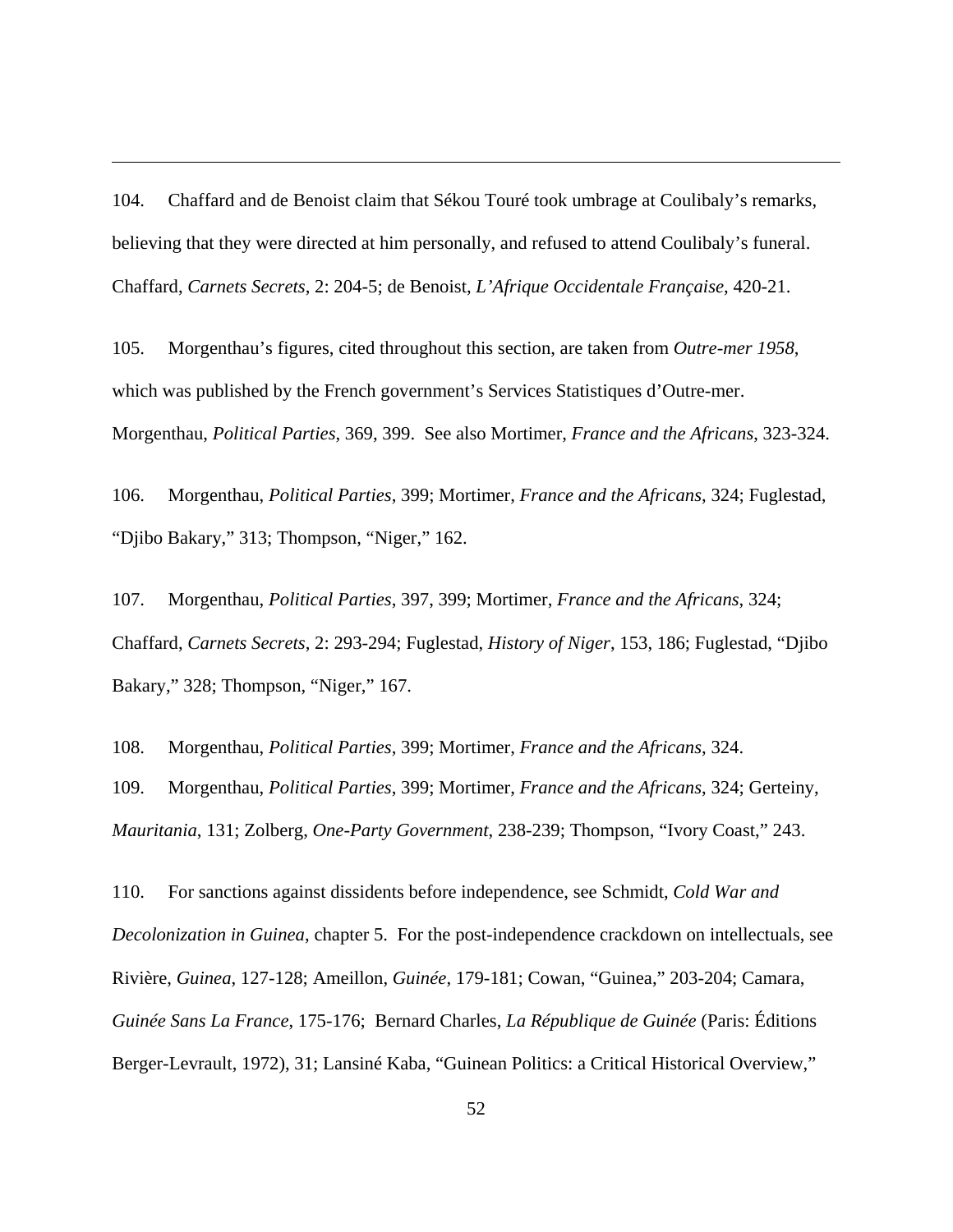104. Chaffard and de Benoist claim that Sékou Touré took umbrage at Coulibaly's remarks, believing that they were directed at him personally, and refused to attend Coulibaly's funeral. Chaffard, *Carnets Secrets*, 2: 204-5; de Benoist, *L'Afrique Occidentale Française*, 420-21.

105. Morgenthau's figures, cited throughout this section, are taken from *Outre-mer 1958*, which was published by the French government's Services Statistiques d'Outre-mer. Morgenthau, *Political Parties*, 369, 399. See also Mortimer, *France and the Africans*, 323-324.

106. Morgenthau, *Political Parties*, 399; Mortimer, *France and the Africans*, 324; Fuglestad, "Djibo Bakary," 313; Thompson, "Niger," 162.

107. Morgenthau, *Political Parties*, 397, 399; Mortimer, *France and the Africans*, 324; Chaffard, *Carnets Secrets*, 2: 293-294; Fuglestad, *History of Niger*, 153, 186; Fuglestad, "Djibo Bakary," 328; Thompson, "Niger," 167.

108. Morgenthau, *Political Parties*, 399; Mortimer, *France and the Africans*, 324.

109. Morgenthau, *Political Parties*, 399; Mortimer, *France and the Africans*, 324; Gerteiny, *Mauritania*, 131; Zolberg, *One-Party Government*, 238-239; Thompson, "Ivory Coast," 243.

110. For sanctions against dissidents before independence, see Schmidt, *Cold War and Decolonization in Guinea*, chapter 5. For the post-independence crackdown on intellectuals, see Rivière, *Guinea*, 127-128; Ameillon, *Guinée*, 179-181; Cowan, "Guinea," 203-204; Camara, *Guinée Sans La France*, 175-176; Bernard Charles, *La République de Guinée* (Paris: Éditions Berger-Levrault, 1972), 31; Lansiné Kaba, "Guinean Politics: a Critical Historical Overview,"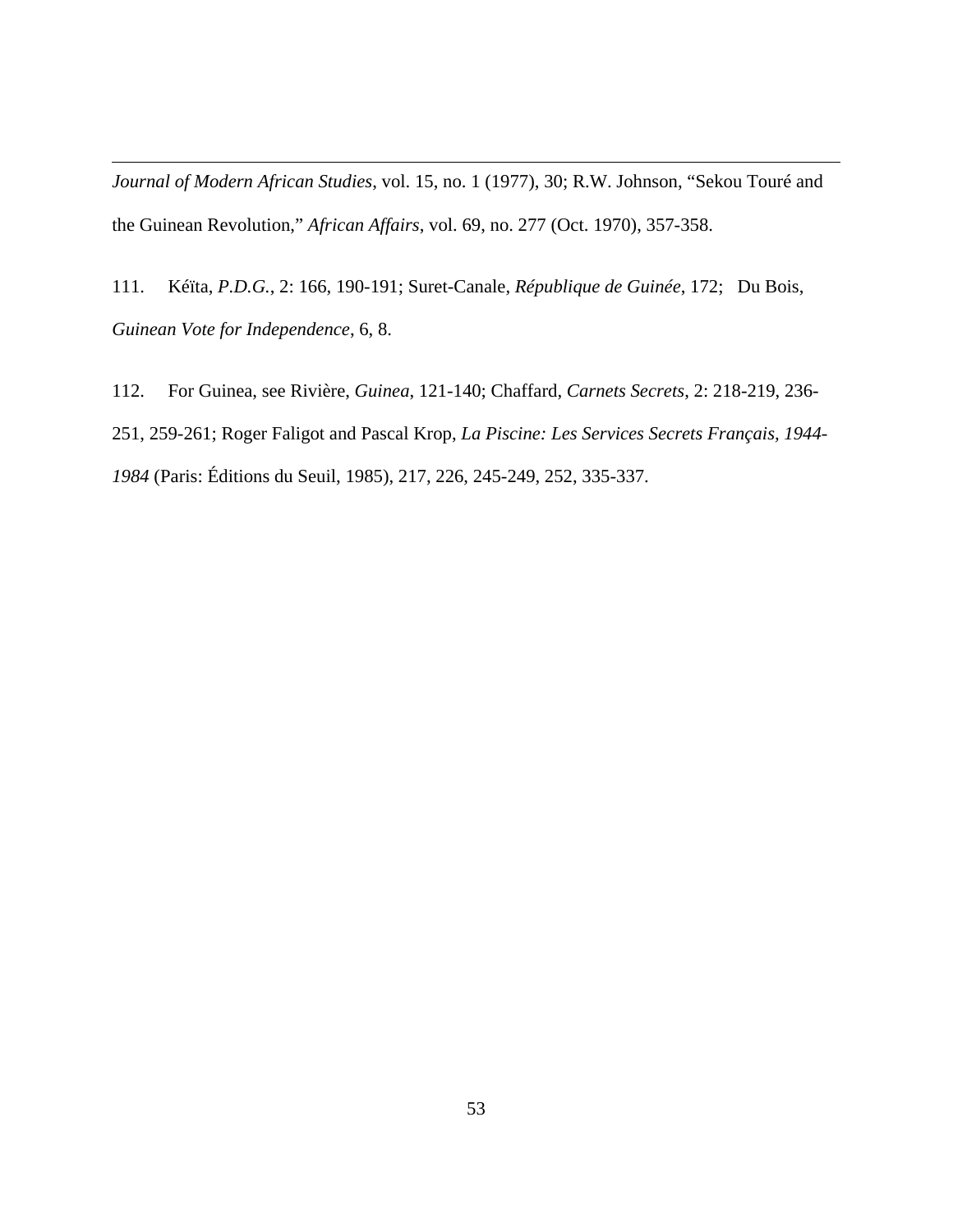*Journal of Modern African Studies*, vol. 15, no. 1 (1977), 30; R.W. Johnson, "Sekou Touré and the Guinean Revolution," *African Affairs*, vol. 69, no. 277 (Oct. 1970), 357-358.

111. Kéïta, *P.D.G.*, 2: 166, 190-191; Suret-Canale, *République de Guinée*, 172; Du Bois, *Guinean Vote for Independence*, 6, 8.

112. For Guinea, see Rivière, *Guinea*, 121-140; Chaffard, *Carnets Secrets*, 2: 218-219, 236-251, 259-261; Roger Faligot and Pascal Krop, *La Piscine: Les Services Secrets Français, 1944-1984* (Paris: Éditions du Seuil, 1985), 217, 226, 245-249, 252, 335-337.